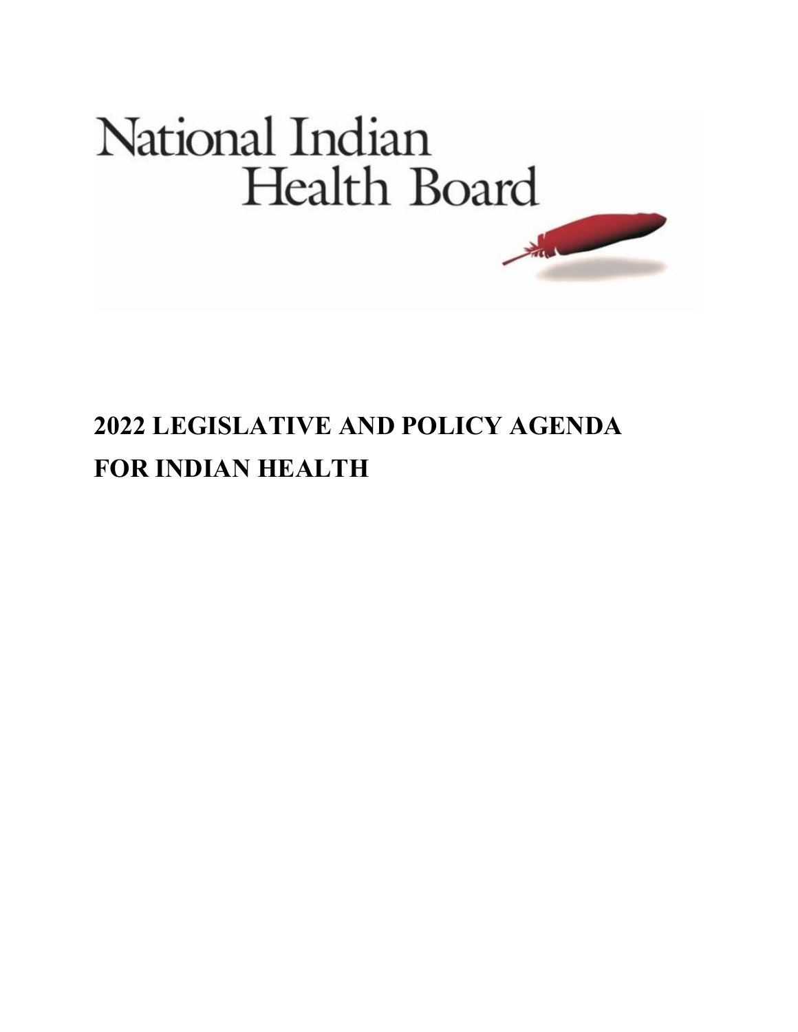National Indian Health Board

# 2022 LEGISLATIVE AND POLICY AGENDA FOR INDIAN HEALTH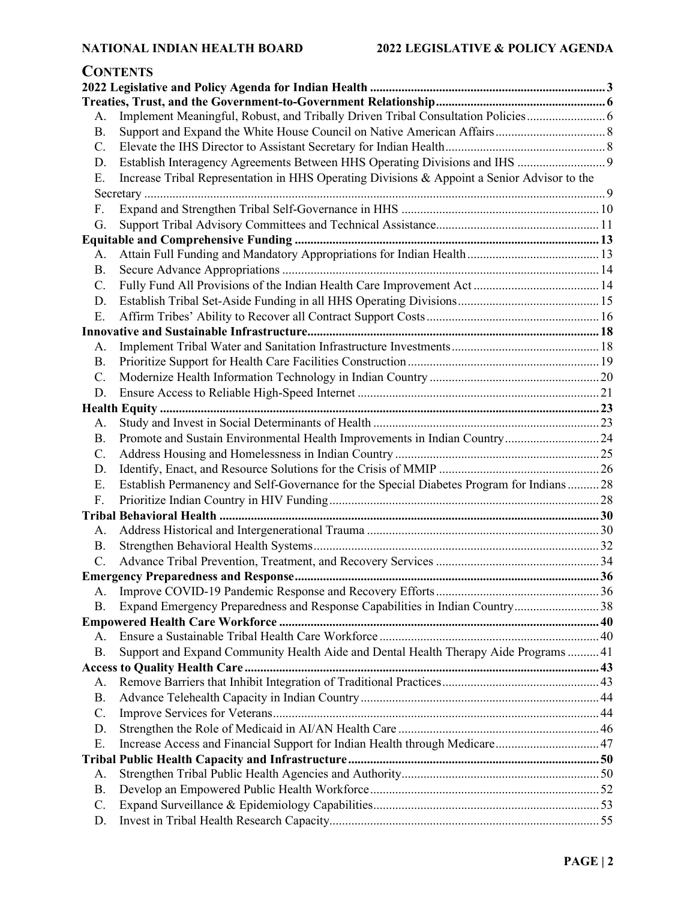## CONTENTS

**2022 Legislative and Policy Agenda for Indian Health** ... 3

**Treaties, Trust, and the Government-to-Government Relationship** ... 6

- A. Implement Meaningful, Robust, and Tribally Driven Tribal Consultation Policies ... 6
- B. Support and Expand the White House Council on Native American Affairs ... 8
- C. Elevate the IHS Director to Assistant Secretary for Indian Health ... 8
- D. Establish Interagency Agreements Between HHS Operating Divisions and IHS ... 9
- E. Increase Tribal Representation in HHS Operating Divisions & Appoint a Senior Advisor to the Secretary ... 9
- F. Expand and Strengthen Tribal Self-Governance in HHS ... 10
- G. Support Tribal Advisory Committees and Technical Assistance ... 11

**Equitable and Comprehensive Funding** ... 13

- A. Attain Full Funding and Mandatory Appropriations for Indian Health ... 13
- B. Secure Advance Appropriations ... 14
- C. Fully Fund All Provisions of the Indian Health Care Improvement Act ... 14
- D. Establish Tribal Set-Aside Funding in all HHS Operating Divisions ... 15
- E. Affirm Tribes' Ability to Recover all Contract Support Costs ... 16

**Innovative and Sustainable Infrastructure** ... 18

- A. Implement Tribal Water and Sanitation Infrastructure Investments ... 18
- B. Prioritize Support for Health Care Facilities Construction ... 19
- C. Modernize Health Information Technology in Indian Country ... 20
- D. Ensure Access to Reliable High-Speed Internet ... 21

**Health Equity** ... 23

- A. Study and Invest in Social Determinants of Health ... 23
- B. Promote and Sustain Environmental Health Improvements in Indian Country ... 24
- C. Address Housing and Homelessness in Indian Country ... 25
- D. Identify, Enact, and Resource Solutions for the Crisis of MMIP ... 26
- E. Establish Permanency and Self-Governance for the Special Diabetes Program for Indians ... 28
- F. Prioritize Indian Country in HIV Funding ... 28

**Tribal Behavioral Health** ... 30

- A. Address Historical and Intergenerational Trauma ... 30
- B. Strengthen Behavioral Health Systems ... 32
- C. Advance Tribal Prevention, Treatment, and Recovery Services ... 34

**Emergency Preparedness and Response** ... 36

- A. Improve COVID-19 Pandemic Response and Recovery Efforts ... 36
- B. Expand Emergency Preparedness and Response Capabilities in Indian Country ... 38

**Empowered Health Care Workforce** ... 40

- A. Ensure a Sustainable Tribal Health Care Workforce ... 40
- B. Support and Expand Community Health Aide and Dental Health Therapy Aide Programs ... 41

**Access to Quality Health Care** ... 43

- A. Remove Barriers that Inhibit Integration of Traditional Practices ... 43
- B. Advance Telehealth Capacity in Indian Country ... 44
- C. Improve Services for Veterans ... 44
- D. Strengthen the Role of Medicaid in AI/AN Health Care ... 46
- E. Increase Access and Financial Support for Indian Health through Medicare ... 47

**Tribal Public Health Capacity and Infrastructure** ... 50

- A. Strengthen Tribal Public Health Agencies and Authority ... 50
- B. Develop an Empowered Public Health Workforce ... 52
- C. Expand Surveillance & Epidemiology Capabilities ... 53
- D. Invest in Tribal Health Research Capacity ... 55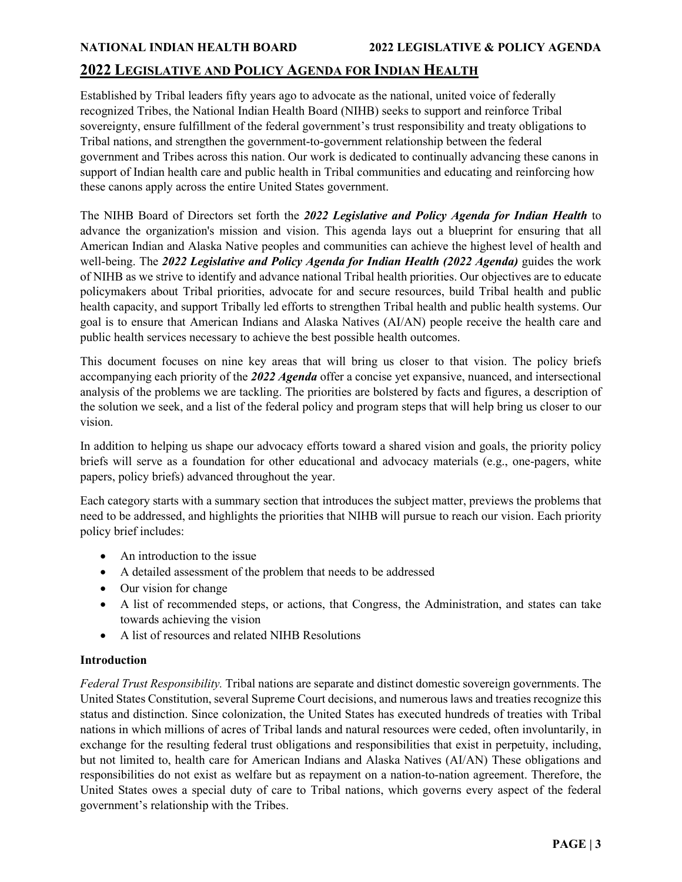## 2022 Legislative and Policy Agenda for Indian Health

Established by Tribal leaders fifty years ago to advocate as the national, united voice of federally recognized Tribes, the National Indian Health Board (NIHB) seeks to support and reinforce Tribal sovereignty, ensure fulfillment of the federal government's trust responsibility and treaty obligations to Tribal nations, and strengthen the government-to-government relationship between the federal government and Tribes across this nation. Our work is dedicated to continually advancing these canons in support of Indian health care and public health in Tribal communities and educating and reinforcing how these canons apply across the entire United States government.

The NIHB Board of Directors set forth the ***2022 Legislative and Policy Agenda for Indian Health*** to advance the organization's mission and vision. This agenda lays out a blueprint for ensuring that all American Indian and Alaska Native peoples and communities can achieve the highest level of health and well-being. The ***2022 Legislative and Policy Agenda for Indian Health (2022 Agenda)*** guides the work of NIHB as we strive to identify and advance national Tribal health priorities. Our objectives are to educate policymakers about Tribal priorities, advocate for and secure resources, build Tribal health and public health capacity, and support Tribally led efforts to strengthen Tribal health and public health systems. Our goal is to ensure that American Indians and Alaska Natives (AI/AN) people receive the health care and public health services necessary to achieve the best possible health outcomes.

This document focuses on nine key areas that will bring us closer to that vision. The policy briefs accompanying each priority of the ***2022 Agenda*** offer a concise yet expansive, nuanced, and intersectional analysis of the problems we are tackling. The priorities are bolstered by facts and figures, a description of the solution we seek, and a list of the federal policy and program steps that will help bring us closer to our vision.

In addition to helping us shape our advocacy efforts toward a shared vision and goals, the priority policy briefs will serve as a foundation for other educational and advocacy materials (e.g., one-pagers, white papers, policy briefs) advanced throughout the year.

Each category starts with a summary section that introduces the subject matter, previews the problems that need to be addressed, and highlights the priorities that NIHB will pursue to reach our vision. Each priority policy brief includes:

- An introduction to the issue
- A detailed assessment of the problem that needs to be addressed
- Our vision for change
- A list of recommended steps, or actions, that Congress, the Administration, and states can take towards achieving the vision
- A list of resources and related NIHB Resolutions

### Introduction

*Federal Trust Responsibility.* Tribal nations are separate and distinct domestic sovereign governments. The United States Constitution, several Supreme Court decisions, and numerous laws and treaties recognize this status and distinction. Since colonization, the United States has executed hundreds of treaties with Tribal nations in which millions of acres of Tribal lands and natural resources were ceded, often involuntarily, in exchange for the resulting federal trust obligations and responsibilities that exist in perpetuity, including, but not limited to, health care for American Indians and Alaska Natives (AI/AN) These obligations and responsibilities do not exist as welfare but as repayment on a nation-to-nation agreement. Therefore, the United States owes a special duty of care to Tribal nations, which governs every aspect of the federal government's relationship with the Tribes.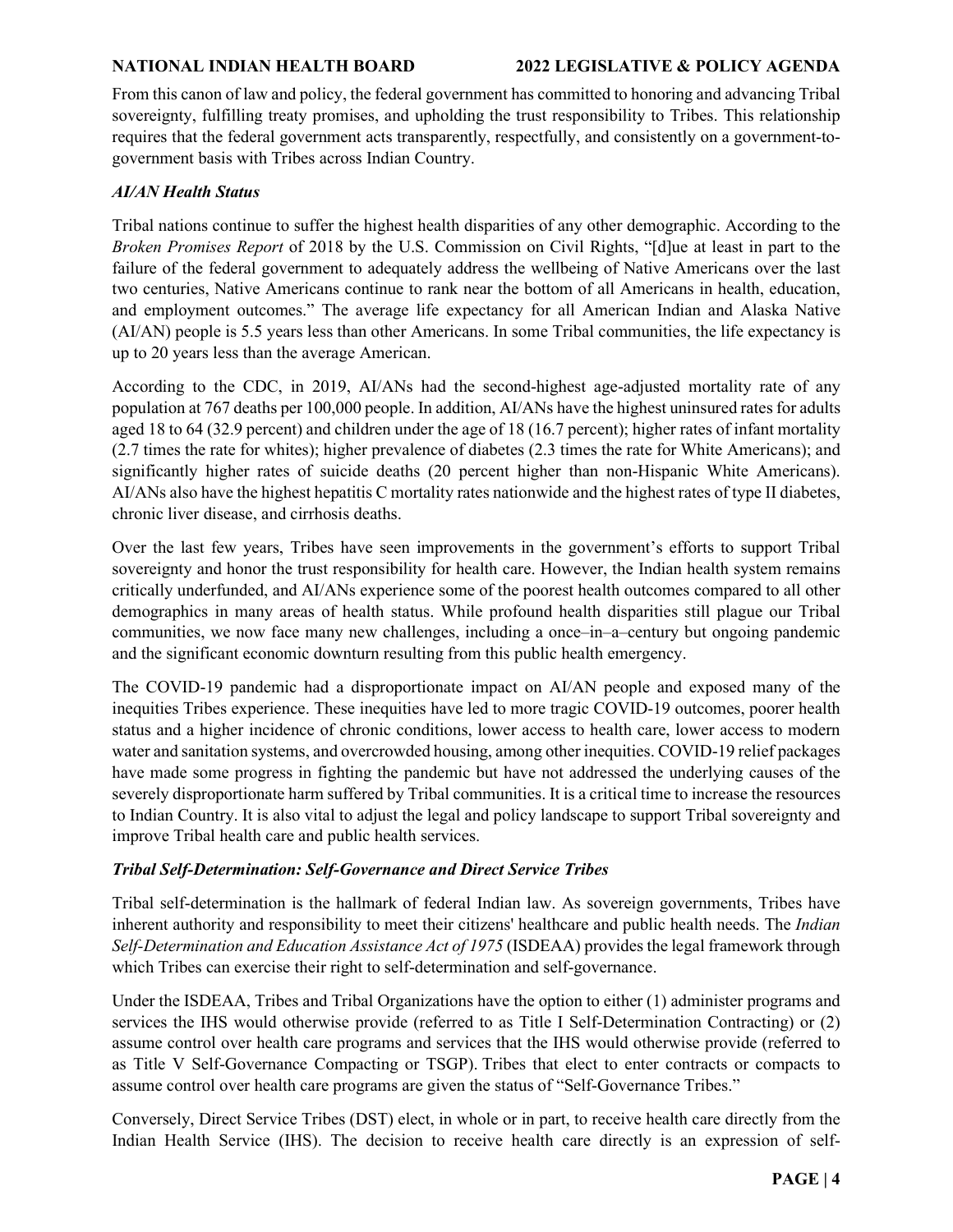From this canon of law and policy, the federal government has committed to honoring and advancing Tribal sovereignty, fulfilling treaty promises, and upholding the trust responsibility to Tribes. This relationship requires that the federal government acts transparently, respectfully, and consistently on a government-to-government basis with Tribes across Indian Country.

### *AI/AN Health Status*

Tribal nations continue to suffer the highest health disparities of any other demographic. According to the *Broken Promises Report* of 2018 by the U.S. Commission on Civil Rights, "[d]ue at least in part to the failure of the federal government to adequately address the wellbeing of Native Americans over the last two centuries, Native Americans continue to rank near the bottom of all Americans in health, education, and employment outcomes." The average life expectancy for all American Indian and Alaska Native (AI/AN) people is 5.5 years less than other Americans. In some Tribal communities, the life expectancy is up to 20 years less than the average American.

According to the CDC, in 2019, AI/ANs had the second-highest age-adjusted mortality rate of any population at 767 deaths per 100,000 people. In addition, AI/ANs have the highest uninsured rates for adults aged 18 to 64 (32.9 percent) and children under the age of 18 (16.7 percent); higher rates of infant mortality (2.7 times the rate for whites); higher prevalence of diabetes (2.3 times the rate for White Americans); and significantly higher rates of suicide deaths (20 percent higher than non-Hispanic White Americans). AI/ANs also have the highest hepatitis C mortality rates nationwide and the highest rates of type II diabetes, chronic liver disease, and cirrhosis deaths.

Over the last few years, Tribes have seen improvements in the government's efforts to support Tribal sovereignty and honor the trust responsibility for health care. However, the Indian health system remains critically underfunded, and AI/ANs experience some of the poorest health outcomes compared to all other demographics in many areas of health status. While profound health disparities still plague our Tribal communities, we now face many new challenges, including a once–in–a–century but ongoing pandemic and the significant economic downturn resulting from this public health emergency.

The COVID-19 pandemic had a disproportionate impact on AI/AN people and exposed many of the inequities Tribes experience. These inequities have led to more tragic COVID-19 outcomes, poorer health status and a higher incidence of chronic conditions, lower access to health care, lower access to modern water and sanitation systems, and overcrowded housing, among other inequities. COVID-19 relief packages have made some progress in fighting the pandemic but have not addressed the underlying causes of the severely disproportionate harm suffered by Tribal communities. It is a critical time to increase the resources to Indian Country. It is also vital to adjust the legal and policy landscape to support Tribal sovereignty and improve Tribal health care and public health services.

### *Tribal Self-Determination: Self-Governance and Direct Service Tribes*

Tribal self-determination is the hallmark of federal Indian law. As sovereign governments, Tribes have inherent authority and responsibility to meet their citizens' healthcare and public health needs. The *Indian Self-Determination and Education Assistance Act of 1975* (ISDEAA) provides the legal framework through which Tribes can exercise their right to self-determination and self-governance.

Under the ISDEAA, Tribes and Tribal Organizations have the option to either (1) administer programs and services the IHS would otherwise provide (referred to as Title I Self-Determination Contracting) or (2) assume control over health care programs and services that the IHS would otherwise provide (referred to as Title V Self-Governance Compacting or TSGP). Tribes that elect to enter contracts or compacts to assume control over health care programs are given the status of "Self-Governance Tribes."

Conversely, Direct Service Tribes (DST) elect, in whole or in part, to receive health care directly from the Indian Health Service (IHS). The decision to receive health care directly is an expression of self-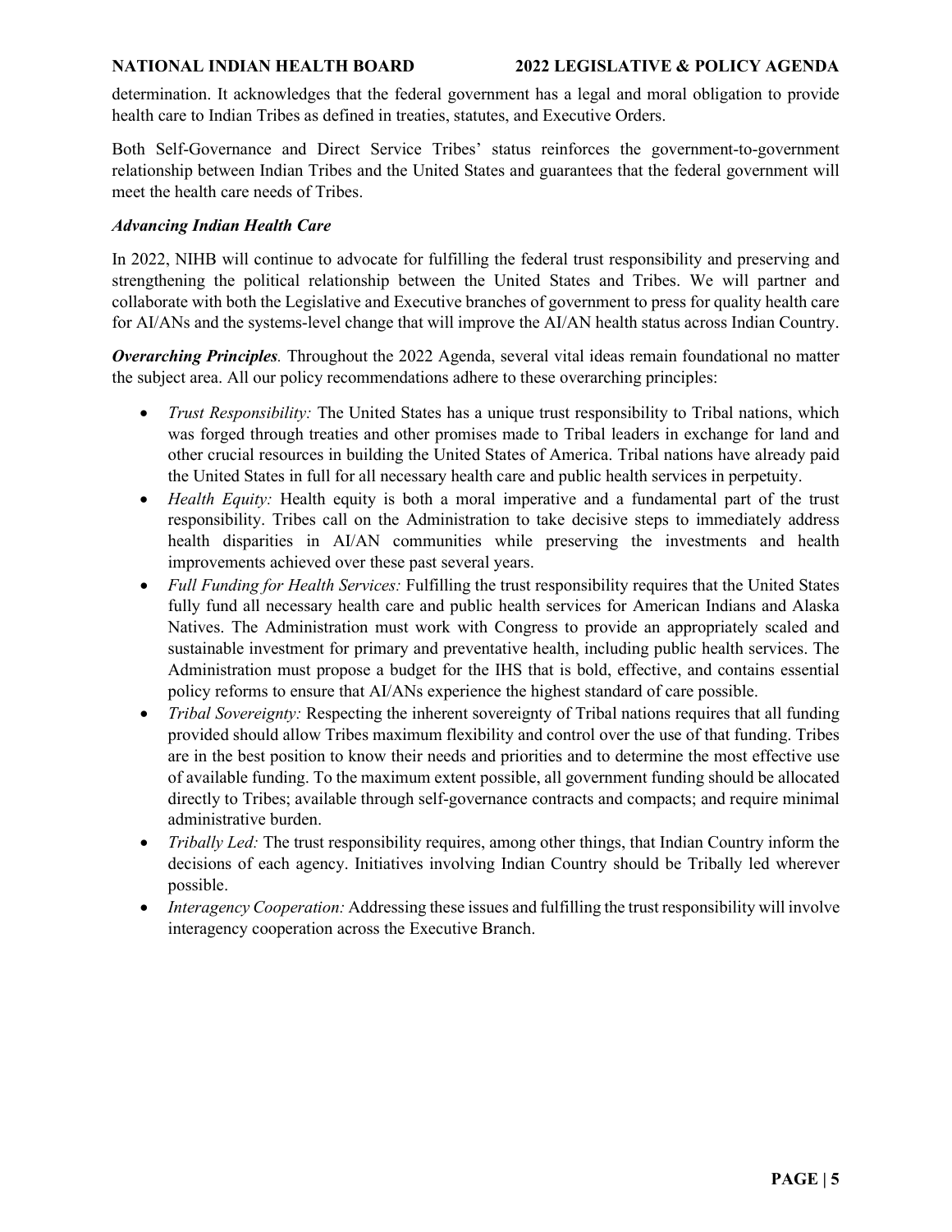determination. It acknowledges that the federal government has a legal and moral obligation to provide health care to Indian Tribes as defined in treaties, statutes, and Executive Orders.

Both Self-Governance and Direct Service Tribes' status reinforces the government-to-government relationship between Indian Tribes and the United States and guarantees that the federal government will meet the health care needs of Tribes.

### *Advancing Indian Health Care*

In 2022, NIHB will continue to advocate for fulfilling the federal trust responsibility and preserving and strengthening the political relationship between the United States and Tribes. We will partner and collaborate with both the Legislative and Executive branches of government to press for quality health care for AI/ANs and the systems-level change that will improve the AI/AN health status across Indian Country.

***Overarching Principles***. Throughout the 2022 Agenda, several vital ideas remain foundational no matter the subject area. All our policy recommendations adhere to these overarching principles:

- *Trust Responsibility:* The United States has a unique trust responsibility to Tribal nations, which was forged through treaties and other promises made to Tribal leaders in exchange for land and other crucial resources in building the United States of America. Tribal nations have already paid the United States in full for all necessary health care and public health services in perpetuity.
- *Health Equity:* Health equity is both a moral imperative and a fundamental part of the trust responsibility. Tribes call on the Administration to take decisive steps to immediately address health disparities in AI/AN communities while preserving the investments and health improvements achieved over these past several years.
- *Full Funding for Health Services:* Fulfilling the trust responsibility requires that the United States fully fund all necessary health care and public health services for American Indians and Alaska Natives. The Administration must work with Congress to provide an appropriately scaled and sustainable investment for primary and preventative health, including public health services. The Administration must propose a budget for the IHS that is bold, effective, and contains essential policy reforms to ensure that AI/ANs experience the highest standard of care possible.
- *Tribal Sovereignty:* Respecting the inherent sovereignty of Tribal nations requires that all funding provided should allow Tribes maximum flexibility and control over the use of that funding. Tribes are in the best position to know their needs and priorities and to determine the most effective use of available funding. To the maximum extent possible, all government funding should be allocated directly to Tribes; available through self-governance contracts and compacts; and require minimal administrative burden.
- *Tribally Led:* The trust responsibility requires, among other things, that Indian Country inform the decisions of each agency. Initiatives involving Indian Country should be Tribally led wherever possible.
- *Interagency Cooperation:* Addressing these issues and fulfilling the trust responsibility will involve interagency cooperation across the Executive Branch.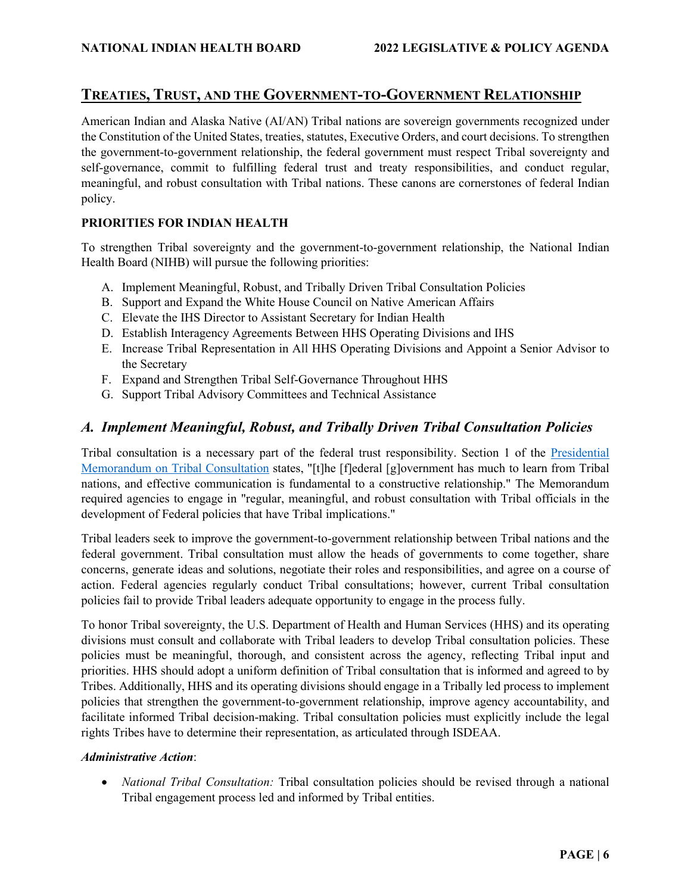## Treaties, Trust, and the Government-to-Government Relationship

American Indian and Alaska Native (AI/AN) Tribal nations are sovereign governments recognized under the Constitution of the United States, treaties, statutes, Executive Orders, and court decisions. To strengthen the government-to-government relationship, the federal government must respect Tribal sovereignty and self-governance, commit to fulfilling federal trust and treaty responsibilities, and conduct regular, meaningful, and robust consultation with Tribal nations. These canons are cornerstones of federal Indian policy.

### PRIORITIES FOR INDIAN HEALTH

To strengthen Tribal sovereignty and the government-to-government relationship, the National Indian Health Board (NIHB) will pursue the following priorities:

A. Implement Meaningful, Robust, and Tribally Driven Tribal Consultation Policies
B. Support and Expand the White House Council on Native American Affairs
C. Elevate the IHS Director to Assistant Secretary for Indian Health
D. Establish Interagency Agreements Between HHS Operating Divisions and IHS
E. Increase Tribal Representation in All HHS Operating Divisions and Appoint a Senior Advisor to the Secretary
F. Expand and Strengthen Tribal Self-Governance Throughout HHS
G. Support Tribal Advisory Committees and Technical Assistance

### *A. Implement Meaningful, Robust, and Tribally Driven Tribal Consultation Policies*

Tribal consultation is a necessary part of the federal trust responsibility. Section 1 of the Presidential Memorandum on Tribal Consultation states, "[t]he [f]ederal [g]overnment has much to learn from Tribal nations, and effective communication is fundamental to a constructive relationship." The Memorandum required agencies to engage in "regular, meaningful, and robust consultation with Tribal officials in the development of Federal policies that have Tribal implications."

Tribal leaders seek to improve the government-to-government relationship between Tribal nations and the federal government. Tribal consultation must allow the heads of governments to come together, share concerns, generate ideas and solutions, negotiate their roles and responsibilities, and agree on a course of action. Federal agencies regularly conduct Tribal consultations; however, current Tribal consultation policies fail to provide Tribal leaders adequate opportunity to engage in the process fully.

To honor Tribal sovereignty, the U.S. Department of Health and Human Services (HHS) and its operating divisions must consult and collaborate with Tribal leaders to develop Tribal consultation policies. These policies must be meaningful, thorough, and consistent across the agency, reflecting Tribal input and priorities. HHS should adopt a uniform definition of Tribal consultation that is informed and agreed to by Tribes. Additionally, HHS and its operating divisions should engage in a Tribally led process to implement policies that strengthen the government-to-government relationship, improve agency accountability, and facilitate informed Tribal decision-making. Tribal consultation policies must explicitly include the legal rights Tribes have to determine their representation, as articulated through ISDEAA.

***Administrative Action***:

- *National Tribal Consultation:* Tribal consultation policies should be revised through a national Tribal engagement process led and informed by Tribal entities.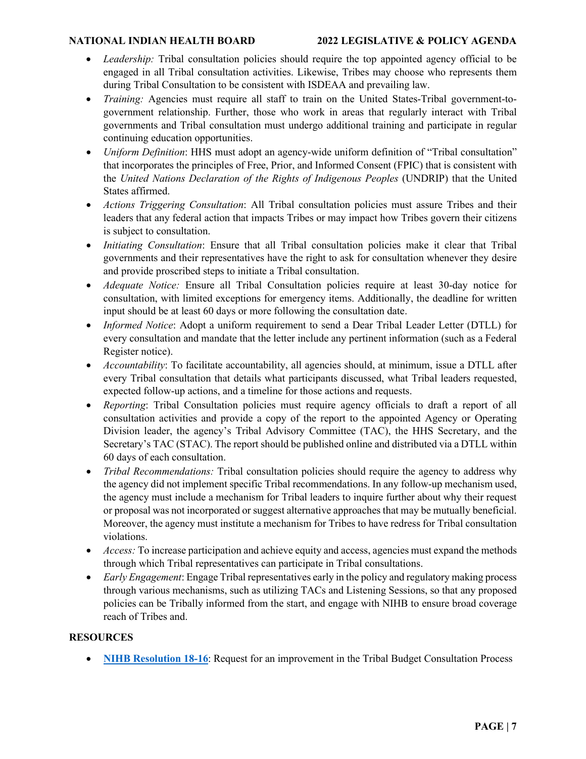- *Leadership:* Tribal consultation policies should require the top appointed agency official to be engaged in all Tribal consultation activities. Likewise, Tribes may choose who represents them during Tribal Consultation to be consistent with ISDEAA and prevailing law.
- *Training:* Agencies must require all staff to train on the United States-Tribal government-to-government relationship. Further, those who work in areas that regularly interact with Tribal governments and Tribal consultation must undergo additional training and participate in regular continuing education opportunities.
- *Uniform Definition*: HHS must adopt an agency-wide uniform definition of "Tribal consultation" that incorporates the principles of Free, Prior, and Informed Consent (FPIC) that is consistent with the *United Nations Declaration of the Rights of Indigenous Peoples* (UNDRIP) that the United States affirmed.
- *Actions Triggering Consultation*: All Tribal consultation policies must assure Tribes and their leaders that any federal action that impacts Tribes or may impact how Tribes govern their citizens is subject to consultation.
- *Initiating Consultation*: Ensure that all Tribal consultation policies make it clear that Tribal governments and their representatives have the right to ask for consultation whenever they desire and provide proscribed steps to initiate a Tribal consultation.
- *Adequate Notice:* Ensure all Tribal Consultation policies require at least 30-day notice for consultation, with limited exceptions for emergency items. Additionally, the deadline for written input should be at least 60 days or more following the consultation date.
- *Informed Notice*: Adopt a uniform requirement to send a Dear Tribal Leader Letter (DTLL) for every consultation and mandate that the letter include any pertinent information (such as a Federal Register notice).
- *Accountability*: To facilitate accountability, all agencies should, at minimum, issue a DTLL after every Tribal consultation that details what participants discussed, what Tribal leaders requested, expected follow-up actions, and a timeline for those actions and requests.
- *Reporting*: Tribal Consultation policies must require agency officials to draft a report of all consultation activities and provide a copy of the report to the appointed Agency or Operating Division leader, the agency's Tribal Advisory Committee (TAC), the HHS Secretary, and the Secretary's TAC (STAC). The report should be published online and distributed via a DTLL within 60 days of each consultation.
- *Tribal Recommendations:* Tribal consultation policies should require the agency to address why the agency did not implement specific Tribal recommendations. In any follow-up mechanism used, the agency must include a mechanism for Tribal leaders to inquire further about why their request or proposal was not incorporated or suggest alternative approaches that may be mutually beneficial. Moreover, the agency must institute a mechanism for Tribes to have redress for Tribal consultation violations.
- *Access:* To increase participation and achieve equity and access, agencies must expand the methods through which Tribal representatives can participate in Tribal consultations.
- *Early Engagement*: Engage Tribal representatives early in the policy and regulatory making process through various mechanisms, such as utilizing TACs and Listening Sessions, so that any proposed policies can be Tribally informed from the start, and engage with NIHB to ensure broad coverage reach of Tribes and.

## RESOURCES

- **NIHB Resolution 18-16**: Request for an improvement in the Tribal Budget Consultation Process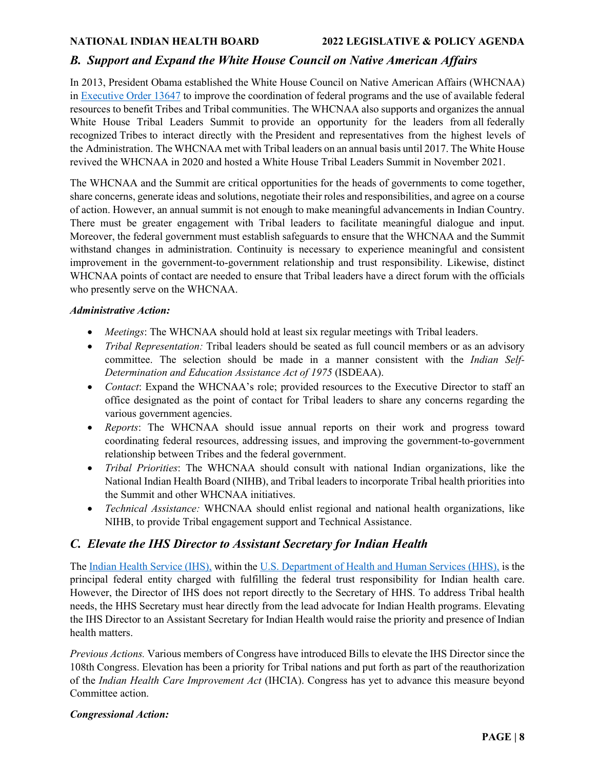## B. Support and Expand the White House Council on Native American Affairs

In 2013, President Obama established the White House Council on Native American Affairs (WHCNAA) in Executive Order 13647 to improve the coordination of federal programs and the use of available federal resources to benefit Tribes and Tribal communities. The WHCNAA also supports and organizes the annual White House Tribal Leaders Summit to provide an opportunity for the leaders from all federally recognized Tribes to interact directly with the President and representatives from the highest levels of the Administration. The WHCNAA met with Tribal leaders on an annual basis until 2017. The White House revived the WHCNAA in 2020 and hosted a White House Tribal Leaders Summit in November 2021.

The WHCNAA and the Summit are critical opportunities for the heads of governments to come together, share concerns, generate ideas and solutions, negotiate their roles and responsibilities, and agree on a course of action. However, an annual summit is not enough to make meaningful advancements in Indian Country. There must be greater engagement with Tribal leaders to facilitate meaningful dialogue and input. Moreover, the federal government must establish safeguards to ensure that the WHCNAA and the Summit withstand changes in administration. Continuity is necessary to experience meaningful and consistent improvement in the government-to-government relationship and trust responsibility. Likewise, distinct WHCNAA points of contact are needed to ensure that Tribal leaders have a direct forum with the officials who presently serve on the WHCNAA.

***Administrative Action:***

- *Meetings*: The WHCNAA should hold at least six regular meetings with Tribal leaders.
- *Tribal Representation:* Tribal leaders should be seated as full council members or as an advisory committee. The selection should be made in a manner consistent with the *Indian Self-Determination and Education Assistance Act of 1975* (ISDEAA).
- *Contact*: Expand the WHCNAA's role; provided resources to the Executive Director to staff an office designated as the point of contact for Tribal leaders to share any concerns regarding the various government agencies.
- *Reports*: The WHCNAA should issue annual reports on their work and progress toward coordinating federal resources, addressing issues, and improving the government-to-government relationship between Tribes and the federal government.
- *Tribal Priorities*: The WHCNAA should consult with national Indian organizations, like the National Indian Health Board (NIHB), and Tribal leaders to incorporate Tribal health priorities into the Summit and other WHCNAA initiatives.
- *Technical Assistance:* WHCNAA should enlist regional and national health organizations, like NIHB, to provide Tribal engagement support and Technical Assistance.

## C. Elevate the IHS Director to Assistant Secretary for Indian Health

The Indian Health Service (IHS), within the U.S. Department of Health and Human Services (HHS), is the principal federal entity charged with fulfilling the federal trust responsibility for Indian health care. However, the Director of IHS does not report directly to the Secretary of HHS. To address Tribal health needs, the HHS Secretary must hear directly from the lead advocate for Indian Health programs. Elevating the IHS Director to an Assistant Secretary for Indian Health would raise the priority and presence of Indian health matters.

*Previous Actions.* Various members of Congress have introduced Bills to elevate the IHS Director since the 108th Congress. Elevation has been a priority for Tribal nations and put forth as part of the reauthorization of the *Indian Health Care Improvement Act* (IHCIA). Congress has yet to advance this measure beyond Committee action.

***Congressional Action:***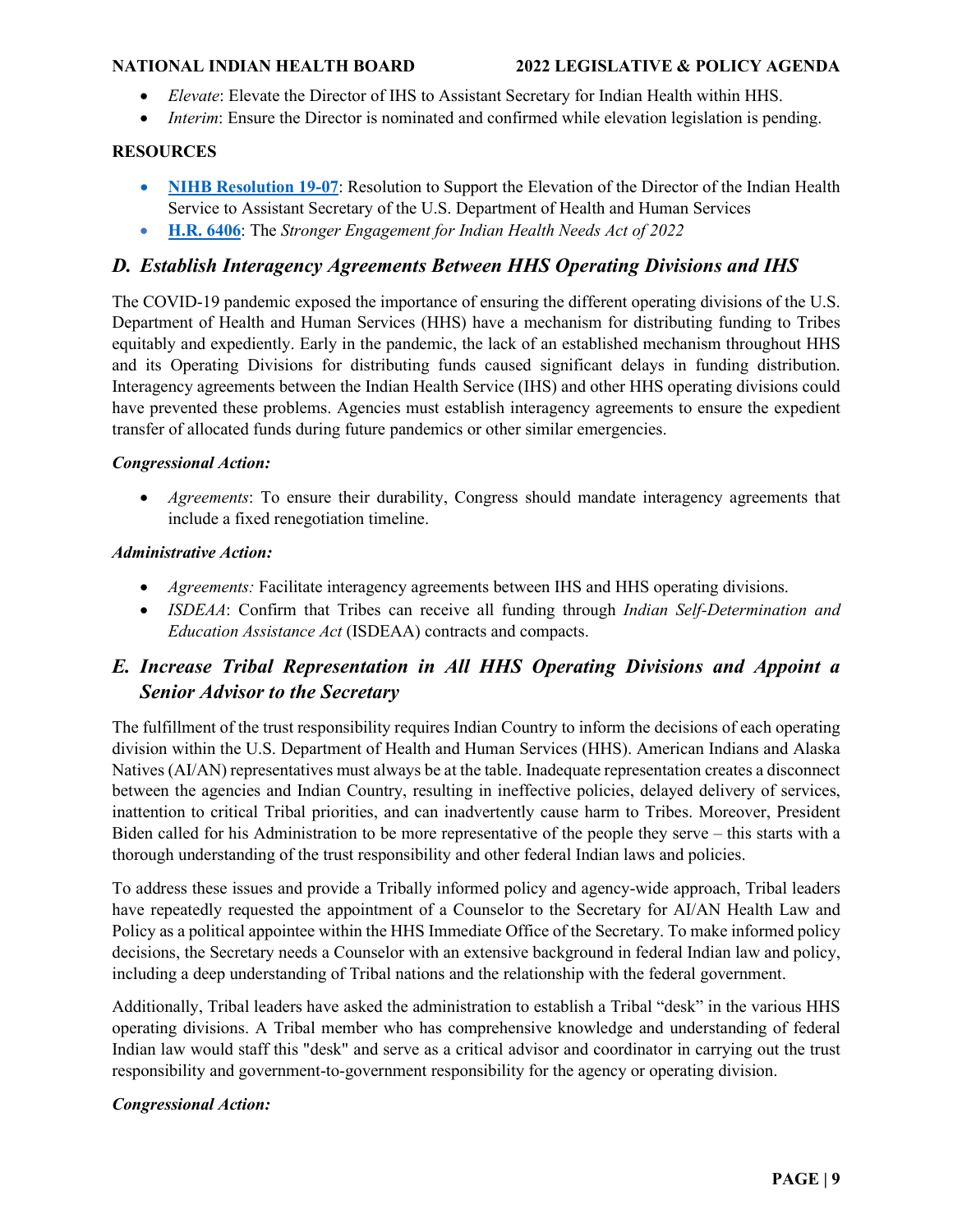- *Elevate*: Elevate the Director of IHS to Assistant Secretary for Indian Health within HHS.
- *Interim*: Ensure the Director is nominated and confirmed while elevation legislation is pending.

**RESOURCES**

- **NIHB Resolution 19-07**: Resolution to Support the Elevation of the Director of the Indian Health Service to Assistant Secretary of the U.S. Department of Health and Human Services
- **H.R. 6406**: The *Stronger Engagement for Indian Health Needs Act of 2022*

## *D. Establish Interagency Agreements Between HHS Operating Divisions and IHS*

The COVID-19 pandemic exposed the importance of ensuring the different operating divisions of the U.S. Department of Health and Human Services (HHS) have a mechanism for distributing funding to Tribes equitably and expediently. Early in the pandemic, the lack of an established mechanism throughout HHS and its Operating Divisions for distributing funds caused significant delays in funding distribution. Interagency agreements between the Indian Health Service (IHS) and other HHS operating divisions could have prevented these problems. Agencies must establish interagency agreements to ensure the expedient transfer of allocated funds during future pandemics or other similar emergencies.

***Congressional Action:***

- *Agreements*: To ensure their durability, Congress should mandate interagency agreements that include a fixed renegotiation timeline.

***Administrative Action:***

- *Agreements:* Facilitate interagency agreements between IHS and HHS operating divisions.
- *ISDEAA*: Confirm that Tribes can receive all funding through *Indian Self-Determination and Education Assistance Act* (ISDEAA) contracts and compacts.

## *E. Increase Tribal Representation in All HHS Operating Divisions and Appoint a Senior Advisor to the Secretary*

The fulfillment of the trust responsibility requires Indian Country to inform the decisions of each operating division within the U.S. Department of Health and Human Services (HHS). American Indians and Alaska Natives (AI/AN) representatives must always be at the table. Inadequate representation creates a disconnect between the agencies and Indian Country, resulting in ineffective policies, delayed delivery of services, inattention to critical Tribal priorities, and can inadvertently cause harm to Tribes. Moreover, President Biden called for his Administration to be more representative of the people they serve – this starts with a thorough understanding of the trust responsibility and other federal Indian laws and policies.

To address these issues and provide a Tribally informed policy and agency-wide approach, Tribal leaders have repeatedly requested the appointment of a Counselor to the Secretary for AI/AN Health Law and Policy as a political appointee within the HHS Immediate Office of the Secretary. To make informed policy decisions, the Secretary needs a Counselor with an extensive background in federal Indian law and policy, including a deep understanding of Tribal nations and the relationship with the federal government.

Additionally, Tribal leaders have asked the administration to establish a Tribal "desk" in the various HHS operating divisions. A Tribal member who has comprehensive knowledge and understanding of federal Indian law would staff this "desk" and serve as a critical advisor and coordinator in carrying out the trust responsibility and government-to-government responsibility for the agency or operating division.

***Congressional Action:***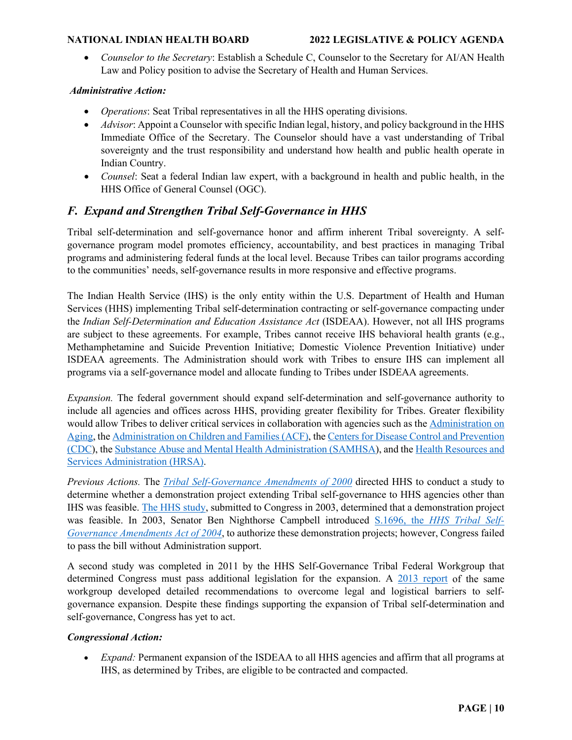- *Counselor to the Secretary*: Establish a Schedule C, Counselor to the Secretary for AI/AN Health Law and Policy position to advise the Secretary of Health and Human Services.

***Administrative Action:***

- *Operations*: Seat Tribal representatives in all the HHS operating divisions.
- *Advisor*: Appoint a Counselor with specific Indian legal, history, and policy background in the HHS Immediate Office of the Secretary. The Counselor should have a vast understanding of Tribal sovereignty and the trust responsibility and understand how health and public health operate in Indian Country.
- *Counsel*: Seat a federal Indian law expert, with a background in health and public health, in the HHS Office of General Counsel (OGC).

## *F. Expand and Strengthen Tribal Self-Governance in HHS*

Tribal self-determination and self-governance honor and affirm inherent Tribal sovereignty. A self-governance program model promotes efficiency, accountability, and best practices in managing Tribal programs and administering federal funds at the local level. Because Tribes can tailor programs according to the communities' needs, self-governance results in more responsive and effective programs.

The Indian Health Service (IHS) is the only entity within the U.S. Department of Health and Human Services (HHS) implementing Tribal self-determination contracting or self-governance compacting under the *Indian Self-Determination and Education Assistance Act* (ISDEAA). However, not all IHS programs are subject to these agreements. For example, Tribes cannot receive IHS behavioral health grants (e.g., Methamphetamine and Suicide Prevention Initiative; Domestic Violence Prevention Initiative) under ISDEAA agreements. The Administration should work with Tribes to ensure IHS can implement all programs via a self-governance model and allocate funding to Tribes under ISDEAA agreements.

*Expansion.* The federal government should expand self-determination and self-governance authority to include all agencies and offices across HHS, providing greater flexibility for Tribes. Greater flexibility would allow Tribes to deliver critical services in collaboration with agencies such as the Administration on Aging, the Administration on Children and Families (ACF), the Centers for Disease Control and Prevention (CDC), the Substance Abuse and Mental Health Administration (SAMHSA), and the Health Resources and Services Administration (HRSA).

*Previous Actions.* The *Tribal Self-Governance Amendments of 2000* directed HHS to conduct a study to determine whether a demonstration project extending Tribal self-governance to HHS agencies other than IHS was feasible. The HHS study, submitted to Congress in 2003, determined that a demonstration project was feasible. In 2003, Senator Ben Nighthorse Campbell introduced S.1696, the *HHS Tribal Self-Governance Amendments Act of 2004*, to authorize these demonstration projects; however, Congress failed to pass the bill without Administration support.

A second study was completed in 2011 by the HHS Self-Governance Tribal Federal Workgroup that determined Congress must pass additional legislation for the expansion. A 2013 report of the same workgroup developed detailed recommendations to overcome legal and logistical barriers to self-governance expansion. Despite these findings supporting the expansion of Tribal self-determination and self-governance, Congress has yet to act.

**Congressional Action:**

- *Expand:* Permanent expansion of the ISDEAA to all HHS agencies and affirm that all programs at IHS, as determined by Tribes, are eligible to be contracted and compacted.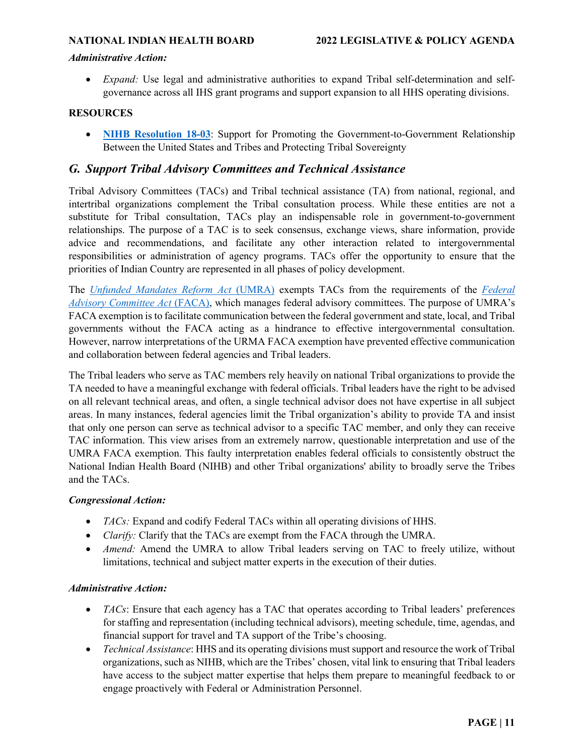***Administrative Action:***

- *Expand:* Use legal and administrative authorities to expand Tribal self-determination and self-governance across all IHS grant programs and support expansion to all HHS operating divisions.

**RESOURCES**

- **NIHB Resolution 18-03**: Support for Promoting the Government-to-Government Relationship Between the United States and Tribes and Protecting Tribal Sovereignty

## *G. Support Tribal Advisory Committees and Technical Assistance*

Tribal Advisory Committees (TACs) and Tribal technical assistance (TA) from national, regional, and intertribal organizations complement the Tribal consultation process. While these entities are not a substitute for Tribal consultation, TACs play an indispensable role in government-to-government relationships. The purpose of a TAC is to seek consensus, exchange views, share information, provide advice and recommendations, and facilitate any other interaction related to intergovernmental responsibilities or administration of agency programs. TACs offer the opportunity to ensure that the priorities of Indian Country are represented in all phases of policy development.

The *Unfunded Mandates Reform Act* (UMRA) exempts TACs from the requirements of the *Federal Advisory Committee Act* (FACA), which manages federal advisory committees. The purpose of UMRA's FACA exemption is to facilitate communication between the federal government and state, local, and Tribal governments without the FACA acting as a hindrance to effective intergovernmental consultation. However, narrow interpretations of the URMA FACA exemption have prevented effective communication and collaboration between federal agencies and Tribal leaders.

The Tribal leaders who serve as TAC members rely heavily on national Tribal organizations to provide the TA needed to have a meaningful exchange with federal officials. Tribal leaders have the right to be advised on all relevant technical areas, and often, a single technical advisor does not have expertise in all subject areas. In many instances, federal agencies limit the Tribal organization's ability to provide TA and insist that only one person can serve as technical advisor to a specific TAC member, and only they can receive TAC information. This view arises from an extremely narrow, questionable interpretation and use of the UMRA FACA exemption. This faulty interpretation enables federal officials to consistently obstruct the National Indian Health Board (NIHB) and other Tribal organizations' ability to broadly serve the Tribes and the TACs.

***Congressional Action:***

- *TACs:* Expand and codify Federal TACs within all operating divisions of HHS.
- *Clarify:* Clarify that the TACs are exempt from the FACA through the UMRA.
- *Amend:* Amend the UMRA to allow Tribal leaders serving on TAC to freely utilize, without limitations, technical and subject matter experts in the execution of their duties.

***Administrative Action:***

- *TACs*: Ensure that each agency has a TAC that operates according to Tribal leaders' preferences for staffing and representation (including technical advisors), meeting schedule, time, agendas, and financial support for travel and TA support of the Tribe's choosing.
- *Technical Assistance*: HHS and its operating divisions must support and resource the work of Tribal organizations, such as NIHB, which are the Tribes' chosen, vital link to ensuring that Tribal leaders have access to the subject matter expertise that helps them prepare to meaningful feedback to or engage proactively with Federal or Administration Personnel.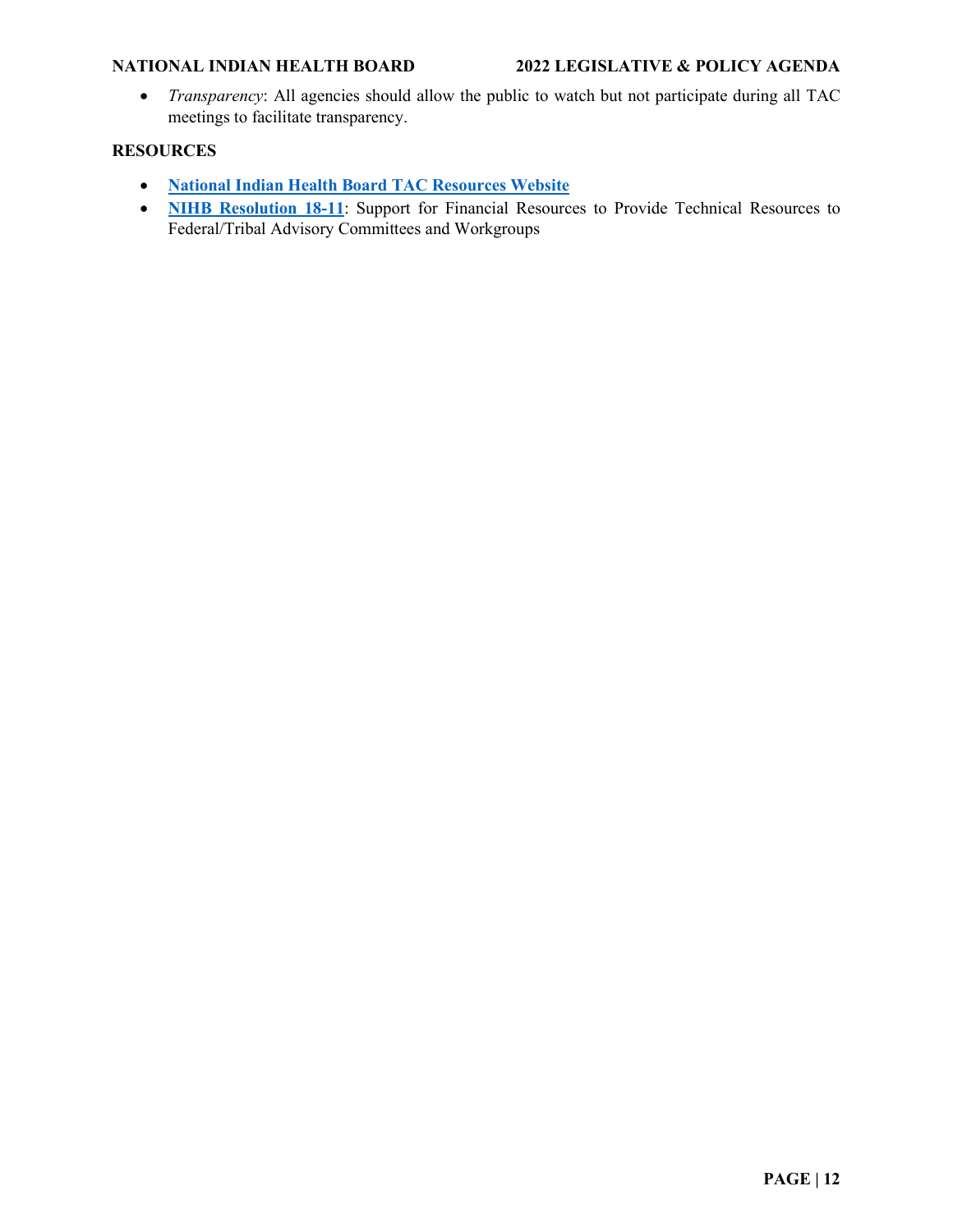- *Transparency*: All agencies should allow the public to watch but not participate during all TAC meetings to facilitate transparency.

**RESOURCES**

- **National Indian Health Board TAC Resources Website**
- **NIHB Resolution 18-11**: Support for Financial Resources to Provide Technical Resources to Federal/Tribal Advisory Committees and Workgroups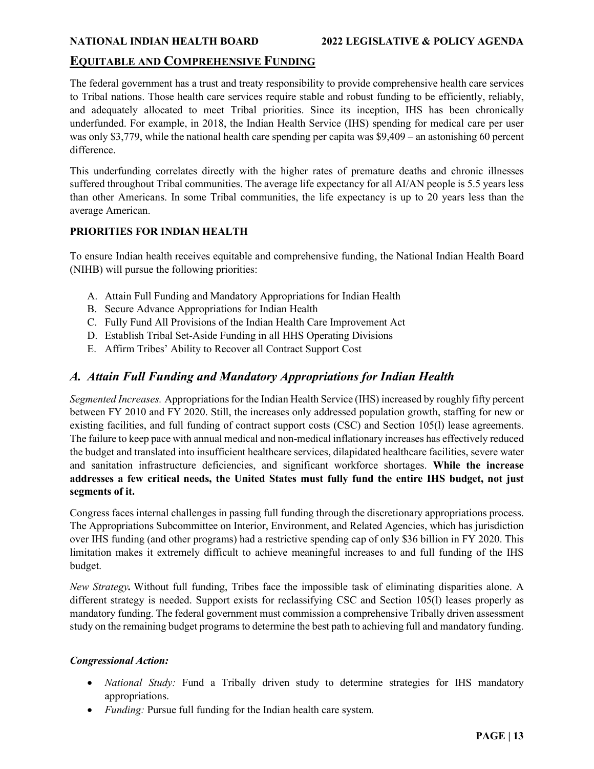## EQUITABLE AND COMPREHENSIVE FUNDING

The federal government has a trust and treaty responsibility to provide comprehensive health care services to Tribal nations. Those health care services require stable and robust funding to be efficiently, reliably, and adequately allocated to meet Tribal priorities. Since its inception, IHS has been chronically underfunded. For example, in 2018, the Indian Health Service (IHS) spending for medical care per user was only $3,779, while the national health care spending per capita was $9,409 – an astonishing 60 percent difference.

This underfunding correlates directly with the higher rates of premature deaths and chronic illnesses suffered throughout Tribal communities. The average life expectancy for all AI/AN people is 5.5 years less than other Americans. In some Tribal communities, the life expectancy is up to 20 years less than the average American.

### PRIORITIES FOR INDIAN HEALTH

To ensure Indian health receives equitable and comprehensive funding, the National Indian Health Board (NIHB) will pursue the following priorities:

A. Attain Full Funding and Mandatory Appropriations for Indian Health
B. Secure Advance Appropriations for Indian Health
C. Fully Fund All Provisions of the Indian Health Care Improvement Act
D. Establish Tribal Set-Aside Funding in all HHS Operating Divisions
E. Affirm Tribes' Ability to Recover all Contract Support Cost

## *A. Attain Full Funding and Mandatory Appropriations for Indian Health*

*Segmented Increases.* Appropriations for the Indian Health Service (IHS) increased by roughly fifty percent between FY 2010 and FY 2020. Still, the increases only addressed population growth, staffing for new or existing facilities, and full funding of contract support costs (CSC) and Section 105(l) lease agreements. The failure to keep pace with annual medical and non-medical inflationary increases has effectively reduced the budget and translated into insufficient healthcare services, dilapidated healthcare facilities, severe water and sanitation infrastructure deficiencies, and significant workforce shortages. **While the increase addresses a few critical needs, the United States must fully fund the entire IHS budget, not just segments of it.**

Congress faces internal challenges in passing full funding through the discretionary appropriations process. The Appropriations Subcommittee on Interior, Environment, and Related Agencies, which has jurisdiction over IHS funding (and other programs) had a restrictive spending cap of only $36 billion in FY 2020. This limitation makes it extremely difficult to achieve meaningful increases to and full funding of the IHS budget.

*New Strategy***.** Without full funding, Tribes face the impossible task of eliminating disparities alone. A different strategy is needed. Support exists for reclassifying CSC and Section 105(l) leases properly as mandatory funding. The federal government must commission a comprehensive Tribally driven assessment study on the remaining budget programs to determine the best path to achieving full and mandatory funding.

***Congressional Action:***

- *National Study:* Fund a Tribally driven study to determine strategies for IHS mandatory appropriations.
- *Funding:* Pursue full funding for the Indian health care system*.*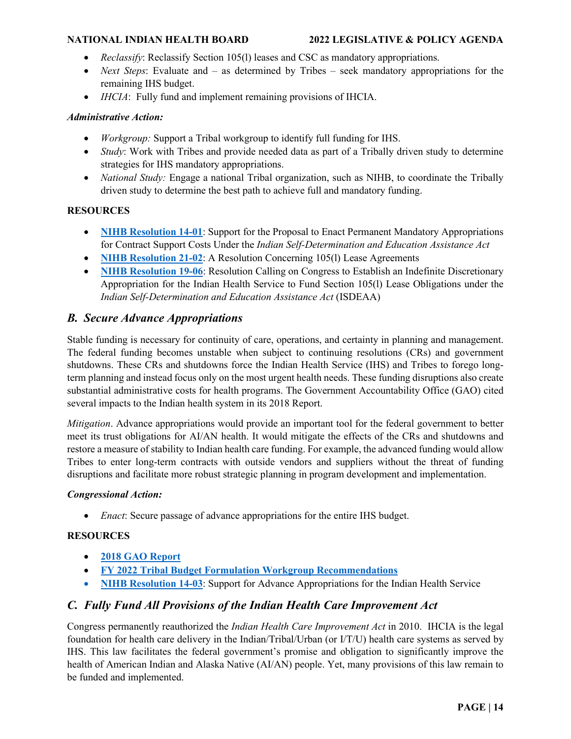- *Reclassify*: Reclassify Section 105(l) leases and CSC as mandatory appropriations.
- *Next Steps*: Evaluate and – as determined by Tribes – seek mandatory appropriations for the remaining IHS budget.
- *IHCIA*: Fully fund and implement remaining provisions of IHCIA.

***Administrative Action:***

- *Workgroup:* Support a Tribal workgroup to identify full funding for IHS.
- *Study*: Work with Tribes and provide needed data as part of a Tribally driven study to determine strategies for IHS mandatory appropriations.
- *National Study:* Engage a national Tribal organization, such as NIHB, to coordinate the Tribally driven study to determine the best path to achieve full and mandatory funding.

**RESOURCES**

- **NIHB Resolution 14-01**: Support for the Proposal to Enact Permanent Mandatory Appropriations for Contract Support Costs Under the *Indian Self-Determination and Education Assistance Act*
- **NIHB Resolution 21-02**: A Resolution Concerning 105(l) Lease Agreements
- **NIHB Resolution 19-06**: Resolution Calling on Congress to Establish an Indefinite Discretionary Appropriation for the Indian Health Service to Fund Section 105(l) Lease Obligations under the *Indian Self-Determination and Education Assistance Act* (ISDEAA)

## *B. Secure Advance Appropriations*

Stable funding is necessary for continuity of care, operations, and certainty in planning and management. The federal funding becomes unstable when subject to continuing resolutions (CRs) and government shutdowns. These CRs and shutdowns force the Indian Health Service (IHS) and Tribes to forego long-term planning and instead focus only on the most urgent health needs. These funding disruptions also create substantial administrative costs for health programs. The Government Accountability Office (GAO) cited several impacts to the Indian health system in its 2018 Report.

*Mitigation*. Advance appropriations would provide an important tool for the federal government to better meet its trust obligations for AI/AN health. It would mitigate the effects of the CRs and shutdowns and restore a measure of stability to Indian health care funding. For example, the advanced funding would allow Tribes to enter long-term contracts with outside vendors and suppliers without the threat of funding disruptions and facilitate more robust strategic planning in program development and implementation.

***Congressional Action:***

- *Enact*: Secure passage of advance appropriations for the entire IHS budget.

**RESOURCES**

- **2018 GAO Report**
- **FY 2022 Tribal Budget Formulation Workgroup Recommendations**
- **NIHB Resolution 14-03**: Support for Advance Appropriations for the Indian Health Service

## *C. Fully Fund All Provisions of the Indian Health Care Improvement Act*

Congress permanently reauthorized the *Indian Health Care Improvement Act* in 2010. IHCIA is the legal foundation for health care delivery in the Indian/Tribal/Urban (or I/T/U) health care systems as served by IHS. This law facilitates the federal government's promise and obligation to significantly improve the health of American Indian and Alaska Native (AI/AN) people. Yet, many provisions of this law remain to be funded and implemented.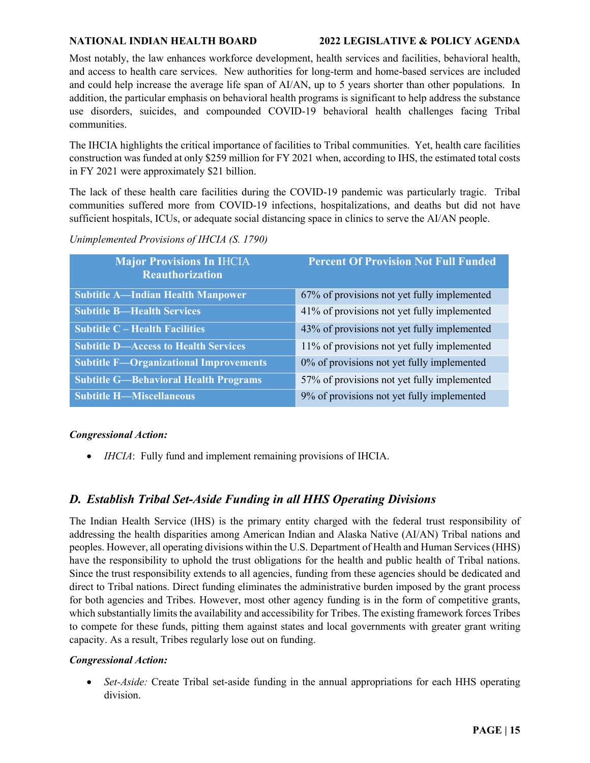Most notably, the law enhances workforce development, health services and facilities, behavioral health, and access to health care services. New authorities for long-term and home-based services are included and could help increase the average life span of AI/AN, up to 5 years shorter than other populations. In addition, the particular emphasis on behavioral health programs is significant to help address the substance use disorders, suicides, and compounded COVID-19 behavioral health challenges facing Tribal communities.

The IHCIA highlights the critical importance of facilities to Tribal communities. Yet, health care facilities construction was funded at only $259 million for FY 2021 when, according to IHS, the estimated total costs in FY 2021 were approximately $21 billion.

The lack of these health care facilities during the COVID-19 pandemic was particularly tragic. Tribal communities suffered more from COVID-19 infections, hospitalizations, and deaths but did not have sufficient hospitals, ICUs, or adequate social distancing space in clinics to serve the AI/AN people.

*Unimplemented Provisions of IHCIA (S. 1790)*

| Major Provisions In IHCIA Reauthorization | Percent Of Provision Not Full Funded |
|---|---|
| **Subtitle A—Indian Health Manpower** | 67% of provisions not yet fully implemented |
| **Subtitle B—Health Services** | 41% of provisions not yet fully implemented |
| **Subtitle C – Health Facilities** | 43% of provisions not yet fully implemented |
| **Subtitle D—Access to Health Services** | 11% of provisions not yet fully implemented |
| **Subtitle F—Organizational Improvements** | 0% of provisions not yet fully implemented |
| **Subtitle G—Behavioral Health Programs** | 57% of provisions not yet fully implemented |
| **Subtitle H—Miscellaneous** | 9% of provisions not yet fully implemented |

***Congressional Action:***

- *IHCIA*: Fully fund and implement remaining provisions of IHCIA.

## D. Establish Tribal Set-Aside Funding in all HHS Operating Divisions

The Indian Health Service (IHS) is the primary entity charged with the federal trust responsibility of addressing the health disparities among American Indian and Alaska Native (AI/AN) Tribal nations and peoples. However, all operating divisions within the U.S. Department of Health and Human Services (HHS) have the responsibility to uphold the trust obligations for the health and public health of Tribal nations. Since the trust responsibility extends to all agencies, funding from these agencies should be dedicated and direct to Tribal nations. Direct funding eliminates the administrative burden imposed by the grant process for both agencies and Tribes. However, most other agency funding is in the form of competitive grants, which substantially limits the availability and accessibility for Tribes. The existing framework forces Tribes to compete for these funds, pitting them against states and local governments with greater grant writing capacity. As a result, Tribes regularly lose out on funding.

***Congressional Action:***

- *Set-Aside:* Create Tribal set-aside funding in the annual appropriations for each HHS operating division.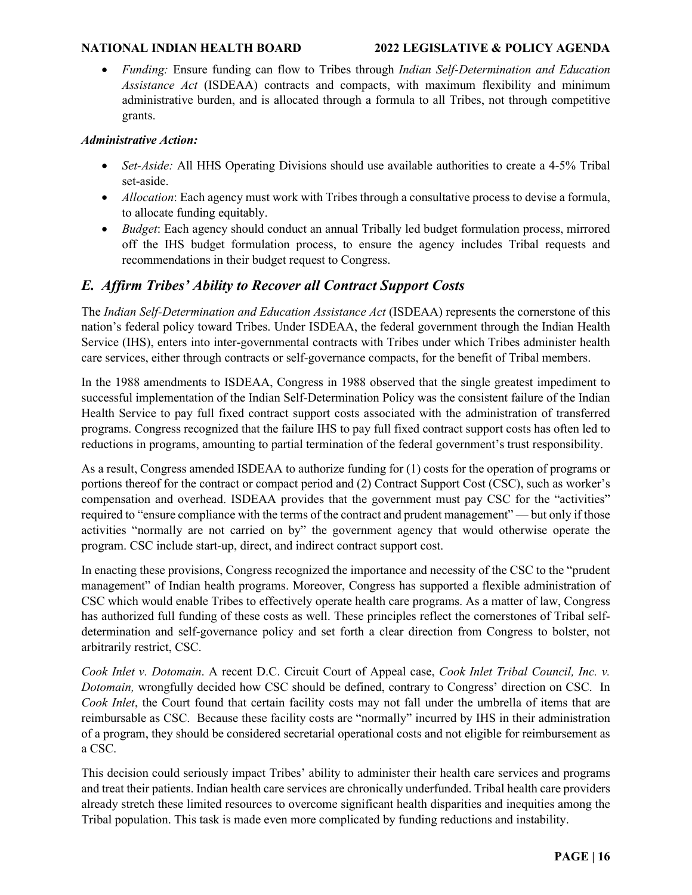- *Funding:* Ensure funding can flow to Tribes through *Indian Self-Determination and Education Assistance Act* (ISDEAA) contracts and compacts, with maximum flexibility and minimum administrative burden, and is allocated through a formula to all Tribes, not through competitive grants.

***Administrative Action:***

- *Set-Aside:* All HHS Operating Divisions should use available authorities to create a 4-5% Tribal set-aside.
- *Allocation*: Each agency must work with Tribes through a consultative process to devise a formula, to allocate funding equitably.
- *Budget*: Each agency should conduct an annual Tribally led budget formulation process, mirrored off the IHS budget formulation process, to ensure the agency includes Tribal requests and recommendations in their budget request to Congress.

## *E. Affirm Tribes' Ability to Recover all Contract Support Costs*

The *Indian Self-Determination and Education Assistance Act* (ISDEAA) represents the cornerstone of this nation's federal policy toward Tribes. Under ISDEAA, the federal government through the Indian Health Service (IHS), enters into inter-governmental contracts with Tribes under which Tribes administer health care services, either through contracts or self-governance compacts, for the benefit of Tribal members.

In the 1988 amendments to ISDEAA, Congress in 1988 observed that the single greatest impediment to successful implementation of the Indian Self-Determination Policy was the consistent failure of the Indian Health Service to pay full fixed contract support costs associated with the administration of transferred programs. Congress recognized that the failure IHS to pay full fixed contract support costs has often led to reductions in programs, amounting to partial termination of the federal government's trust responsibility.

As a result, Congress amended ISDEAA to authorize funding for (1) costs for the operation of programs or portions thereof for the contract or compact period and (2) Contract Support Cost (CSC), such as worker's compensation and overhead. ISDEAA provides that the government must pay CSC for the "activities" required to "ensure compliance with the terms of the contract and prudent management" — but only if those activities "normally are not carried on by" the government agency that would otherwise operate the program. CSC include start-up, direct, and indirect contract support cost.

In enacting these provisions, Congress recognized the importance and necessity of the CSC to the "prudent management" of Indian health programs. Moreover, Congress has supported a flexible administration of CSC which would enable Tribes to effectively operate health care programs. As a matter of law, Congress has authorized full funding of these costs as well. These principles reflect the cornerstones of Tribal self-determination and self-governance policy and set forth a clear direction from Congress to bolster, not arbitrarily restrict, CSC.

*Cook Inlet v. Dotomain*. A recent D.C. Circuit Court of Appeal case, *Cook Inlet Tribal Council, Inc. v. Dotomain,* wrongfully decided how CSC should be defined, contrary to Congress' direction on CSC. In *Cook Inlet*, the Court found that certain facility costs may not fall under the umbrella of items that are reimbursable as CSC. Because these facility costs are "normally" incurred by IHS in their administration of a program, they should be considered secretarial operational costs and not eligible for reimbursement as a CSC.

This decision could seriously impact Tribes' ability to administer their health care services and programs and treat their patients. Indian health care services are chronically underfunded. Tribal health care providers already stretch these limited resources to overcome significant health disparities and inequities among the Tribal population. This task is made even more complicated by funding reductions and instability.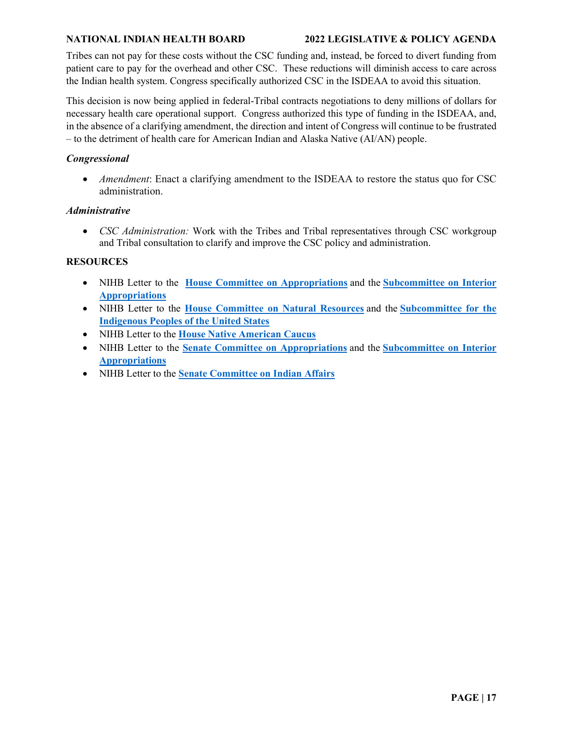Tribes can not pay for these costs without the CSC funding and, instead, be forced to divert funding from patient care to pay for the overhead and other CSC. These reductions will diminish access to care across the Indian health system. Congress specifically authorized CSC in the ISDEAA to avoid this situation.

This decision is now being applied in federal-Tribal contracts negotiations to deny millions of dollars for necessary health care operational support. Congress authorized this type of funding in the ISDEAA, and, in the absence of a clarifying amendment, the direction and intent of Congress will continue to be frustrated – to the detriment of health care for American Indian and Alaska Native (AI/AN) people.

***Congressional***

- *Amendment*: Enact a clarifying amendment to the ISDEAA to restore the status quo for CSC administration.

***Administrative***

- *CSC Administration:* Work with the Tribes and Tribal representatives through CSC workgroup and Tribal consultation to clarify and improve the CSC policy and administration.

**RESOURCES**

- NIHB Letter to the **House Committee on Appropriations** and the **Subcommittee on Interior Appropriations**
- NIHB Letter to the **House Committee on Natural Resources** and the **Subcommittee for the Indigenous Peoples of the United States**
- NIHB Letter to the **House Native American Caucus**
- NIHB Letter to the **Senate Committee on Appropriations** and the **Subcommittee on Interior Appropriations**
- NIHB Letter to the **Senate Committee on Indian Affairs**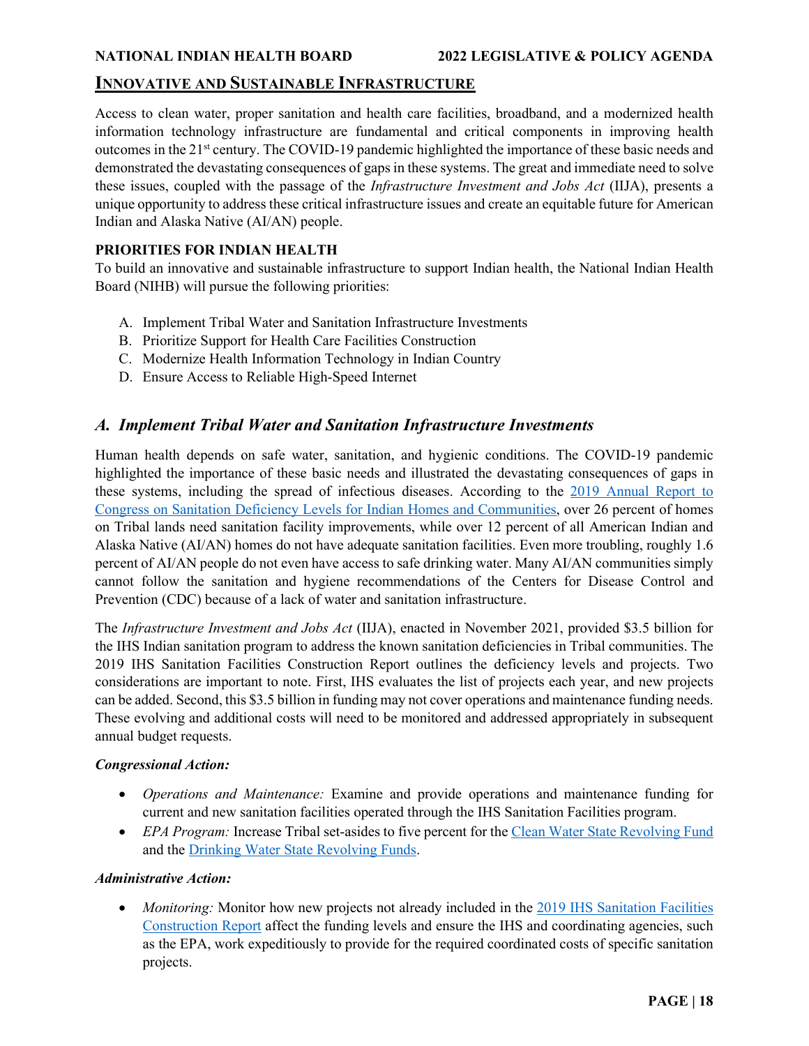## INNOVATIVE AND SUSTAINABLE INFRASTRUCTURE

Access to clean water, proper sanitation and health care facilities, broadband, and a modernized health information technology infrastructure are fundamental and critical components in improving health outcomes in the 21st century. The COVID-19 pandemic highlighted the importance of these basic needs and demonstrated the devastating consequences of gaps in these systems. The great and immediate need to solve these issues, coupled with the passage of the *Infrastructure Investment and Jobs Act* (IIJA), presents a unique opportunity to address these critical infrastructure issues and create an equitable future for American Indian and Alaska Native (AI/AN) people.

**PRIORITIES FOR INDIAN HEALTH**

To build an innovative and sustainable infrastructure to support Indian health, the National Indian Health Board (NIHB) will pursue the following priorities:

A. Implement Tribal Water and Sanitation Infrastructure Investments
B. Prioritize Support for Health Care Facilities Construction
C. Modernize Health Information Technology in Indian Country
D. Ensure Access to Reliable High-Speed Internet

### *A. Implement Tribal Water and Sanitation Infrastructure Investments*

Human health depends on safe water, sanitation, and hygienic conditions. The COVID-19 pandemic highlighted the importance of these basic needs and illustrated the devastating consequences of gaps in these systems, including the spread of infectious diseases. According to the 2019 Annual Report to Congress on Sanitation Deficiency Levels for Indian Homes and Communities, over 26 percent of homes on Tribal lands need sanitation facility improvements, while over 12 percent of all American Indian and Alaska Native (AI/AN) homes do not have adequate sanitation facilities. Even more troubling, roughly 1.6 percent of AI/AN people do not even have access to safe drinking water. Many AI/AN communities simply cannot follow the sanitation and hygiene recommendations of the Centers for Disease Control and Prevention (CDC) because of a lack of water and sanitation infrastructure.

The *Infrastructure Investment and Jobs Act* (IIJA), enacted in November 2021, provided $3.5 billion for the IHS Indian sanitation program to address the known sanitation deficiencies in Tribal communities. The 2019 IHS Sanitation Facilities Construction Report outlines the deficiency levels and projects. Two considerations are important to note. First, IHS evaluates the list of projects each year, and new projects can be added. Second, this $3.5 billion in funding may not cover operations and maintenance funding needs. These evolving and additional costs will need to be monitored and addressed appropriately in subsequent annual budget requests.

***Congressional Action:***

- *Operations and Maintenance:* Examine and provide operations and maintenance funding for current and new sanitation facilities operated through the IHS Sanitation Facilities program.
- *EPA Program:* Increase Tribal set-asides to five percent for the Clean Water State Revolving Fund and the Drinking Water State Revolving Funds.

***Administrative Action:***

- *Monitoring:* Monitor how new projects not already included in the 2019 IHS Sanitation Facilities Construction Report affect the funding levels and ensure the IHS and coordinating agencies, such as the EPA, work expeditiously to provide for the required coordinated costs of specific sanitation projects.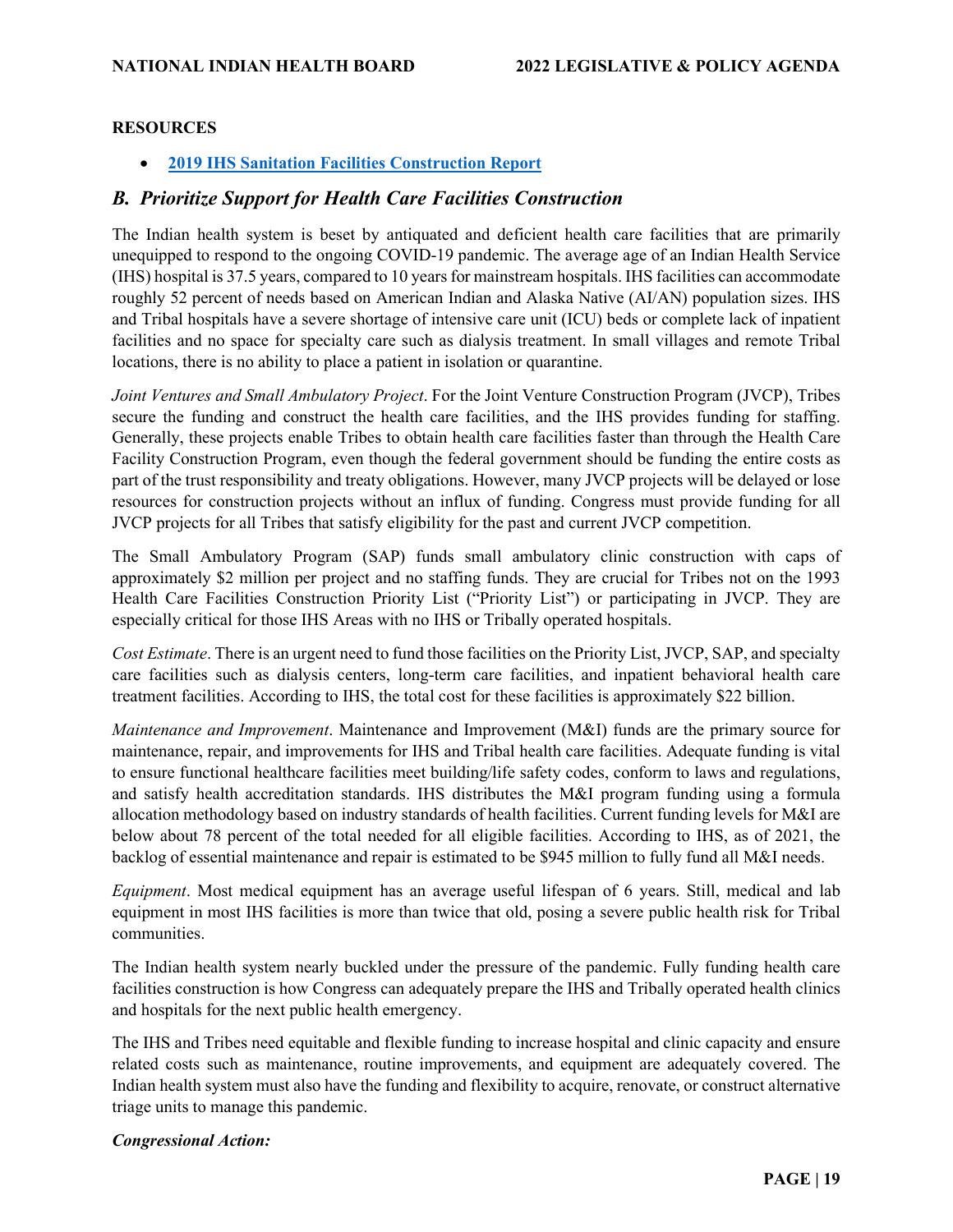**RESOURCES**

- **[2019 IHS Sanitation Facilities Construction Report]**

## *B. Prioritize Support for Health Care Facilities Construction*

The Indian health system is beset by antiquated and deficient health care facilities that are primarily unequipped to respond to the ongoing COVID-19 pandemic. The average age of an Indian Health Service (IHS) hospital is 37.5 years, compared to 10 years for mainstream hospitals. IHS facilities can accommodate roughly 52 percent of needs based on American Indian and Alaska Native (AI/AN) population sizes. IHS and Tribal hospitals have a severe shortage of intensive care unit (ICU) beds or complete lack of inpatient facilities and no space for specialty care such as dialysis treatment. In small villages and remote Tribal locations, there is no ability to place a patient in isolation or quarantine.

*Joint Ventures and Small Ambulatory Project*. For the Joint Venture Construction Program (JVCP), Tribes secure the funding and construct the health care facilities, and the IHS provides funding for staffing. Generally, these projects enable Tribes to obtain health care facilities faster than through the Health Care Facility Construction Program, even though the federal government should be funding the entire costs as part of the trust responsibility and treaty obligations. However, many JVCP projects will be delayed or lose resources for construction projects without an influx of funding. Congress must provide funding for all JVCP projects for all Tribes that satisfy eligibility for the past and current JVCP competition.

The Small Ambulatory Program (SAP) funds small ambulatory clinic construction with caps of approximately $2 million per project and no staffing funds. They are crucial for Tribes not on the 1993 Health Care Facilities Construction Priority List ("Priority List") or participating in JVCP. They are especially critical for those IHS Areas with no IHS or Tribally operated hospitals.

*Cost Estimate*. There is an urgent need to fund those facilities on the Priority List, JVCP, SAP, and specialty care facilities such as dialysis centers, long-term care facilities, and inpatient behavioral health care treatment facilities. According to IHS, the total cost for these facilities is approximately $22 billion.

*Maintenance and Improvement*. Maintenance and Improvement (M&I) funds are the primary source for maintenance, repair, and improvements for IHS and Tribal health care facilities. Adequate funding is vital to ensure functional healthcare facilities meet building/life safety codes, conform to laws and regulations, and satisfy health accreditation standards. IHS distributes the M&I program funding using a formula allocation methodology based on industry standards of health facilities. Current funding levels for M&I are below about 78 percent of the total needed for all eligible facilities. According to IHS, as of 2021, the backlog of essential maintenance and repair is estimated to be $945 million to fully fund all M&I needs.

*Equipment*. Most medical equipment has an average useful lifespan of 6 years. Still, medical and lab equipment in most IHS facilities is more than twice that old, posing a severe public health risk for Tribal communities.

The Indian health system nearly buckled under the pressure of the pandemic. Fully funding health care facilities construction is how Congress can adequately prepare the IHS and Tribally operated health clinics and hospitals for the next public health emergency.

The IHS and Tribes need equitable and flexible funding to increase hospital and clinic capacity and ensure related costs such as maintenance, routine improvements, and equipment are adequately covered. The Indian health system must also have the funding and flexibility to acquire, renovate, or construct alternative triage units to manage this pandemic.

***Congressional Action:***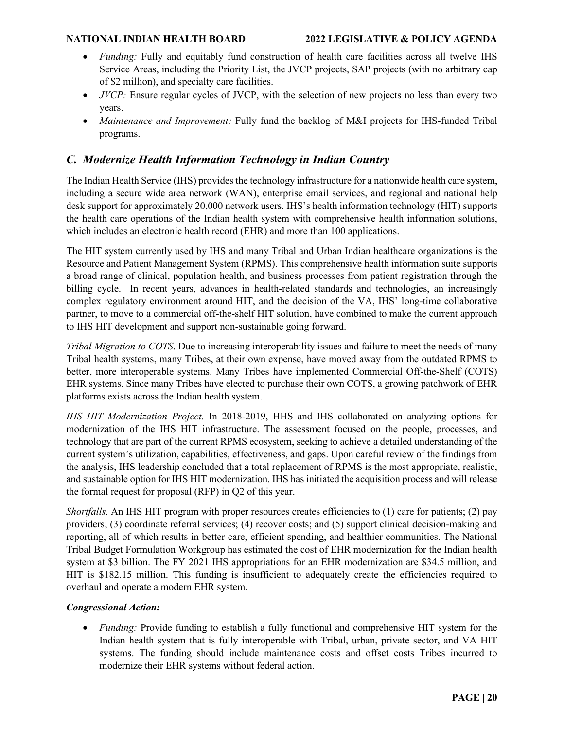- *Funding:* Fully and equitably fund construction of health care facilities across all twelve IHS Service Areas, including the Priority List, the JVCP projects, SAP projects (with no arbitrary cap of $2 million), and specialty care facilities.
- *JVCP:* Ensure regular cycles of JVCP, with the selection of new projects no less than every two years.
- *Maintenance and Improvement:* Fully fund the backlog of M&I projects for IHS-funded Tribal programs.

## *C. Modernize Health Information Technology in Indian Country*

The Indian Health Service (IHS) provides the technology infrastructure for a nationwide health care system, including a secure wide area network (WAN), enterprise email services, and regional and national help desk support for approximately 20,000 network users. IHS's health information technology (HIT) supports the health care operations of the Indian health system with comprehensive health information solutions, which includes an electronic health record (EHR) and more than 100 applications.

The HIT system currently used by IHS and many Tribal and Urban Indian healthcare organizations is the Resource and Patient Management System (RPMS). This comprehensive health information suite supports a broad range of clinical, population health, and business processes from patient registration through the billing cycle. In recent years, advances in health-related standards and technologies, an increasingly complex regulatory environment around HIT, and the decision of the VA, IHS' long-time collaborative partner, to move to a commercial off-the-shelf HIT solution, have combined to make the current approach to IHS HIT development and support non-sustainable going forward.

*Tribal Migration to COTS*. Due to increasing interoperability issues and failure to meet the needs of many Tribal health systems, many Tribes, at their own expense, have moved away from the outdated RPMS to better, more interoperable systems. Many Tribes have implemented Commercial Off-the-Shelf (COTS) EHR systems. Since many Tribes have elected to purchase their own COTS, a growing patchwork of EHR platforms exists across the Indian health system.

*IHS HIT Modernization Project.* In 2018-2019, HHS and IHS collaborated on analyzing options for modernization of the IHS HIT infrastructure. The assessment focused on the people, processes, and technology that are part of the current RPMS ecosystem, seeking to achieve a detailed understanding of the current system's utilization, capabilities, effectiveness, and gaps. Upon careful review of the findings from the analysis, IHS leadership concluded that a total replacement of RPMS is the most appropriate, realistic, and sustainable option for IHS HIT modernization. IHS has initiated the acquisition process and will release the formal request for proposal (RFP) in Q2 of this year.

*Shortfalls*. An IHS HIT program with proper resources creates efficiencies to (1) care for patients; (2) pay providers; (3) coordinate referral services; (4) recover costs; and (5) support clinical decision-making and reporting, all of which results in better care, efficient spending, and healthier communities. The National Tribal Budget Formulation Workgroup has estimated the cost of EHR modernization for the Indian health system at $3 billion. The FY 2021 IHS appropriations for an EHR modernization are $34.5 million, and HIT is $182.15 million. This funding is insufficient to adequately create the efficiencies required to overhaul and operate a modern EHR system.

***Congressional Action:***

- *Funding:* Provide funding to establish a fully functional and comprehensive HIT system for the Indian health system that is fully interoperable with Tribal, urban, private sector, and VA HIT systems. The funding should include maintenance costs and offset costs Tribes incurred to modernize their EHR systems without federal action.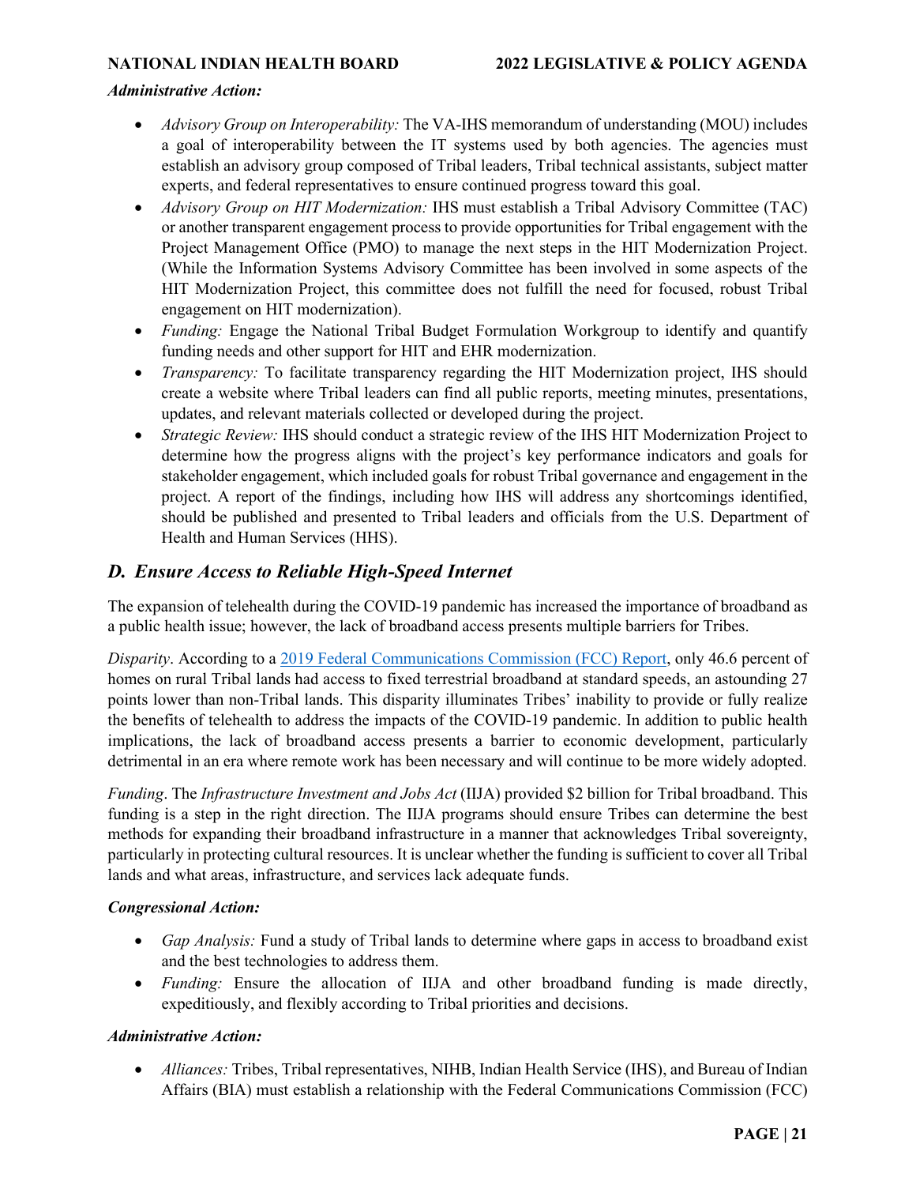***Administrative Action:***

- *Advisory Group on Interoperability:* The VA-IHS memorandum of understanding (MOU) includes a goal of interoperability between the IT systems used by both agencies. The agencies must establish an advisory group composed of Tribal leaders, Tribal technical assistants, subject matter experts, and federal representatives to ensure continued progress toward this goal.
- *Advisory Group on HIT Modernization:* IHS must establish a Tribal Advisory Committee (TAC) or another transparent engagement process to provide opportunities for Tribal engagement with the Project Management Office (PMO) to manage the next steps in the HIT Modernization Project. (While the Information Systems Advisory Committee has been involved in some aspects of the HIT Modernization Project, this committee does not fulfill the need for focused, robust Tribal engagement on HIT modernization).
- *Funding:* Engage the National Tribal Budget Formulation Workgroup to identify and quantify funding needs and other support for HIT and EHR modernization.
- *Transparency:* To facilitate transparency regarding the HIT Modernization project, IHS should create a website where Tribal leaders can find all public reports, meeting minutes, presentations, updates, and relevant materials collected or developed during the project.
- *Strategic Review:* IHS should conduct a strategic review of the IHS HIT Modernization Project to determine how the progress aligns with the project's key performance indicators and goals for stakeholder engagement, which included goals for robust Tribal governance and engagement in the project. A report of the findings, including how IHS will address any shortcomings identified, should be published and presented to Tribal leaders and officials from the U.S. Department of Health and Human Services (HHS).

## *D. Ensure Access to Reliable High-Speed Internet*

The expansion of telehealth during the COVID-19 pandemic has increased the importance of broadband as a public health issue; however, the lack of broadband access presents multiple barriers for Tribes.

*Disparity*. According to a 2019 Federal Communications Commission (FCC) Report, only 46.6 percent of homes on rural Tribal lands had access to fixed terrestrial broadband at standard speeds, an astounding 27 points lower than non-Tribal lands. This disparity illuminates Tribes' inability to provide or fully realize the benefits of telehealth to address the impacts of the COVID-19 pandemic. In addition to public health implications, the lack of broadband access presents a barrier to economic development, particularly detrimental in an era where remote work has been necessary and will continue to be more widely adopted.

*Funding*. The *Infrastructure Investment and Jobs Act* (IIJA) provided $2 billion for Tribal broadband. This funding is a step in the right direction. The IIJA programs should ensure Tribes can determine the best methods for expanding their broadband infrastructure in a manner that acknowledges Tribal sovereignty, particularly in protecting cultural resources. It is unclear whether the funding is sufficient to cover all Tribal lands and what areas, infrastructure, and services lack adequate funds.

***Congressional Action:***

- *Gap Analysis:* Fund a study of Tribal lands to determine where gaps in access to broadband exist and the best technologies to address them.
- *Funding:* Ensure the allocation of IIJA and other broadband funding is made directly, expeditiously, and flexibly according to Tribal priorities and decisions.

***Administrative Action:***

- *Alliances:* Tribes, Tribal representatives, NIHB, Indian Health Service (IHS), and Bureau of Indian Affairs (BIA) must establish a relationship with the Federal Communications Commission (FCC)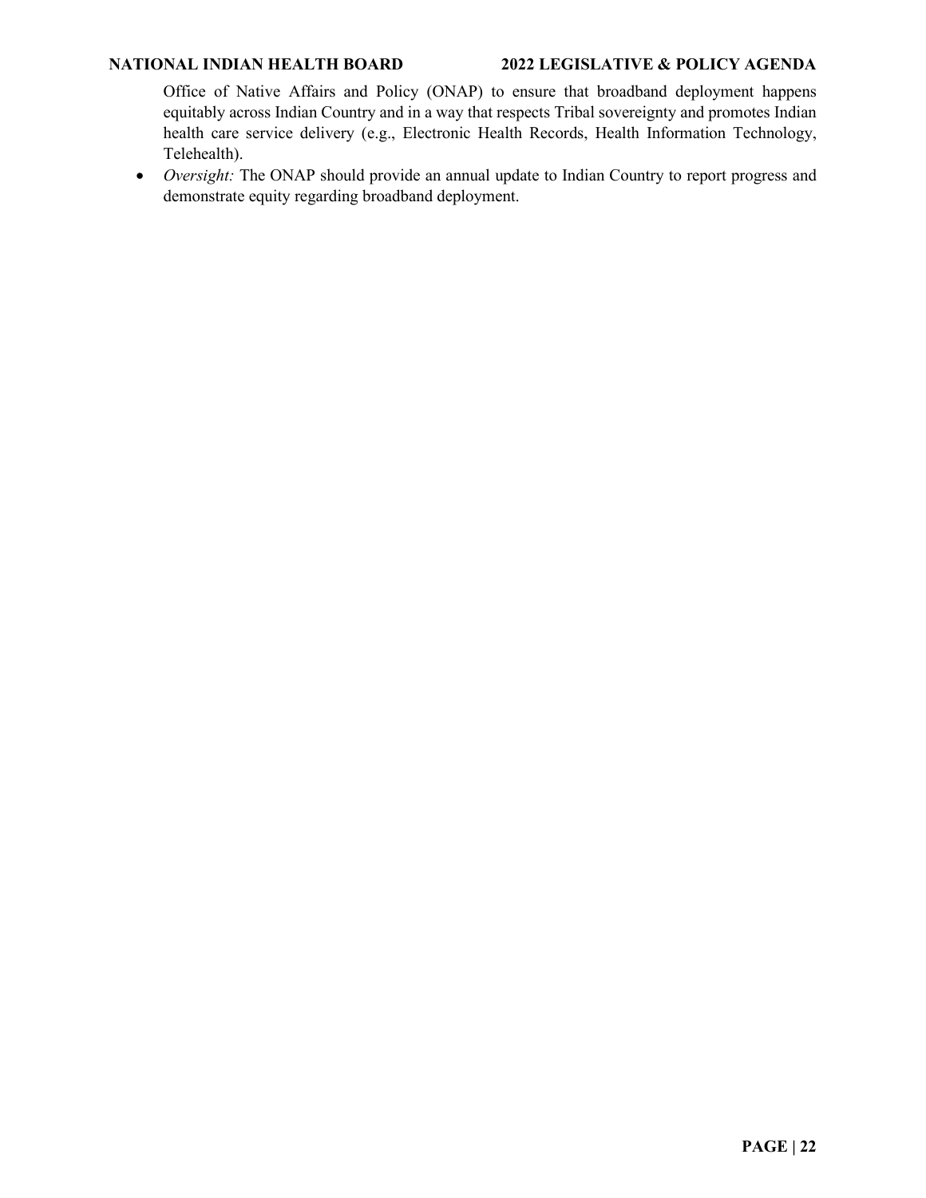Office of Native Affairs and Policy (ONAP) to ensure that broadband deployment happens equitably across Indian Country and in a way that respects Tribal sovereignty and promotes Indian health care service delivery (e.g., Electronic Health Records, Health Information Technology, Telehealth).

- *Oversight:* The ONAP should provide an annual update to Indian Country to report progress and demonstrate equity regarding broadband deployment.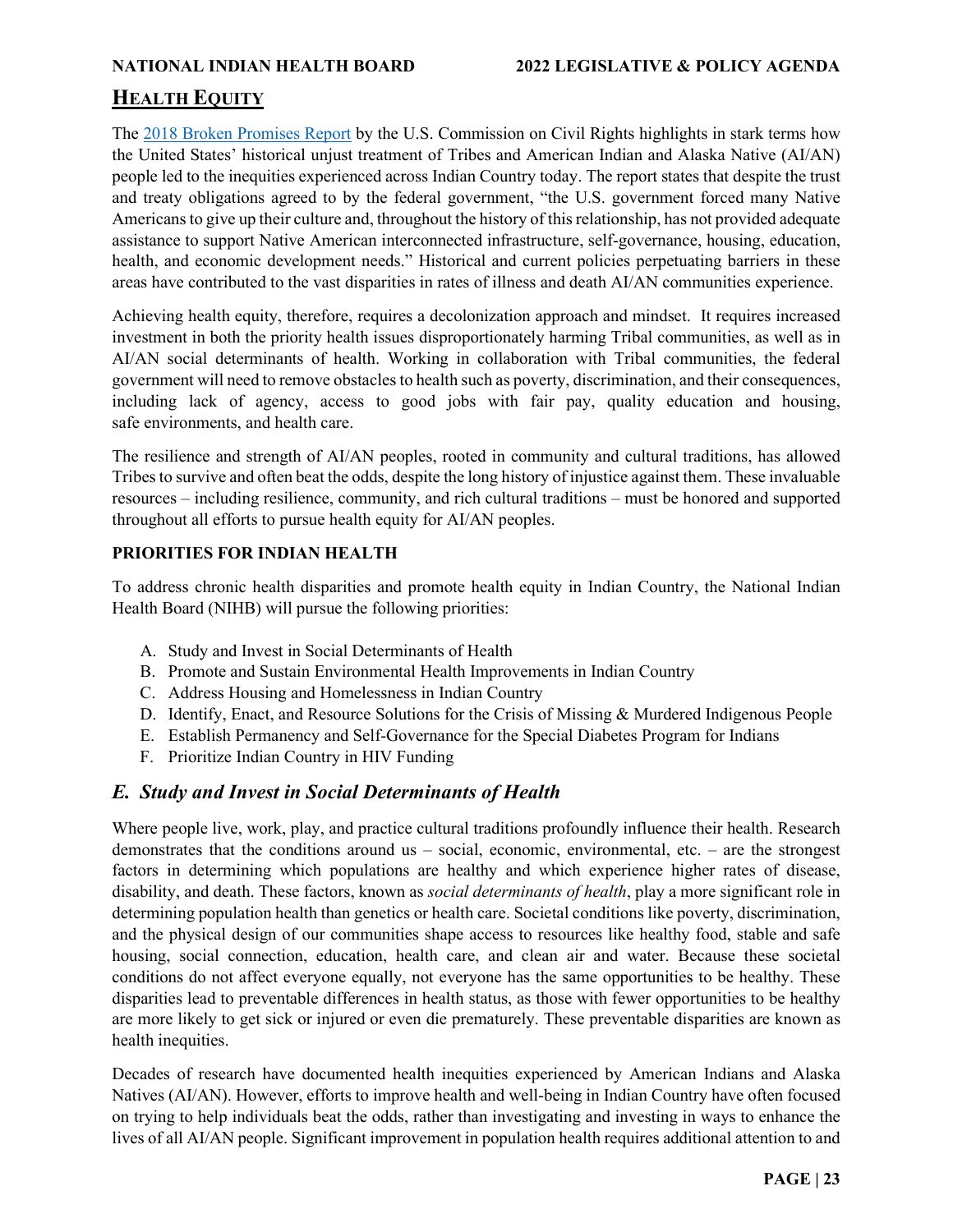## HEALTH EQUITY

The [2018 Broken Promises Report](2018 Broken Promises Report) by the U.S. Commission on Civil Rights highlights in stark terms how the United States' historical unjust treatment of Tribes and American Indian and Alaska Native (AI/AN) people led to the inequities experienced across Indian Country today. The report states that despite the trust and treaty obligations agreed to by the federal government, "the U.S. government forced many Native Americans to give up their culture and, throughout the history of this relationship, has not provided adequate assistance to support Native American interconnected infrastructure, self-governance, housing, education, health, and economic development needs." Historical and current policies perpetuating barriers in these areas have contributed to the vast disparities in rates of illness and death AI/AN communities experience.

Achieving health equity, therefore, requires a decolonization approach and mindset. It requires increased investment in both the priority health issues disproportionately harming Tribal communities, as well as in AI/AN social determinants of health. Working in collaboration with Tribal communities, the federal government will need to remove obstacles to health such as poverty, discrimination, and their consequences, including lack of agency, access to good jobs with fair pay, quality education and housing, safe environments, and health care.

The resilience and strength of AI/AN peoples, rooted in community and cultural traditions, has allowed Tribes to survive and often beat the odds, despite the long history of injustice against them. These invaluable resources – including resilience, community, and rich cultural traditions – must be honored and supported throughout all efforts to pursue health equity for AI/AN peoples.

**PRIORITIES FOR INDIAN HEALTH**

To address chronic health disparities and promote health equity in Indian Country, the National Indian Health Board (NIHB) will pursue the following priorities:

A. Study and Invest in Social Determinants of Health
B. Promote and Sustain Environmental Health Improvements in Indian Country
C. Address Housing and Homelessness in Indian Country
D. Identify, Enact, and Resource Solutions for the Crisis of Missing & Murdered Indigenous People
E. Establish Permanency and Self-Governance for the Special Diabetes Program for Indians
F. Prioritize Indian Country in HIV Funding

### *E. Study and Invest in Social Determinants of Health*

Where people live, work, play, and practice cultural traditions profoundly influence their health. Research demonstrates that the conditions around us – social, economic, environmental, etc. – are the strongest factors in determining which populations are healthy and which experience higher rates of disease, disability, and death. These factors, known as *social determinants of health*, play a more significant role in determining population health than genetics or health care. Societal conditions like poverty, discrimination, and the physical design of our communities shape access to resources like healthy food, stable and safe housing, social connection, education, health care, and clean air and water. Because these societal conditions do not affect everyone equally, not everyone has the same opportunities to be healthy. These disparities lead to preventable differences in health status, as those with fewer opportunities to be healthy are more likely to get sick or injured or even die prematurely. These preventable disparities are known as health inequities.

Decades of research have documented health inequities experienced by American Indians and Alaska Natives (AI/AN). However, efforts to improve health and well-being in Indian Country have often focused on trying to help individuals beat the odds, rather than investigating and investing in ways to enhance the lives of all AI/AN people. Significant improvement in population health requires additional attention to and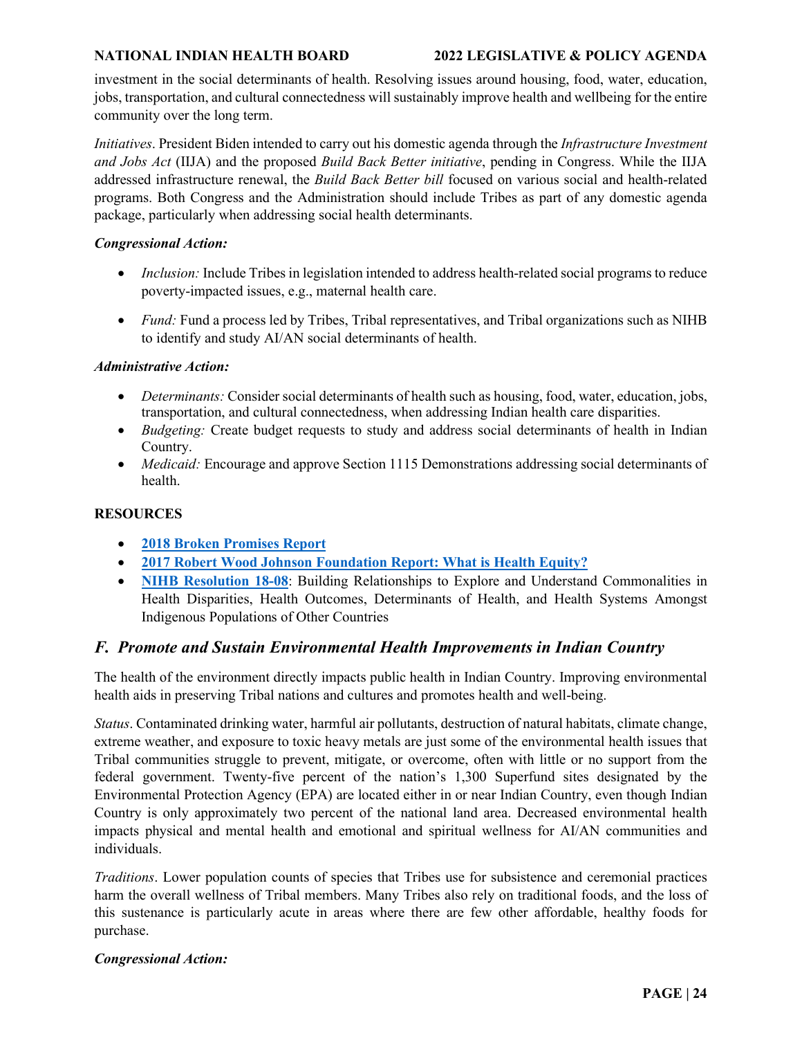investment in the social determinants of health. Resolving issues around housing, food, water, education, jobs, transportation, and cultural connectedness will sustainably improve health and wellbeing for the entire community over the long term.

*Initiatives*. President Biden intended to carry out his domestic agenda through the *Infrastructure Investment and Jobs Act* (IIJA) and the proposed *Build Back Better initiative*, pending in Congress. While the IIJA addressed infrastructure renewal, the *Build Back Better bill* focused on various social and health-related programs. Both Congress and the Administration should include Tribes as part of any domestic agenda package, particularly when addressing social health determinants.

***Congressional Action:***

- *Inclusion:* Include Tribes in legislation intended to address health-related social programs to reduce poverty-impacted issues, e.g., maternal health care.
- *Fund:* Fund a process led by Tribes, Tribal representatives, and Tribal organizations such as NIHB to identify and study AI/AN social determinants of health.

***Administrative Action:***

- *Determinants:* Consider social determinants of health such as housing, food, water, education, jobs, transportation, and cultural connectedness, when addressing Indian health care disparities.
- *Budgeting:* Create budget requests to study and address social determinants of health in Indian Country.
- *Medicaid:* Encourage and approve Section 1115 Demonstrations addressing social determinants of health.

**RESOURCES**

- **2018 Broken Promises Report**
- **2017 Robert Wood Johnson Foundation Report: What is Health Equity?**
- **NIHB Resolution 18-08**: Building Relationships to Explore and Understand Commonalities in Health Disparities, Health Outcomes, Determinants of Health, and Health Systems Amongst Indigenous Populations of Other Countries

## *F. Promote and Sustain Environmental Health Improvements in Indian Country*

The health of the environment directly impacts public health in Indian Country. Improving environmental health aids in preserving Tribal nations and cultures and promotes health and well-being.

*Status*. Contaminated drinking water, harmful air pollutants, destruction of natural habitats, climate change, extreme weather, and exposure to toxic heavy metals are just some of the environmental health issues that Tribal communities struggle to prevent, mitigate, or overcome, often with little or no support from the federal government. Twenty-five percent of the nation's 1,300 Superfund sites designated by the Environmental Protection Agency (EPA) are located either in or near Indian Country, even though Indian Country is only approximately two percent of the national land area. Decreased environmental health impacts physical and mental health and emotional and spiritual wellness for AI/AN communities and individuals.

*Traditions*. Lower population counts of species that Tribes use for subsistence and ceremonial practices harm the overall wellness of Tribal members. Many Tribes also rely on traditional foods, and the loss of this sustenance is particularly acute in areas where there are few other affordable, healthy foods for purchase.

***Congressional Action:***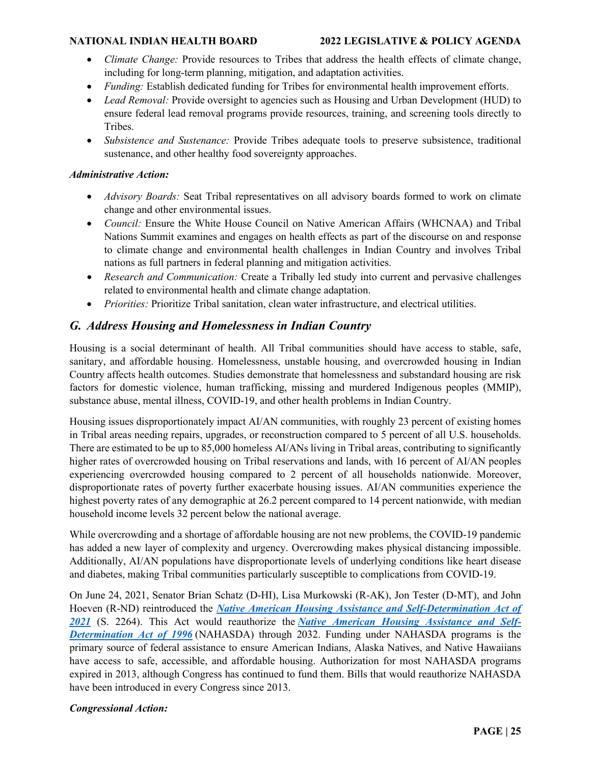- *Climate Change:* Provide resources to Tribes that address the health effects of climate change, including for long-term planning, mitigation, and adaptation activities.
- *Funding:* Establish dedicated funding for Tribes for environmental health improvement efforts.
- *Lead Removal:* Provide oversight to agencies such as Housing and Urban Development (HUD) to ensure federal lead removal programs provide resources, training, and screening tools directly to Tribes.
- *Subsistence and Sustenance:* Provide Tribes adequate tools to preserve subsistence, traditional sustenance, and other healthy food sovereignty approaches.

***Administrative Action:***

- *Advisory Boards:* Seat Tribal representatives on all advisory boards formed to work on climate change and other environmental issues.
- *Council:* Ensure the White House Council on Native American Affairs (WHCNAA) and Tribal Nations Summit examines and engages on health effects as part of the discourse on and response to climate change and environmental health challenges in Indian Country and involves Tribal nations as full partners in federal planning and mitigation activities.
- *Research and Communication:* Create a Tribally led study into current and pervasive challenges related to environmental health and climate change adaptation.
- *Priorities:* Prioritize Tribal sanitation, clean water infrastructure, and electrical utilities.

## G. Address Housing and Homelessness in Indian Country

Housing is a social determinant of health. All Tribal communities should have access to stable, safe, sanitary, and affordable housing. Homelessness, unstable housing, and overcrowded housing in Indian Country affects health outcomes. Studies demonstrate that homelessness and substandard housing are risk factors for domestic violence, human trafficking, missing and murdered Indigenous peoples (MMIP), substance abuse, mental illness, COVID-19, and other health problems in Indian Country.

Housing issues disproportionately impact AI/AN communities, with roughly 23 percent of existing homes in Tribal areas needing repairs, upgrades, or reconstruction compared to 5 percent of all U.S. households. There are estimated to be up to 85,000 homeless AI/ANs living in Tribal areas, contributing to significantly higher rates of overcrowded housing on Tribal reservations and lands, with 16 percent of AI/AN peoples experiencing overcrowded housing compared to 2 percent of all households nationwide. Moreover, disproportionate rates of poverty further exacerbate housing issues. AI/AN communities experience the highest poverty rates of any demographic at 26.2 percent compared to 14 percent nationwide, with median household income levels 32 percent below the national average.

While overcrowding and a shortage of affordable housing are not new problems, the COVID-19 pandemic has added a new layer of complexity and urgency. Overcrowding makes physical distancing impossible. Additionally, AI/AN populations have disproportionate levels of underlying conditions like heart disease and diabetes, making Tribal communities particularly susceptible to complications from COVID-19.

On June 24, 2021, Senator Brian Schatz (D-HI), Lisa Murkowski (R-AK), Jon Tester (D-MT), and John Hoeven (R-ND) reintroduced the ***Native American Housing Assistance and Self-Determination Act of 2021*** (S. 2264). This Act would reauthorize the ***Native American Housing Assistance and Self-Determination Act of 1996*** (NAHASDA) through 2032. Funding under NAHASDA programs is the primary source of federal assistance to ensure American Indians, Alaska Natives, and Native Hawaiians have access to safe, accessible, and affordable housing. Authorization for most NAHASDA programs expired in 2013, although Congress has continued to fund them. Bills that would reauthorize NAHASDA have been introduced in every Congress since 2013.

***Congressional Action:***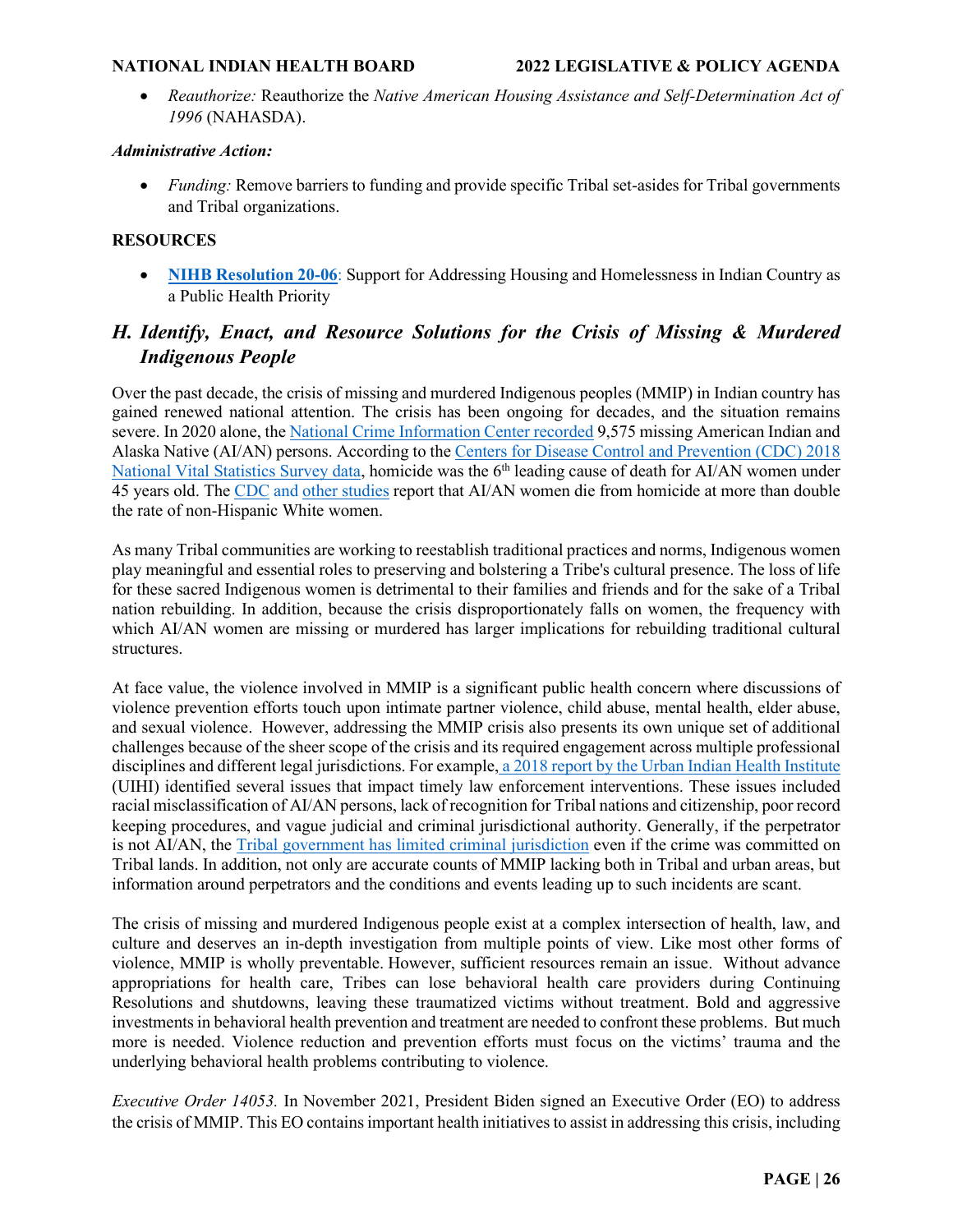- *Reauthorize:* Reauthorize the *Native American Housing Assistance and Self-Determination Act of 1996* (NAHASDA).

***Administrative Action:***

- *Funding:* Remove barriers to funding and provide specific Tribal set-asides for Tribal governments and Tribal organizations.

**RESOURCES**

- **NIHB Resolution 20-06**: Support for Addressing Housing and Homelessness in Indian Country as a Public Health Priority

## *H. Identify, Enact, and Resource Solutions for the Crisis of Missing & Murdered Indigenous People*

Over the past decade, the crisis of missing and murdered Indigenous peoples (MMIP) in Indian country has gained renewed national attention. The crisis has been ongoing for decades, and the situation remains severe. In 2020 alone, the National Crime Information Center recorded 9,575 missing American Indian and Alaska Native (AI/AN) persons. According to the Centers for Disease Control and Prevention (CDC) 2018 National Vital Statistics Survey data, homicide was the 6th leading cause of death for AI/AN women under 45 years old. The CDC and other studies report that AI/AN women die from homicide at more than double the rate of non-Hispanic White women.

As many Tribal communities are working to reestablish traditional practices and norms, Indigenous women play meaningful and essential roles to preserving and bolstering a Tribe's cultural presence. The loss of life for these sacred Indigenous women is detrimental to their families and friends and for the sake of a Tribal nation rebuilding. In addition, because the crisis disproportionately falls on women, the frequency with which AI/AN women are missing or murdered has larger implications for rebuilding traditional cultural structures.

At face value, the violence involved in MMIP is a significant public health concern where discussions of violence prevention efforts touch upon intimate partner violence, child abuse, mental health, elder abuse, and sexual violence. However, addressing the MMIP crisis also presents its own unique set of additional challenges because of the sheer scope of the crisis and its required engagement across multiple professional disciplines and different legal jurisdictions. For example, a 2018 report by the Urban Indian Health Institute (UIHI) identified several issues that impact timely law enforcement interventions. These issues included racial misclassification of AI/AN persons, lack of recognition for Tribal nations and citizenship, poor record keeping procedures, and vague judicial and criminal jurisdictional authority. Generally, if the perpetrator is not AI/AN, the Tribal government has limited criminal jurisdiction even if the crime was committed on Tribal lands. In addition, not only are accurate counts of MMIP lacking both in Tribal and urban areas, but information around perpetrators and the conditions and events leading up to such incidents are scant.

The crisis of missing and murdered Indigenous people exist at a complex intersection of health, law, and culture and deserves an in-depth investigation from multiple points of view. Like most other forms of violence, MMIP is wholly preventable. However, sufficient resources remain an issue. Without advance appropriations for health care, Tribes can lose behavioral health care providers during Continuing Resolutions and shutdowns, leaving these traumatized victims without treatment. Bold and aggressive investments in behavioral health prevention and treatment are needed to confront these problems. But much more is needed. Violence reduction and prevention efforts must focus on the victims' trauma and the underlying behavioral health problems contributing to violence.

*Executive Order 14053.* In November 2021, President Biden signed an Executive Order (EO) to address the crisis of MMIP. This EO contains important health initiatives to assist in addressing this crisis, including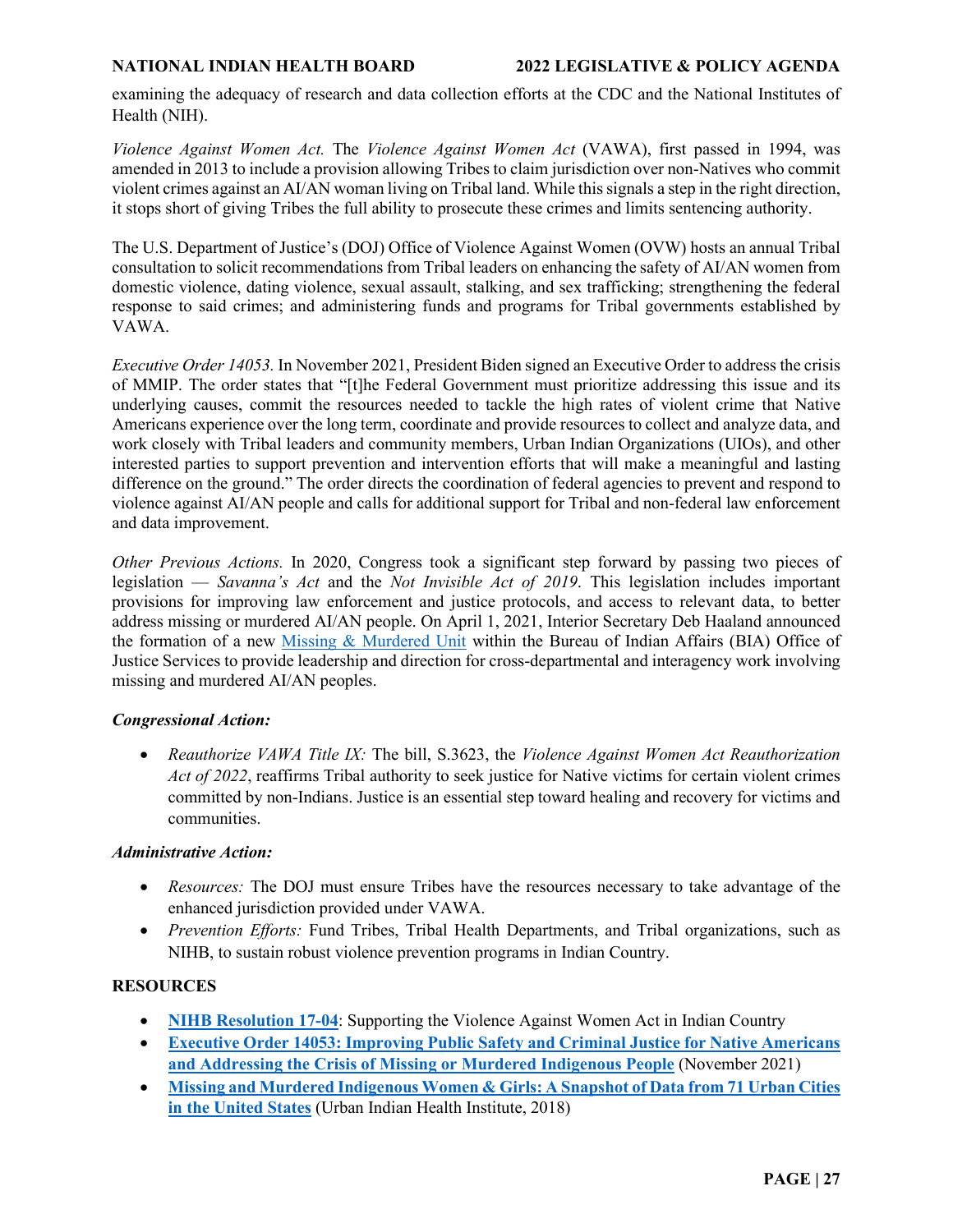examining the adequacy of research and data collection efforts at the CDC and the National Institutes of Health (NIH).

*Violence Against Women Act.* The *Violence Against Women Act* (VAWA), first passed in 1994, was amended in 2013 to include a provision allowing Tribes to claim jurisdiction over non-Natives who commit violent crimes against an AI/AN woman living on Tribal land. While this signals a step in the right direction, it stops short of giving Tribes the full ability to prosecute these crimes and limits sentencing authority.

The U.S. Department of Justice's (DOJ) Office of Violence Against Women (OVW) hosts an annual Tribal consultation to solicit recommendations from Tribal leaders on enhancing the safety of AI/AN women from domestic violence, dating violence, sexual assault, stalking, and sex trafficking; strengthening the federal response to said crimes; and administering funds and programs for Tribal governments established by VAWA.

*Executive Order 14053.* In November 2021, President Biden signed an Executive Order to address the crisis of MMIP. The order states that "[t]he Federal Government must prioritize addressing this issue and its underlying causes, commit the resources needed to tackle the high rates of violent crime that Native Americans experience over the long term, coordinate and provide resources to collect and analyze data, and work closely with Tribal leaders and community members, Urban Indian Organizations (UIOs), and other interested parties to support prevention and intervention efforts that will make a meaningful and lasting difference on the ground." The order directs the coordination of federal agencies to prevent and respond to violence against AI/AN people and calls for additional support for Tribal and non-federal law enforcement and data improvement.

*Other Previous Actions.* In 2020, Congress took a significant step forward by passing two pieces of legislation — *Savanna's Act* and the *Not Invisible Act of 2019*. This legislation includes important provisions for improving law enforcement and justice protocols, and access to relevant data, to better address missing or murdered AI/AN people. On April 1, 2021, Interior Secretary Deb Haaland announced the formation of a new Missing & Murdered Unit within the Bureau of Indian Affairs (BIA) Office of Justice Services to provide leadership and direction for cross-departmental and interagency work involving missing and murdered AI/AN peoples.

***Congressional Action:***

- *Reauthorize VAWA Title IX:* The bill, S.3623, the *Violence Against Women Act Reauthorization Act of 2022*, reaffirms Tribal authority to seek justice for Native victims for certain violent crimes committed by non-Indians. Justice is an essential step toward healing and recovery for victims and communities.

***Administrative Action:***

- *Resources:* The DOJ must ensure Tribes have the resources necessary to take advantage of the enhanced jurisdiction provided under VAWA.
- *Prevention Efforts:* Fund Tribes, Tribal Health Departments, and Tribal organizations, such as NIHB, to sustain robust violence prevention programs in Indian Country.

**RESOURCES**

- **NIHB Resolution 17-04**: Supporting the Violence Against Women Act in Indian Country
- **Executive Order 14053: Improving Public Safety and Criminal Justice for Native Americans and Addressing the Crisis of Missing or Murdered Indigenous People** (November 2021)
- **Missing and Murdered Indigenous Women & Girls: A Snapshot of Data from 71 Urban Cities in the United States** (Urban Indian Health Institute, 2018)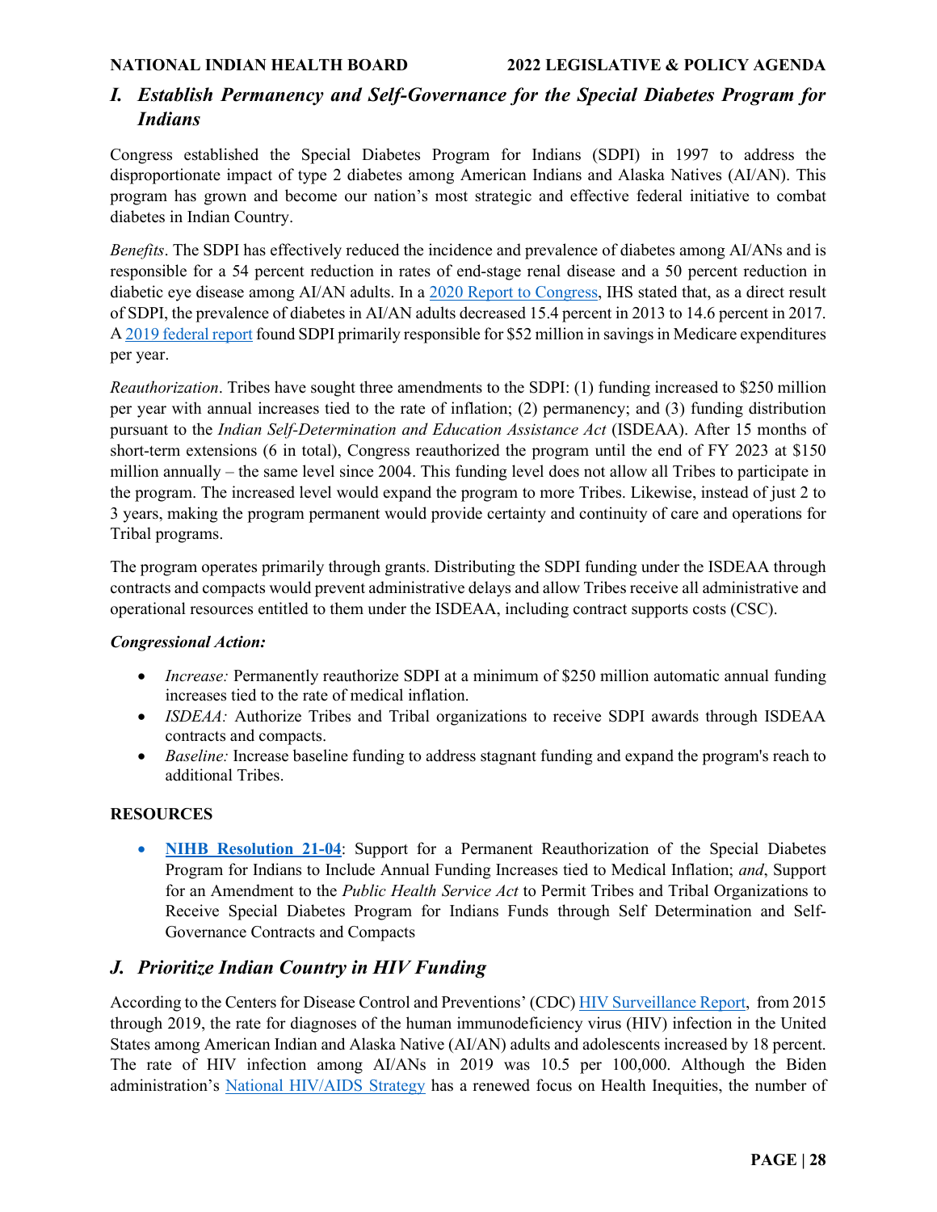## I. *Establish Permanency and Self-Governance for the Special Diabetes Program for Indians*

Congress established the Special Diabetes Program for Indians (SDPI) in 1997 to address the disproportionate impact of type 2 diabetes among American Indians and Alaska Natives (AI/AN). This program has grown and become our nation's most strategic and effective federal initiative to combat diabetes in Indian Country.

*Benefits*. The SDPI has effectively reduced the incidence and prevalence of diabetes among AI/ANs and is responsible for a 54 percent reduction in rates of end-stage renal disease and a 50 percent reduction in diabetic eye disease among AI/AN adults. In a 2020 Report to Congress, IHS stated that, as a direct result of SDPI, the prevalence of diabetes in AI/AN adults decreased 15.4 percent in 2013 to 14.6 percent in 2017. A 2019 federal report found SDPI primarily responsible for $52 million in savings in Medicare expenditures per year.

*Reauthorization*. Tribes have sought three amendments to the SDPI: (1) funding increased to $250 million per year with annual increases tied to the rate of inflation; (2) permanency; and (3) funding distribution pursuant to the *Indian Self-Determination and Education Assistance Act* (ISDEAA). After 15 months of short-term extensions (6 in total), Congress reauthorized the program until the end of FY 2023 at $150 million annually – the same level since 2004. This funding level does not allow all Tribes to participate in the program. The increased level would expand the program to more Tribes. Likewise, instead of just 2 to 3 years, making the program permanent would provide certainty and continuity of care and operations for Tribal programs.

The program operates primarily through grants. Distributing the SDPI funding under the ISDEAA through contracts and compacts would prevent administrative delays and allow Tribes receive all administrative and operational resources entitled to them under the ISDEAA, including contract supports costs (CSC).

***Congressional Action:***

- *Increase:* Permanently reauthorize SDPI at a minimum of $250 million automatic annual funding increases tied to the rate of medical inflation.
- *ISDEAA:* Authorize Tribes and Tribal organizations to receive SDPI awards through ISDEAA contracts and compacts.
- *Baseline:* Increase baseline funding to address stagnant funding and expand the program's reach to additional Tribes.

**RESOURCES**

- **NIHB Resolution 21-04**: Support for a Permanent Reauthorization of the Special Diabetes Program for Indians to Include Annual Funding Increases tied to Medical Inflation; *and*, Support for an Amendment to the *Public Health Service Act* to Permit Tribes and Tribal Organizations to Receive Special Diabetes Program for Indians Funds through Self Determination and Self-Governance Contracts and Compacts

## J. *Prioritize Indian Country in HIV Funding*

According to the Centers for Disease Control and Preventions' (CDC) HIV Surveillance Report, from 2015 through 2019, the rate for diagnoses of the human immunodeficiency virus (HIV) infection in the United States among American Indian and Alaska Native (AI/AN) adults and adolescents increased by 18 percent. The rate of HIV infection among AI/ANs in 2019 was 10.5 per 100,000. Although the Biden administration's National HIV/AIDS Strategy has a renewed focus on Health Inequities, the number of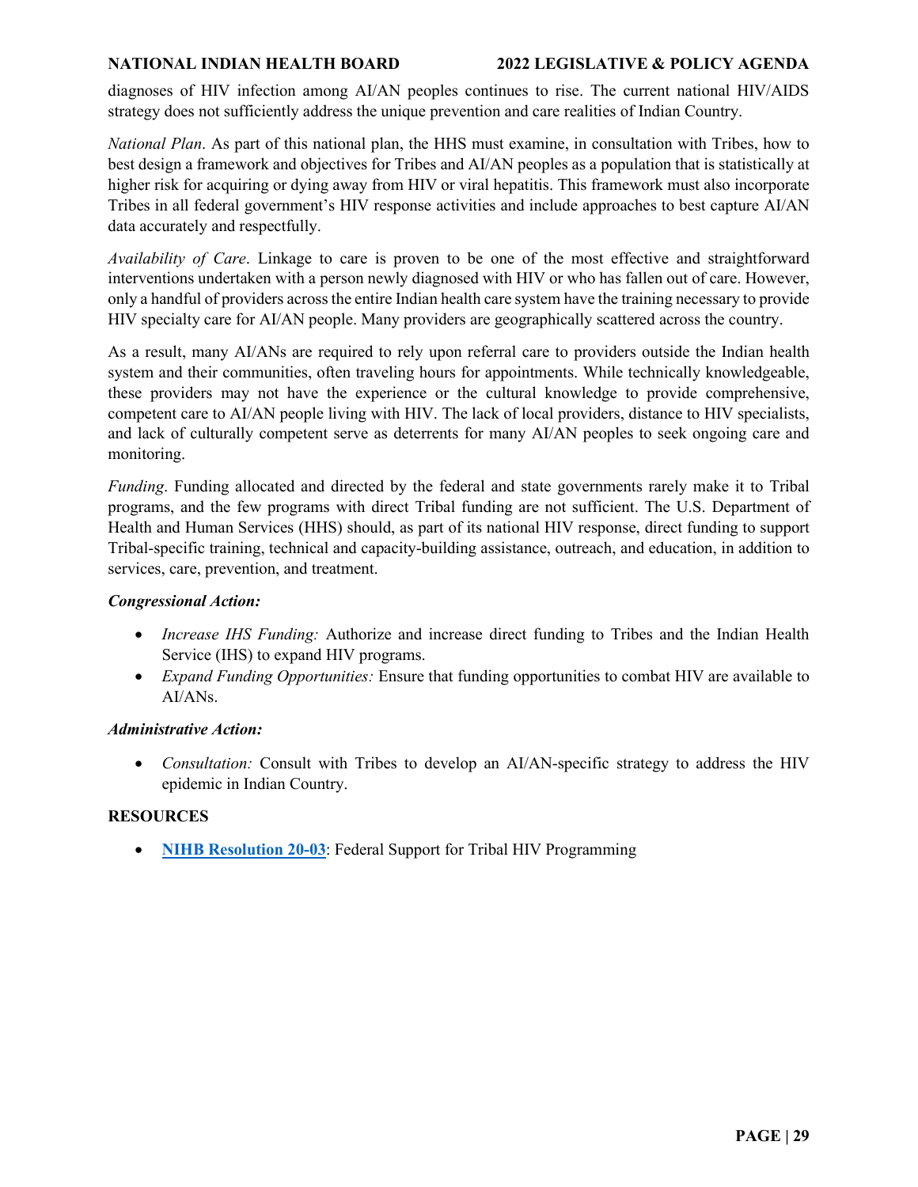diagnoses of HIV infection among AI/AN peoples continues to rise. The current national HIV/AIDS strategy does not sufficiently address the unique prevention and care realities of Indian Country.

*National Plan*. As part of this national plan, the HHS must examine, in consultation with Tribes, how to best design a framework and objectives for Tribes and AI/AN peoples as a population that is statistically at higher risk for acquiring or dying away from HIV or viral hepatitis. This framework must also incorporate Tribes in all federal government's HIV response activities and include approaches to best capture AI/AN data accurately and respectfully.

*Availability of Care*. Linkage to care is proven to be one of the most effective and straightforward interventions undertaken with a person newly diagnosed with HIV or who has fallen out of care. However, only a handful of providers across the entire Indian health care system have the training necessary to provide HIV specialty care for AI/AN people. Many providers are geographically scattered across the country.

As a result, many AI/ANs are required to rely upon referral care to providers outside the Indian health system and their communities, often traveling hours for appointments. While technically knowledgeable, these providers may not have the experience or the cultural knowledge to provide comprehensive, competent care to AI/AN people living with HIV. The lack of local providers, distance to HIV specialists, and lack of culturally competent serve as deterrents for many AI/AN peoples to seek ongoing care and monitoring.

*Funding*. Funding allocated and directed by the federal and state governments rarely make it to Tribal programs, and the few programs with direct Tribal funding are not sufficient. The U.S. Department of Health and Human Services (HHS) should, as part of its national HIV response, direct funding to support Tribal-specific training, technical and capacity-building assistance, outreach, and education, in addition to services, care, prevention, and treatment.

***Congressional Action:***

- *Increase IHS Funding:* Authorize and increase direct funding to Tribes and the Indian Health Service (IHS) to expand HIV programs.
- *Expand Funding Opportunities:* Ensure that funding opportunities to combat HIV are available to AI/ANs.

***Administrative Action:***

- *Consultation:* Consult with Tribes to develop an AI/AN-specific strategy to address the HIV epidemic in Indian Country.

**RESOURCES**

- **NIHB Resolution 20-03**: Federal Support for Tribal HIV Programming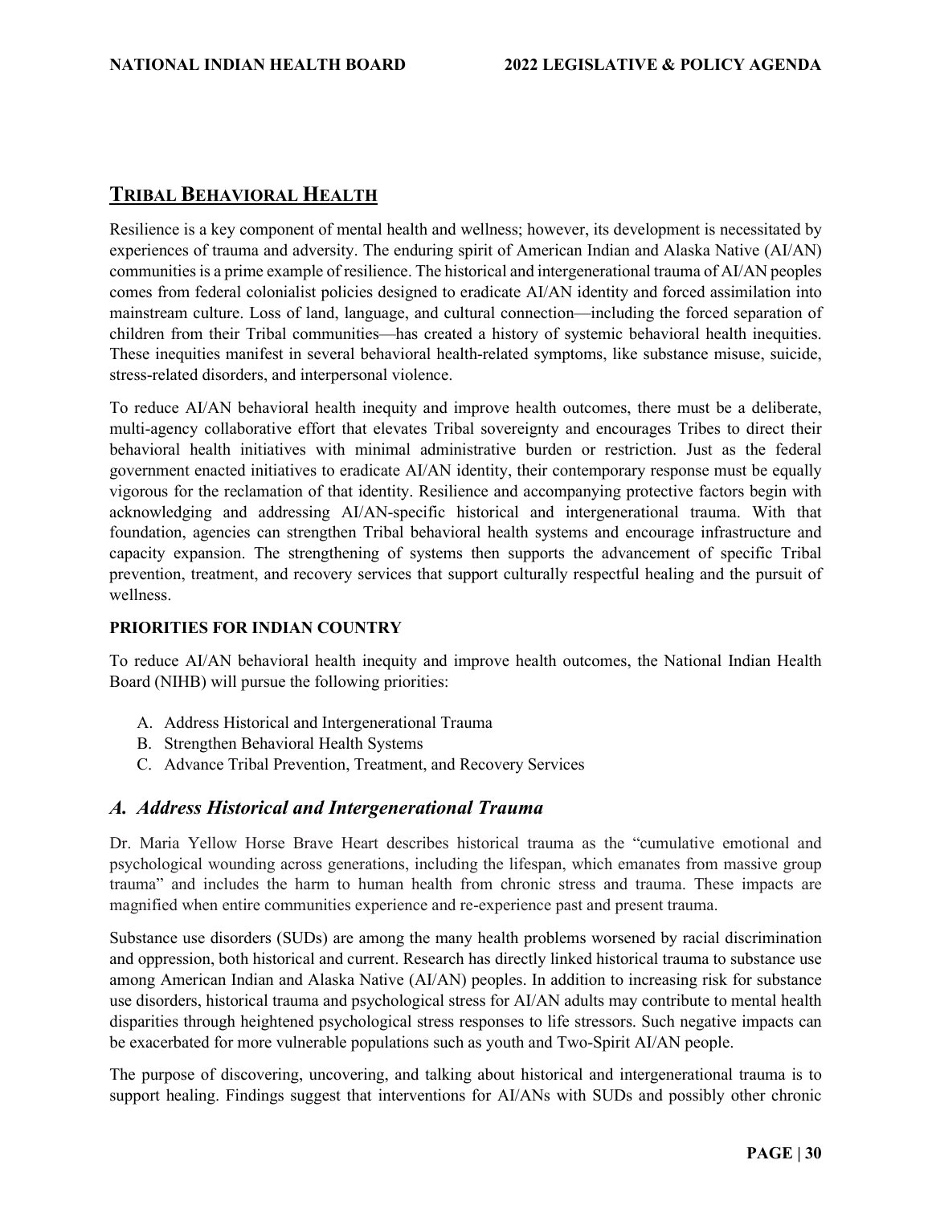## TRIBAL BEHAVIORAL HEALTH

Resilience is a key component of mental health and wellness; however, its development is necessitated by experiences of trauma and adversity. The enduring spirit of American Indian and Alaska Native (AI/AN) communities is a prime example of resilience. The historical and intergenerational trauma of AI/AN peoples comes from federal colonialist policies designed to eradicate AI/AN identity and forced assimilation into mainstream culture. Loss of land, language, and cultural connection—including the forced separation of children from their Tribal communities—has created a history of systemic behavioral health inequities. These inequities manifest in several behavioral health-related symptoms, like substance misuse, suicide, stress-related disorders, and interpersonal violence.

To reduce AI/AN behavioral health inequity and improve health outcomes, there must be a deliberate, multi-agency collaborative effort that elevates Tribal sovereignty and encourages Tribes to direct their behavioral health initiatives with minimal administrative burden or restriction. Just as the federal government enacted initiatives to eradicate AI/AN identity, their contemporary response must be equally vigorous for the reclamation of that identity. Resilience and accompanying protective factors begin with acknowledging and addressing AI/AN-specific historical and intergenerational trauma. With that foundation, agencies can strengthen Tribal behavioral health systems and encourage infrastructure and capacity expansion. The strengthening of systems then supports the advancement of specific Tribal prevention, treatment, and recovery services that support culturally respectful healing and the pursuit of wellness.

**PRIORITIES FOR INDIAN COUNTRY**

To reduce AI/AN behavioral health inequity and improve health outcomes, the National Indian Health Board (NIHB) will pursue the following priorities:

A. Address Historical and Intergenerational Trauma
B. Strengthen Behavioral Health Systems
C. Advance Tribal Prevention, Treatment, and Recovery Services

### *A. Address Historical and Intergenerational Trauma*

Dr. Maria Yellow Horse Brave Heart describes historical trauma as the "cumulative emotional and psychological wounding across generations, including the lifespan, which emanates from massive group trauma" and includes the harm to human health from chronic stress and trauma. These impacts are magnified when entire communities experience and re-experience past and present trauma.

Substance use disorders (SUDs) are among the many health problems worsened by racial discrimination and oppression, both historical and current. Research has directly linked historical trauma to substance use among American Indian and Alaska Native (AI/AN) peoples. In addition to increasing risk for substance use disorders, historical trauma and psychological stress for AI/AN adults may contribute to mental health disparities through heightened psychological stress responses to life stressors. Such negative impacts can be exacerbated for more vulnerable populations such as youth and Two-Spirit AI/AN people.

The purpose of discovering, uncovering, and talking about historical and intergenerational trauma is to support healing. Findings suggest that interventions for AI/ANs with SUDs and possibly other chronic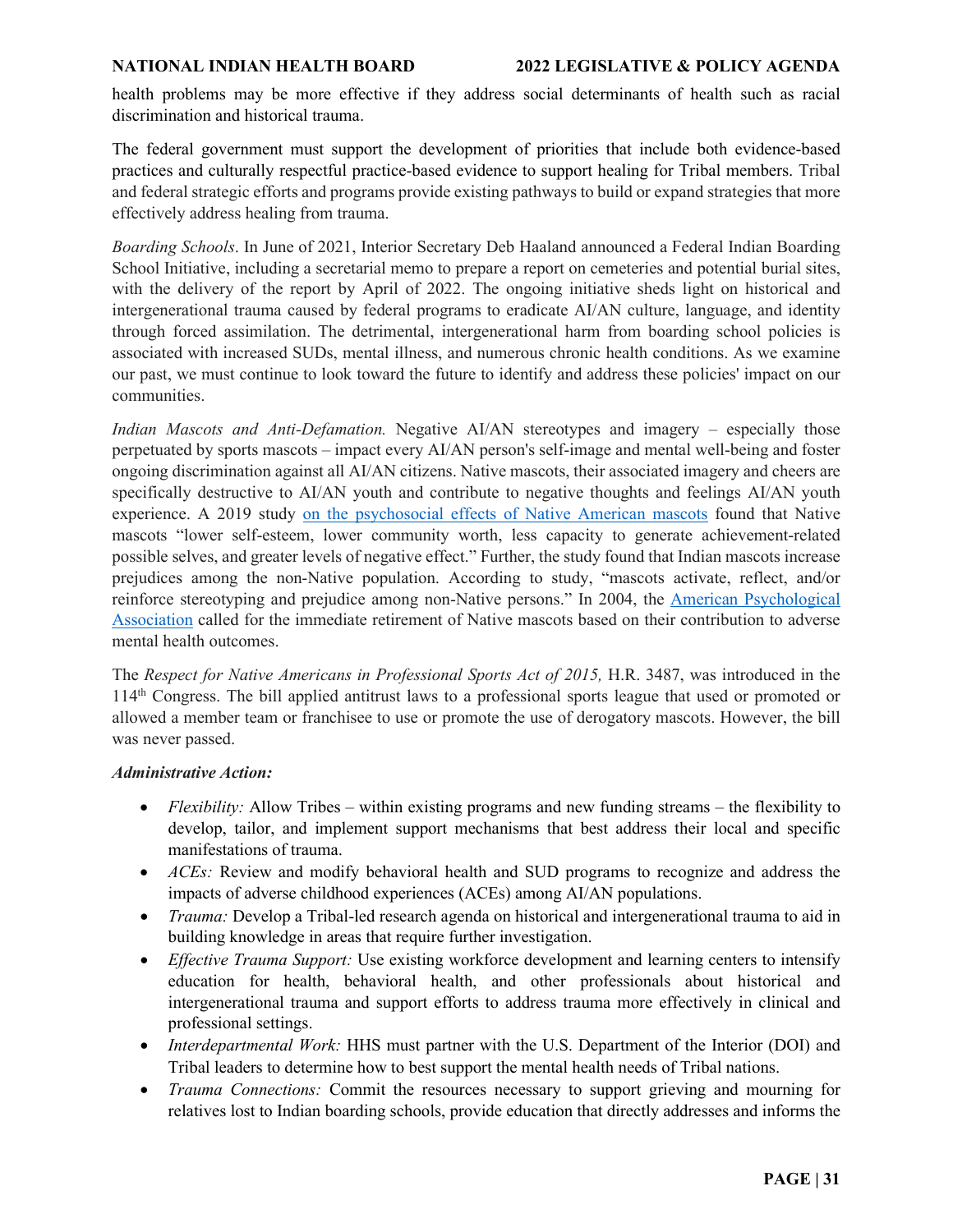health problems may be more effective if they address social determinants of health such as racial discrimination and historical trauma.

The federal government must support the development of priorities that include both evidence-based practices and culturally respectful practice-based evidence to support healing for Tribal members. Tribal and federal strategic efforts and programs provide existing pathways to build or expand strategies that more effectively address healing from trauma.

*Boarding Schools*. In June of 2021, Interior Secretary Deb Haaland announced a Federal Indian Boarding School Initiative, including a secretarial memo to prepare a report on cemeteries and potential burial sites, with the delivery of the report by April of 2022. The ongoing initiative sheds light on historical and intergenerational trauma caused by federal programs to eradicate AI/AN culture, language, and identity through forced assimilation. The detrimental, intergenerational harm from boarding school policies is associated with increased SUDs, mental illness, and numerous chronic health conditions. As we examine our past, we must continue to look toward the future to identify and address these policies' impact on our communities.

*Indian Mascots and Anti-Defamation.* Negative AI/AN stereotypes and imagery – especially those perpetuated by sports mascots – impact every AI/AN person's self-image and mental well-being and foster ongoing discrimination against all AI/AN citizens. Native mascots, their associated imagery and cheers are specifically destructive to AI/AN youth and contribute to negative thoughts and feelings AI/AN youth experience. A 2019 study on the psychosocial effects of Native American mascots found that Native mascots "lower self-esteem, lower community worth, less capacity to generate achievement-related possible selves, and greater levels of negative effect." Further, the study found that Indian mascots increase prejudices among the non-Native population. According to study, "mascots activate, reflect, and/or reinforce stereotyping and prejudice among non-Native persons." In 2004, the American Psychological Association called for the immediate retirement of Native mascots based on their contribution to adverse mental health outcomes.

The *Respect for Native Americans in Professional Sports Act of 2015,* H.R. 3487, was introduced in the 114th Congress. The bill applied antitrust laws to a professional sports league that used or promoted or allowed a member team or franchisee to use or promote the use of derogatory mascots. However, the bill was never passed.

***Administrative Action:***

- *Flexibility:* Allow Tribes – within existing programs and new funding streams – the flexibility to develop, tailor, and implement support mechanisms that best address their local and specific manifestations of trauma.
- *ACEs:* Review and modify behavioral health and SUD programs to recognize and address the impacts of adverse childhood experiences (ACEs) among AI/AN populations.
- *Trauma:* Develop a Tribal-led research agenda on historical and intergenerational trauma to aid in building knowledge in areas that require further investigation.
- *Effective Trauma Support:* Use existing workforce development and learning centers to intensify education for health, behavioral health, and other professionals about historical and intergenerational trauma and support efforts to address trauma more effectively in clinical and professional settings.
- *Interdepartmental Work:* HHS must partner with the U.S. Department of the Interior (DOI) and Tribal leaders to determine how to best support the mental health needs of Tribal nations.
- *Trauma Connections:* Commit the resources necessary to support grieving and mourning for relatives lost to Indian boarding schools, provide education that directly addresses and informs the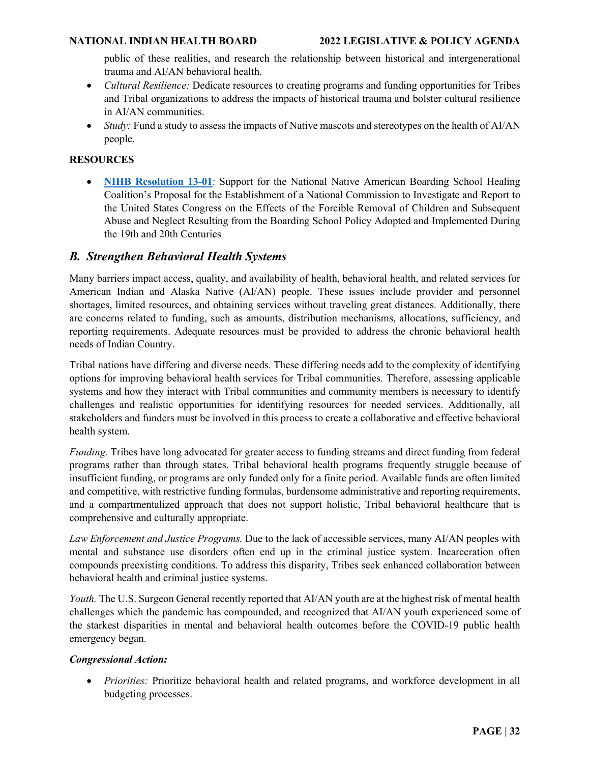public of these realities, and research the relationship between historical and intergenerational trauma and AI/AN behavioral health.

- *Cultural Resilience:* Dedicate resources to creating programs and funding opportunities for Tribes and Tribal organizations to address the impacts of historical trauma and bolster cultural resilience in AI/AN communities.
- *Study:* Fund a study to assess the impacts of Native mascots and stereotypes on the health of AI/AN people.

**RESOURCES**

- **NIHB Resolution 13-01**: Support for the National Native American Boarding School Healing Coalition's Proposal for the Establishment of a National Commission to Investigate and Report to the United States Congress on the Effects of the Forcible Removal of Children and Subsequent Abuse and Neglect Resulting from the Boarding School Policy Adopted and Implemented During the 19th and 20th Centuries

## *B. Strengthen Behavioral Health Systems*

Many barriers impact access, quality, and availability of health, behavioral health, and related services for American Indian and Alaska Native (AI/AN) people. These issues include provider and personnel shortages, limited resources, and obtaining services without traveling great distances. Additionally, there are concerns related to funding, such as amounts, distribution mechanisms, allocations, sufficiency, and reporting requirements. Adequate resources must be provided to address the chronic behavioral health needs of Indian Country.

Tribal nations have differing and diverse needs. These differing needs add to the complexity of identifying options for improving behavioral health services for Tribal communities. Therefore, assessing applicable systems and how they interact with Tribal communities and community members is necessary to identify challenges and realistic opportunities for identifying resources for needed services. Additionally, all stakeholders and funders must be involved in this process to create a collaborative and effective behavioral health system.

*Funding.* Tribes have long advocated for greater access to funding streams and direct funding from federal programs rather than through states. Tribal behavioral health programs frequently struggle because of insufficient funding, or programs are only funded only for a finite period. Available funds are often limited and competitive, with restrictive funding formulas, burdensome administrative and reporting requirements, and a compartmentalized approach that does not support holistic, Tribal behavioral healthcare that is comprehensive and culturally appropriate.

*Law Enforcement and Justice Programs.* Due to the lack of accessible services, many AI/AN peoples with mental and substance use disorders often end up in the criminal justice system. Incarceration often compounds preexisting conditions. To address this disparity, Tribes seek enhanced collaboration between behavioral health and criminal justice systems.

*Youth.* The U.S. Surgeon General recently reported that AI/AN youth are at the highest risk of mental health challenges which the pandemic has compounded, and recognized that AI/AN youth experienced some of the starkest disparities in mental and behavioral health outcomes before the COVID-19 public health emergency began.

***Congressional Action:***

- *Priorities:* Prioritize behavioral health and related programs, and workforce development in all budgeting processes.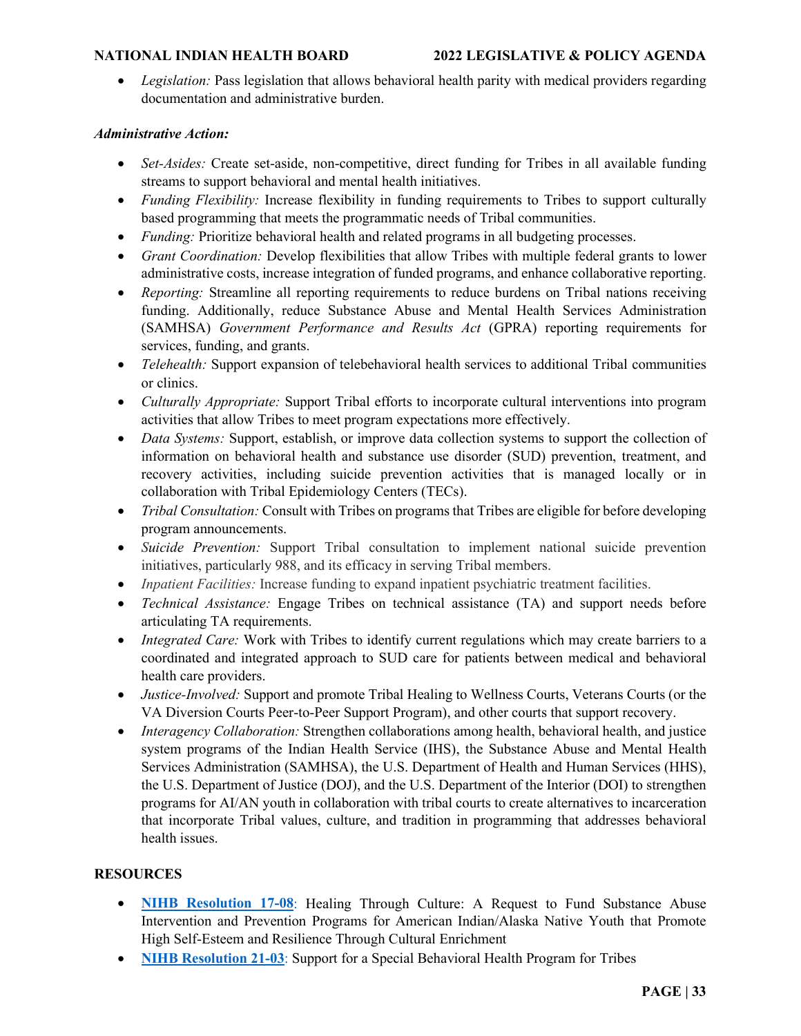- *Legislation:* Pass legislation that allows behavioral health parity with medical providers regarding documentation and administrative burden.

***Administrative Action:***

- *Set-Asides:* Create set-aside, non-competitive, direct funding for Tribes in all available funding streams to support behavioral and mental health initiatives.
- *Funding Flexibility:* Increase flexibility in funding requirements to Tribes to support culturally based programming that meets the programmatic needs of Tribal communities.
- *Funding:* Prioritize behavioral health and related programs in all budgeting processes.
- *Grant Coordination:* Develop flexibilities that allow Tribes with multiple federal grants to lower administrative costs, increase integration of funded programs, and enhance collaborative reporting.
- *Reporting:* Streamline all reporting requirements to reduce burdens on Tribal nations receiving funding. Additionally, reduce Substance Abuse and Mental Health Services Administration (SAMHSA) *Government Performance and Results Act* (GPRA) reporting requirements for services, funding, and grants.
- *Telehealth:* Support expansion of telebehavioral health services to additional Tribal communities or clinics.
- *Culturally Appropriate:* Support Tribal efforts to incorporate cultural interventions into program activities that allow Tribes to meet program expectations more effectively.
- *Data Systems:* Support, establish, or improve data collection systems to support the collection of information on behavioral health and substance use disorder (SUD) prevention, treatment, and recovery activities, including suicide prevention activities that is managed locally or in collaboration with Tribal Epidemiology Centers (TECs).
- *Tribal Consultation:* Consult with Tribes on programs that Tribes are eligible for before developing program announcements.
- *Suicide Prevention:* Support Tribal consultation to implement national suicide prevention initiatives, particularly 988, and its efficacy in serving Tribal members.
- *Inpatient Facilities:* Increase funding to expand inpatient psychiatric treatment facilities.
- *Technical Assistance:* Engage Tribes on technical assistance (TA) and support needs before articulating TA requirements.
- *Integrated Care:* Work with Tribes to identify current regulations which may create barriers to a coordinated and integrated approach to SUD care for patients between medical and behavioral health care providers.
- *Justice-Involved:* Support and promote Tribal Healing to Wellness Courts, Veterans Courts (or the VA Diversion Courts Peer-to-Peer Support Program), and other courts that support recovery.
- *Interagency Collaboration:* Strengthen collaborations among health, behavioral health, and justice system programs of the Indian Health Service (IHS), the Substance Abuse and Mental Health Services Administration (SAMHSA), the U.S. Department of Health and Human Services (HHS), the U.S. Department of Justice (DOJ), and the U.S. Department of the Interior (DOI) to strengthen programs for AI/AN youth in collaboration with tribal courts to create alternatives to incarceration that incorporate Tribal values, culture, and tradition in programming that addresses behavioral health issues.

**RESOURCES**

- **NIHB Resolution 17-08**: Healing Through Culture: A Request to Fund Substance Abuse Intervention and Prevention Programs for American Indian/Alaska Native Youth that Promote High Self-Esteem and Resilience Through Cultural Enrichment
- **NIHB Resolution 21-03**: Support for a Special Behavioral Health Program for Tribes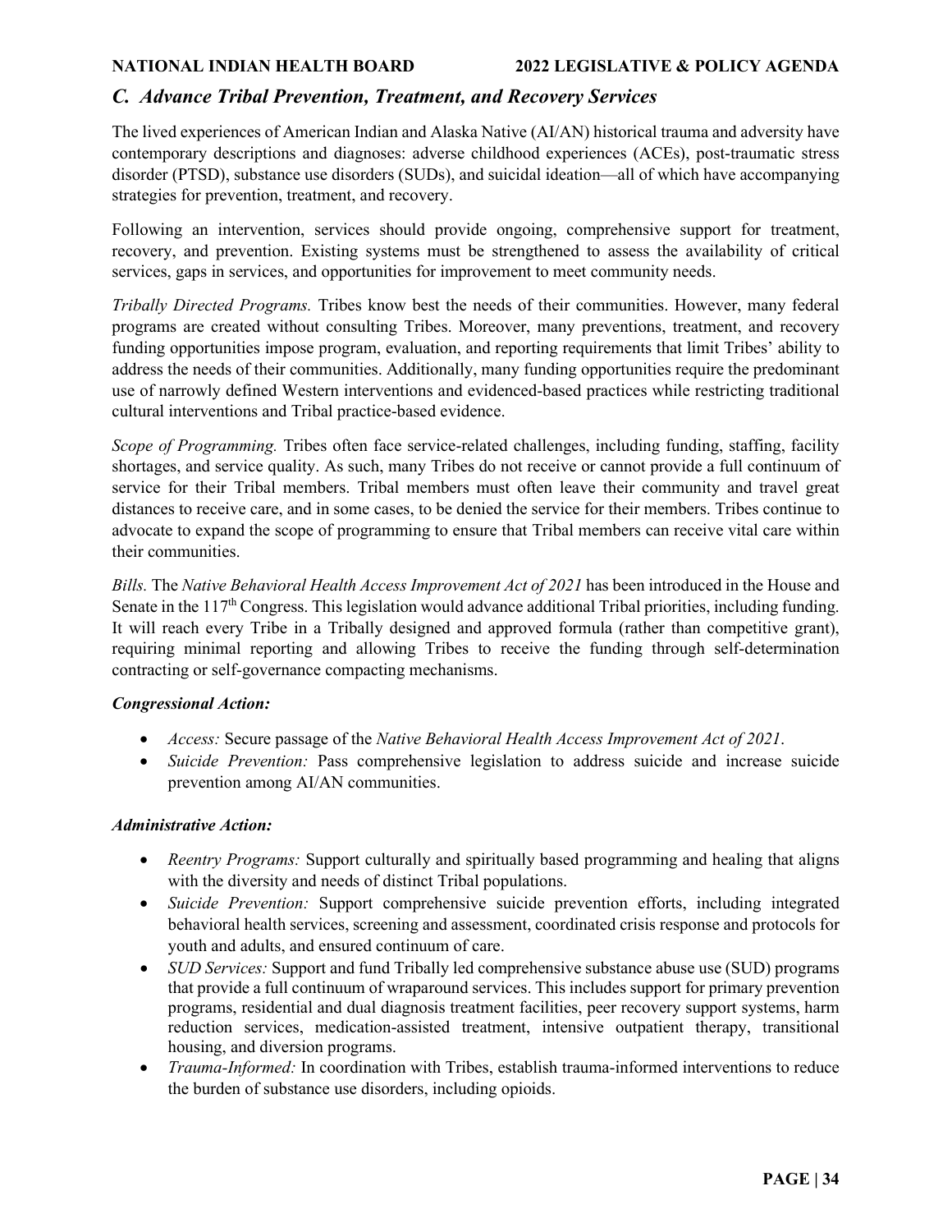## *C. Advance Tribal Prevention, Treatment, and Recovery Services*

The lived experiences of American Indian and Alaska Native (AI/AN) historical trauma and adversity have contemporary descriptions and diagnoses: adverse childhood experiences (ACEs), post-traumatic stress disorder (PTSD), substance use disorders (SUDs), and suicidal ideation—all of which have accompanying strategies for prevention, treatment, and recovery.

Following an intervention, services should provide ongoing, comprehensive support for treatment, recovery, and prevention. Existing systems must be strengthened to assess the availability of critical services, gaps in services, and opportunities for improvement to meet community needs.

*Tribally Directed Programs.* Tribes know best the needs of their communities. However, many federal programs are created without consulting Tribes. Moreover, many preventions, treatment, and recovery funding opportunities impose program, evaluation, and reporting requirements that limit Tribes' ability to address the needs of their communities. Additionally, many funding opportunities require the predominant use of narrowly defined Western interventions and evidenced-based practices while restricting traditional cultural interventions and Tribal practice-based evidence.

*Scope of Programming.* Tribes often face service-related challenges, including funding, staffing, facility shortages, and service quality. As such, many Tribes do not receive or cannot provide a full continuum of service for their Tribal members. Tribal members must often leave their community and travel great distances to receive care, and in some cases, to be denied the service for their members. Tribes continue to advocate to expand the scope of programming to ensure that Tribal members can receive vital care within their communities.

*Bills.* The *Native Behavioral Health Access Improvement Act of 2021* has been introduced in the House and Senate in the 117th Congress. This legislation would advance additional Tribal priorities, including funding. It will reach every Tribe in a Tribally designed and approved formula (rather than competitive grant), requiring minimal reporting and allowing Tribes to receive the funding through self-determination contracting or self-governance compacting mechanisms.

***Congressional Action:***

- *Access:* Secure passage of the *Native Behavioral Health Access Improvement Act of 2021*.
- *Suicide Prevention:* Pass comprehensive legislation to address suicide and increase suicide prevention among AI/AN communities.

***Administrative Action:***

- *Reentry Programs:* Support culturally and spiritually based programming and healing that aligns with the diversity and needs of distinct Tribal populations.
- *Suicide Prevention:* Support comprehensive suicide prevention efforts, including integrated behavioral health services, screening and assessment, coordinated crisis response and protocols for youth and adults, and ensured continuum of care.
- *SUD Services:* Support and fund Tribally led comprehensive substance abuse use (SUD) programs that provide a full continuum of wraparound services. This includes support for primary prevention programs, residential and dual diagnosis treatment facilities, peer recovery support systems, harm reduction services, medication-assisted treatment, intensive outpatient therapy, transitional housing, and diversion programs.
- *Trauma-Informed:* In coordination with Tribes, establish trauma-informed interventions to reduce the burden of substance use disorders, including opioids.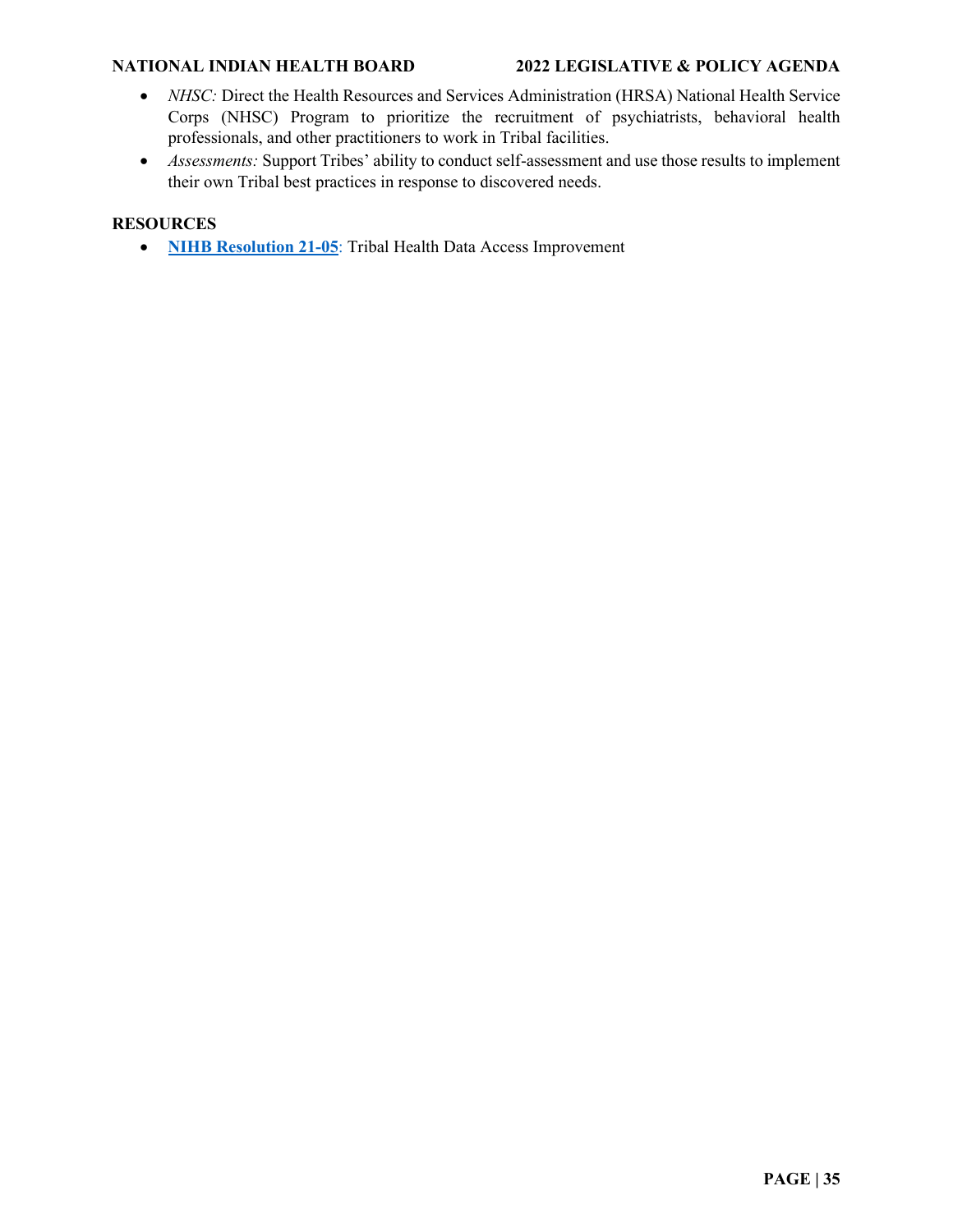- *NHSC:* Direct the Health Resources and Services Administration (HRSA) National Health Service Corps (NHSC) Program to prioritize the recruitment of psychiatrists, behavioral health professionals, and other practitioners to work in Tribal facilities.
- *Assessments:* Support Tribes' ability to conduct self-assessment and use those results to implement their own Tribal best practices in response to discovered needs.

**RESOURCES**

- **NIHB Resolution 21-05**: Tribal Health Data Access Improvement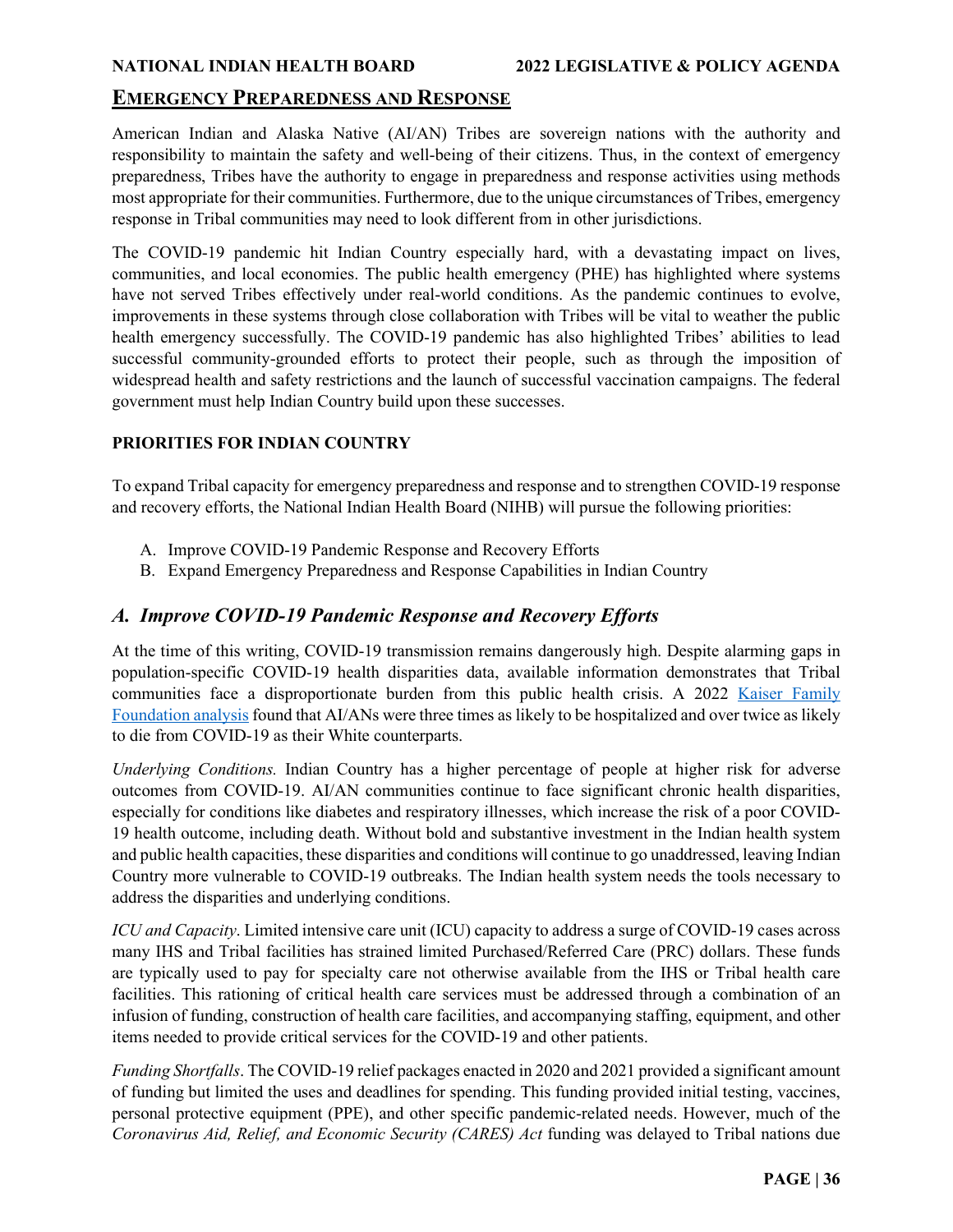## EMERGENCY PREPAREDNESS AND RESPONSE

American Indian and Alaska Native (AI/AN) Tribes are sovereign nations with the authority and responsibility to maintain the safety and well-being of their citizens. Thus, in the context of emergency preparedness, Tribes have the authority to engage in preparedness and response activities using methods most appropriate for their communities. Furthermore, due to the unique circumstances of Tribes, emergency response in Tribal communities may need to look different from in other jurisdictions.

The COVID-19 pandemic hit Indian Country especially hard, with a devastating impact on lives, communities, and local economies. The public health emergency (PHE) has highlighted where systems have not served Tribes effectively under real-world conditions. As the pandemic continues to evolve, improvements in these systems through close collaboration with Tribes will be vital to weather the public health emergency successfully. The COVID-19 pandemic has also highlighted Tribes' abilities to lead successful community-grounded efforts to protect their people, such as through the imposition of widespread health and safety restrictions and the launch of successful vaccination campaigns. The federal government must help Indian Country build upon these successes.

**PRIORITIES FOR INDIAN COUNTRY**

To expand Tribal capacity for emergency preparedness and response and to strengthen COVID-19 response and recovery efforts, the National Indian Health Board (NIHB) will pursue the following priorities:

A. Improve COVID-19 Pandemic Response and Recovery Efforts
B. Expand Emergency Preparedness and Response Capabilities in Indian Country

### *A. Improve COVID-19 Pandemic Response and Recovery Efforts*

At the time of this writing, COVID-19 transmission remains dangerously high. Despite alarming gaps in population-specific COVID-19 health disparities data, available information demonstrates that Tribal communities face a disproportionate burden from this public health crisis. A 2022 Kaiser Family Foundation analysis found that AI/ANs were three times as likely to be hospitalized and over twice as likely to die from COVID-19 as their White counterparts.

*Underlying Conditions.* Indian Country has a higher percentage of people at higher risk for adverse outcomes from COVID-19. AI/AN communities continue to face significant chronic health disparities, especially for conditions like diabetes and respiratory illnesses, which increase the risk of a poor COVID-19 health outcome, including death. Without bold and substantive investment in the Indian health system and public health capacities, these disparities and conditions will continue to go unaddressed, leaving Indian Country more vulnerable to COVID-19 outbreaks. The Indian health system needs the tools necessary to address the disparities and underlying conditions.

*ICU and Capacity*. Limited intensive care unit (ICU) capacity to address a surge of COVID-19 cases across many IHS and Tribal facilities has strained limited Purchased/Referred Care (PRC) dollars. These funds are typically used to pay for specialty care not otherwise available from the IHS or Tribal health care facilities. This rationing of critical health care services must be addressed through a combination of an infusion of funding, construction of health care facilities, and accompanying staffing, equipment, and other items needed to provide critical services for the COVID-19 and other patients.

*Funding Shortfalls*. The COVID-19 relief packages enacted in 2020 and 2021 provided a significant amount of funding but limited the uses and deadlines for spending. This funding provided initial testing, vaccines, personal protective equipment (PPE), and other specific pandemic-related needs. However, much of the *Coronavirus Aid, Relief, and Economic Security (CARES) Act* funding was delayed to Tribal nations due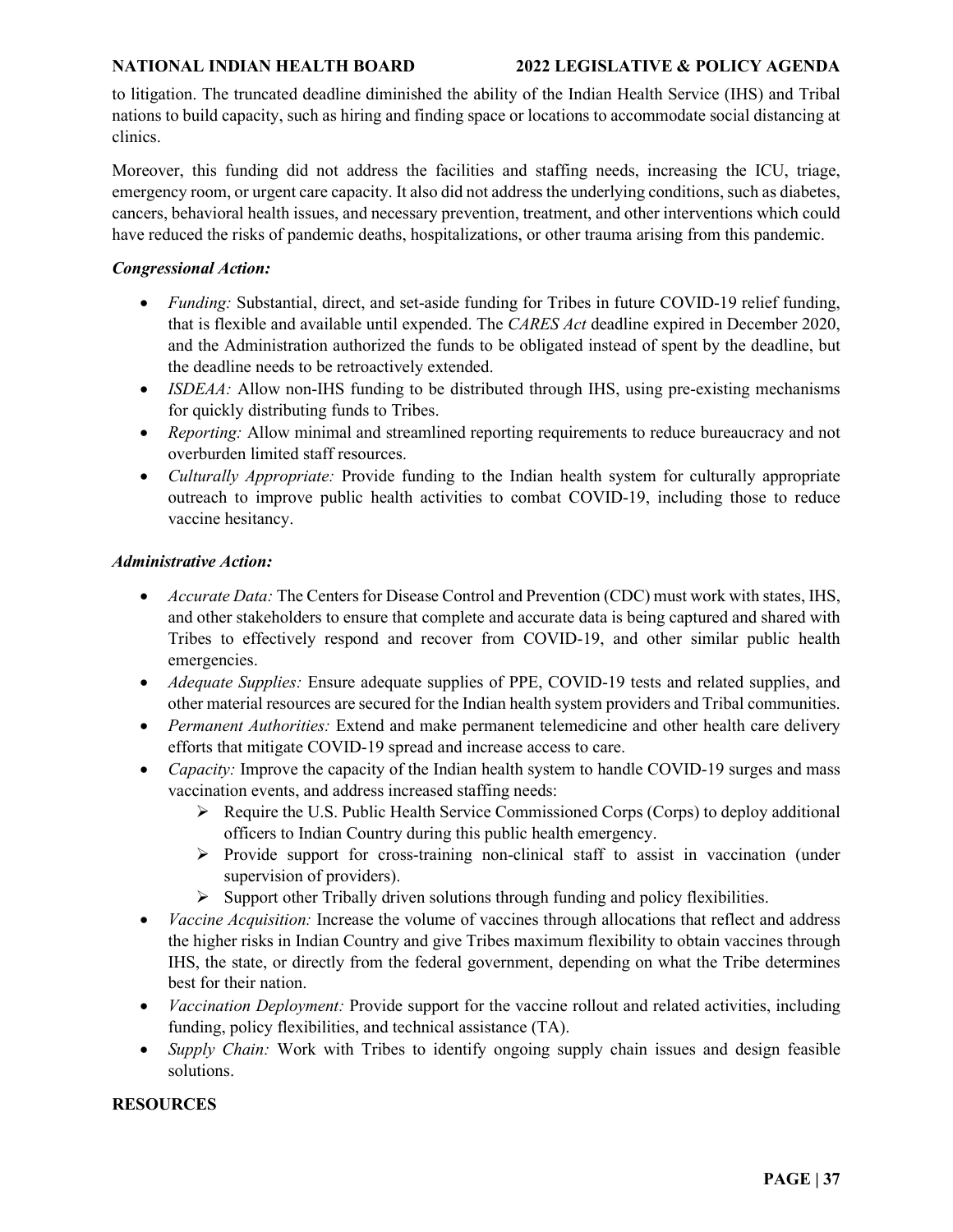to litigation. The truncated deadline diminished the ability of the Indian Health Service (IHS) and Tribal nations to build capacity, such as hiring and finding space or locations to accommodate social distancing at clinics.

Moreover, this funding did not address the facilities and staffing needs, increasing the ICU, triage, emergency room, or urgent care capacity. It also did not address the underlying conditions, such as diabetes, cancers, behavioral health issues, and necessary prevention, treatment, and other interventions which could have reduced the risks of pandemic deaths, hospitalizations, or other trauma arising from this pandemic.

***Congressional Action:***

- *Funding:* Substantial, direct, and set-aside funding for Tribes in future COVID-19 relief funding, that is flexible and available until expended. The *CARES Act* deadline expired in December 2020, and the Administration authorized the funds to be obligated instead of spent by the deadline, but the deadline needs to be retroactively extended.
- *ISDEAA:* Allow non-IHS funding to be distributed through IHS, using pre-existing mechanisms for quickly distributing funds to Tribes.
- *Reporting:* Allow minimal and streamlined reporting requirements to reduce bureaucracy and not overburden limited staff resources.
- *Culturally Appropriate:* Provide funding to the Indian health system for culturally appropriate outreach to improve public health activities to combat COVID-19, including those to reduce vaccine hesitancy.

***Administrative Action:***

- *Accurate Data:* The Centers for Disease Control and Prevention (CDC) must work with states, IHS, and other stakeholders to ensure that complete and accurate data is being captured and shared with Tribes to effectively respond and recover from COVID-19, and other similar public health emergencies.
- *Adequate Supplies:* Ensure adequate supplies of PPE, COVID-19 tests and related supplies, and other material resources are secured for the Indian health system providers and Tribal communities.
- *Permanent Authorities:* Extend and make permanent telemedicine and other health care delivery efforts that mitigate COVID-19 spread and increase access to care.
- *Capacity:* Improve the capacity of the Indian health system to handle COVID-19 surges and mass vaccination events, and address increased staffing needs:
  - Require the U.S. Public Health Service Commissioned Corps (Corps) to deploy additional officers to Indian Country during this public health emergency.
  - Provide support for cross-training non-clinical staff to assist in vaccination (under supervision of providers).
  - Support other Tribally driven solutions through funding and policy flexibilities.
- *Vaccine Acquisition:* Increase the volume of vaccines through allocations that reflect and address the higher risks in Indian Country and give Tribes maximum flexibility to obtain vaccines through IHS, the state, or directly from the federal government, depending on what the Tribe determines best for their nation.
- *Vaccination Deployment:* Provide support for the vaccine rollout and related activities, including funding, policy flexibilities, and technical assistance (TA).
- *Supply Chain:* Work with Tribes to identify ongoing supply chain issues and design feasible solutions.

**RESOURCES**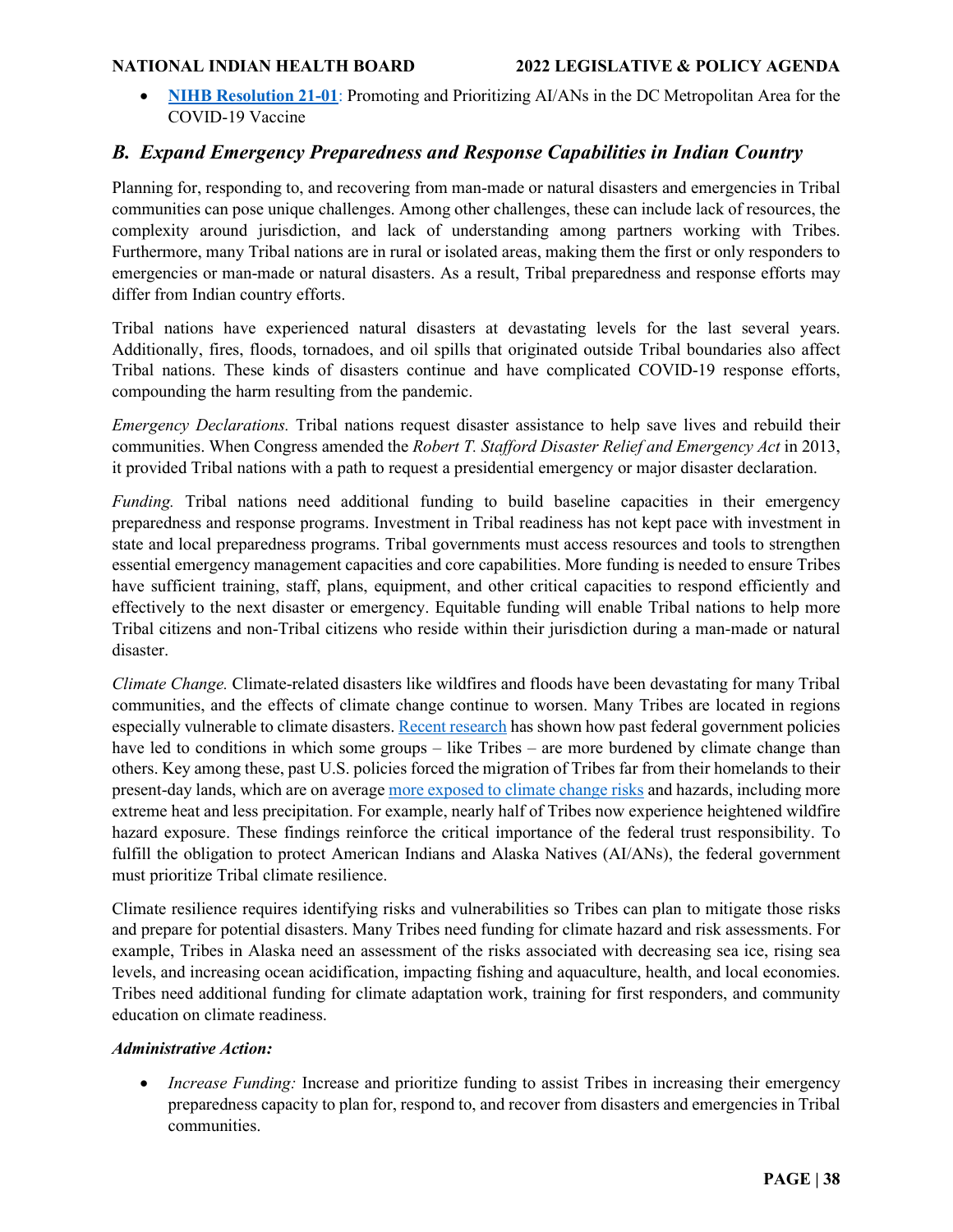- **NIHB Resolution 21-01**: Promoting and Prioritizing AI/ANs in the DC Metropolitan Area for the COVID-19 Vaccine

## *B. Expand Emergency Preparedness and Response Capabilities in Indian Country*

Planning for, responding to, and recovering from man-made or natural disasters and emergencies in Tribal communities can pose unique challenges. Among other challenges, these can include lack of resources, the complexity around jurisdiction, and lack of understanding among partners working with Tribes. Furthermore, many Tribal nations are in rural or isolated areas, making them the first or only responders to emergencies or man-made or natural disasters. As a result, Tribal preparedness and response efforts may differ from Indian country efforts.

Tribal nations have experienced natural disasters at devastating levels for the last several years. Additionally, fires, floods, tornadoes, and oil spills that originated outside Tribal boundaries also affect Tribal nations. These kinds of disasters continue and have complicated COVID-19 response efforts, compounding the harm resulting from the pandemic.

*Emergency Declarations.* Tribal nations request disaster assistance to help save lives and rebuild their communities. When Congress amended the *Robert T. Stafford Disaster Relief and Emergency Act* in 2013, it provided Tribal nations with a path to request a presidential emergency or major disaster declaration.

*Funding.* Tribal nations need additional funding to build baseline capacities in their emergency preparedness and response programs. Investment in Tribal readiness has not kept pace with investment in state and local preparedness programs. Tribal governments must access resources and tools to strengthen essential emergency management capacities and core capabilities. More funding is needed to ensure Tribes have sufficient training, staff, plans, equipment, and other critical capacities to respond efficiently and effectively to the next disaster or emergency. Equitable funding will enable Tribal nations to help more Tribal citizens and non-Tribal citizens who reside within their jurisdiction during a man-made or natural disaster.

*Climate Change.* Climate-related disasters like wildfires and floods have been devastating for many Tribal communities, and the effects of climate change continue to worsen. Many Tribes are located in regions especially vulnerable to climate disasters. Recent research has shown how past federal government policies have led to conditions in which some groups – like Tribes – are more burdened by climate change than others. Key among these, past U.S. policies forced the migration of Tribes far from their homelands to their present-day lands, which are on average more exposed to climate change risks and hazards, including more extreme heat and less precipitation. For example, nearly half of Tribes now experience heightened wildfire hazard exposure. These findings reinforce the critical importance of the federal trust responsibility. To fulfill the obligation to protect American Indians and Alaska Natives (AI/ANs), the federal government must prioritize Tribal climate resilience.

Climate resilience requires identifying risks and vulnerabilities so Tribes can plan to mitigate those risks and prepare for potential disasters. Many Tribes need funding for climate hazard and risk assessments. For example, Tribes in Alaska need an assessment of the risks associated with decreasing sea ice, rising sea levels, and increasing ocean acidification, impacting fishing and aquaculture, health, and local economies. Tribes need additional funding for climate adaptation work, training for first responders, and community education on climate readiness.

***Administrative Action:***

- *Increase Funding:* Increase and prioritize funding to assist Tribes in increasing their emergency preparedness capacity to plan for, respond to, and recover from disasters and emergencies in Tribal communities.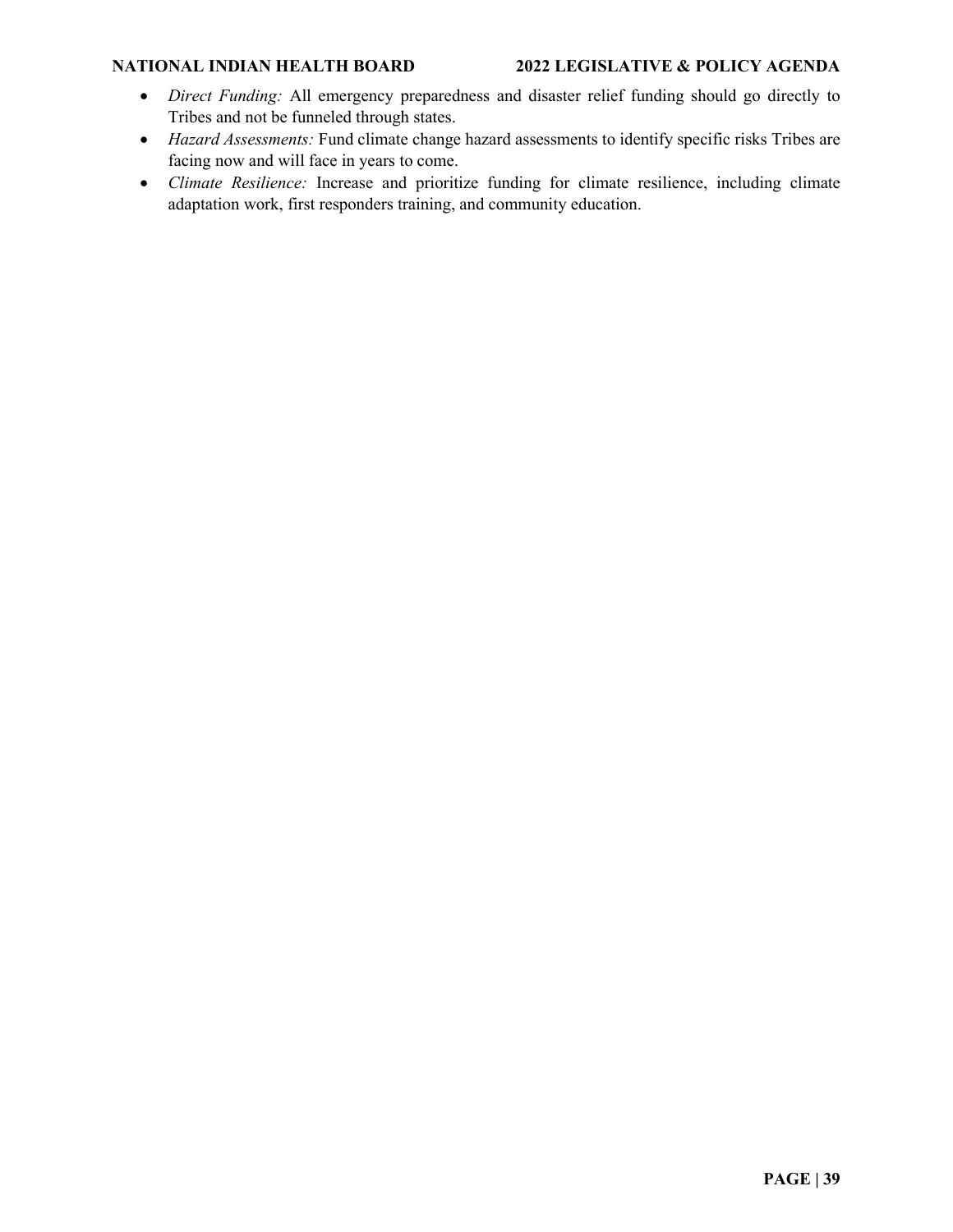- *Direct Funding:* All emergency preparedness and disaster relief funding should go directly to Tribes and not be funneled through states.
- *Hazard Assessments:* Fund climate change hazard assessments to identify specific risks Tribes are facing now and will face in years to come.
- *Climate Resilience:* Increase and prioritize funding for climate resilience, including climate adaptation work, first responders training, and community education.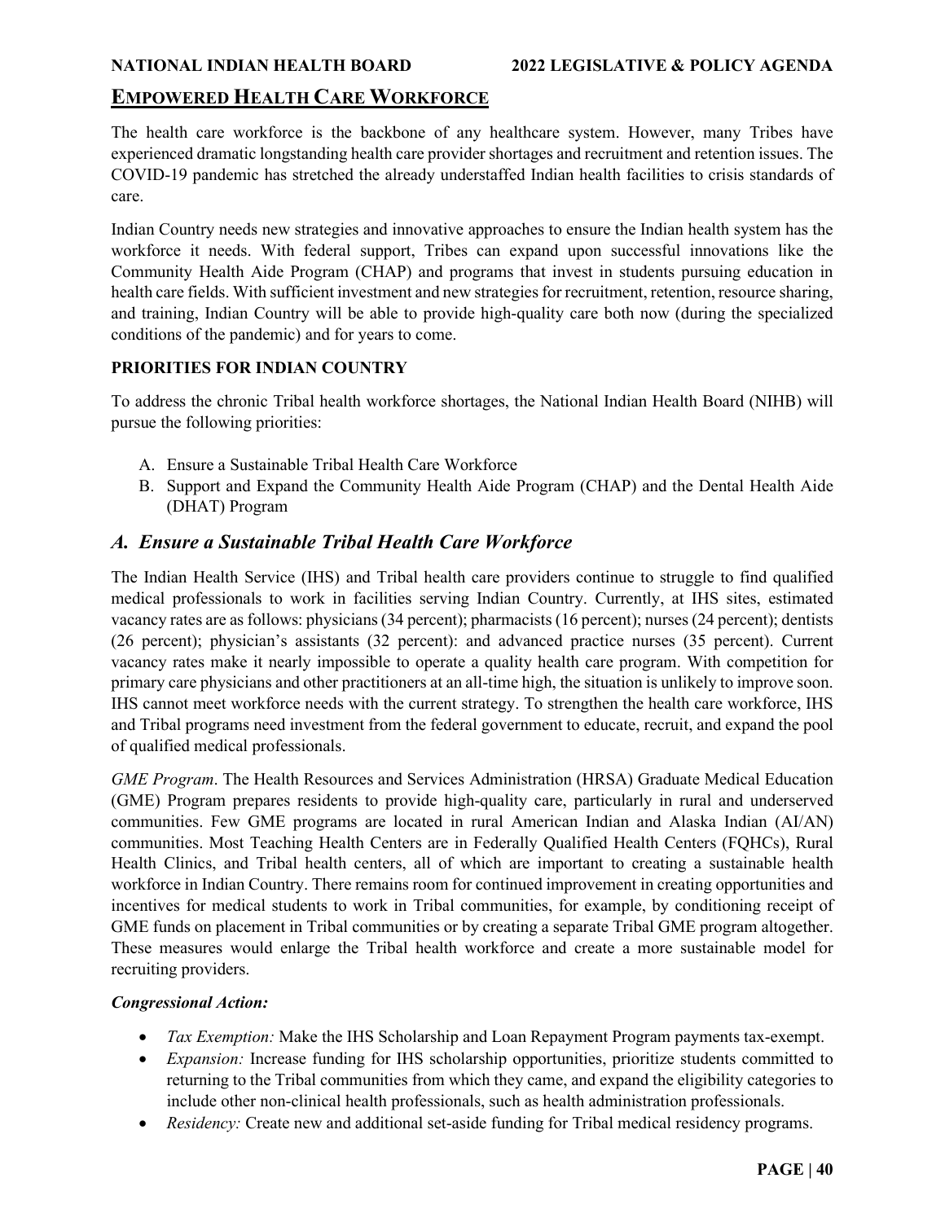## EMPOWERED HEALTH CARE WORKFORCE

The health care workforce is the backbone of any healthcare system. However, many Tribes have experienced dramatic longstanding health care provider shortages and recruitment and retention issues. The COVID-19 pandemic has stretched the already understaffed Indian health facilities to crisis standards of care.

Indian Country needs new strategies and innovative approaches to ensure the Indian health system has the workforce it needs. With federal support, Tribes can expand upon successful innovations like the Community Health Aide Program (CHAP) and programs that invest in students pursuing education in health care fields. With sufficient investment and new strategies for recruitment, retention, resource sharing, and training, Indian Country will be able to provide high-quality care both now (during the specialized conditions of the pandemic) and for years to come.

### PRIORITIES FOR INDIAN COUNTRY

To address the chronic Tribal health workforce shortages, the National Indian Health Board (NIHB) will pursue the following priorities:

A. Ensure a Sustainable Tribal Health Care Workforce
B. Support and Expand the Community Health Aide Program (CHAP) and the Dental Health Aide (DHAT) Program

### *A. Ensure a Sustainable Tribal Health Care Workforce*

The Indian Health Service (IHS) and Tribal health care providers continue to struggle to find qualified medical professionals to work in facilities serving Indian Country. Currently, at IHS sites, estimated vacancy rates are as follows: physicians (34 percent); pharmacists (16 percent); nurses (24 percent); dentists (26 percent); physician's assistants (32 percent): and advanced practice nurses (35 percent). Current vacancy rates make it nearly impossible to operate a quality health care program. With competition for primary care physicians and other practitioners at an all-time high, the situation is unlikely to improve soon. IHS cannot meet workforce needs with the current strategy. To strengthen the health care workforce, IHS and Tribal programs need investment from the federal government to educate, recruit, and expand the pool of qualified medical professionals.

*GME Program*. The Health Resources and Services Administration (HRSA) Graduate Medical Education (GME) Program prepares residents to provide high-quality care, particularly in rural and underserved communities. Few GME programs are located in rural American Indian and Alaska Indian (AI/AN) communities. Most Teaching Health Centers are in Federally Qualified Health Centers (FQHCs), Rural Health Clinics, and Tribal health centers, all of which are important to creating a sustainable health workforce in Indian Country. There remains room for continued improvement in creating opportunities and incentives for medical students to work in Tribal communities, for example, by conditioning receipt of GME funds on placement in Tribal communities or by creating a separate Tribal GME program altogether. These measures would enlarge the Tribal health workforce and create a more sustainable model for recruiting providers.

***Congressional Action:***

- *Tax Exemption:* Make the IHS Scholarship and Loan Repayment Program payments tax-exempt.
- *Expansion:* Increase funding for IHS scholarship opportunities, prioritize students committed to returning to the Tribal communities from which they came, and expand the eligibility categories to include other non-clinical health professionals, such as health administration professionals.
- *Residency:* Create new and additional set-aside funding for Tribal medical residency programs.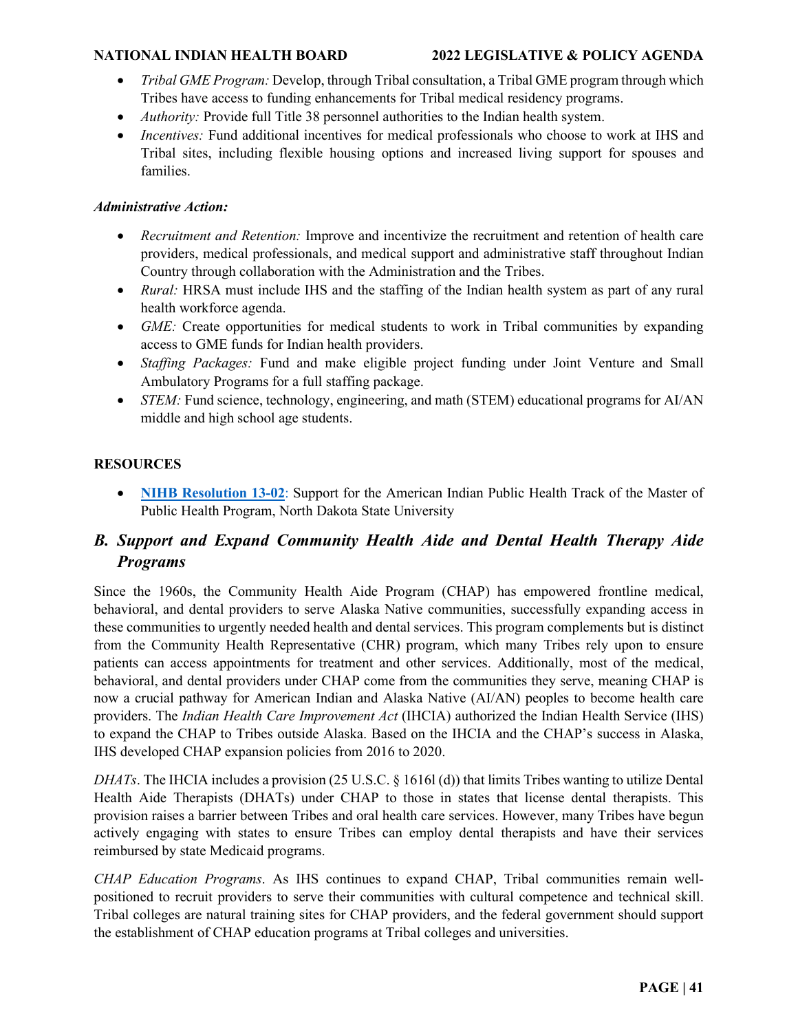- *Tribal GME Program:* Develop, through Tribal consultation, a Tribal GME program through which Tribes have access to funding enhancements for Tribal medical residency programs.
- *Authority:* Provide full Title 38 personnel authorities to the Indian health system.
- *Incentives:* Fund additional incentives for medical professionals who choose to work at IHS and Tribal sites, including flexible housing options and increased living support for spouses and families.

***Administrative Action:***

- *Recruitment and Retention:* Improve and incentivize the recruitment and retention of health care providers, medical professionals, and medical support and administrative staff throughout Indian Country through collaboration with the Administration and the Tribes.
- *Rural:* HRSA must include IHS and the staffing of the Indian health system as part of any rural health workforce agenda.
- *GME:* Create opportunities for medical students to work in Tribal communities by expanding access to GME funds for Indian health providers.
- *Staffing Packages:* Fund and make eligible project funding under Joint Venture and Small Ambulatory Programs for a full staffing package.
- *STEM:* Fund science, technology, engineering, and math (STEM) educational programs for AI/AN middle and high school age students.

**RESOURCES**

- **NIHB Resolution 13-02**: Support for the American Indian Public Health Track of the Master of Public Health Program, North Dakota State University

## *B. Support and Expand Community Health Aide and Dental Health Therapy Aide Programs*

Since the 1960s, the Community Health Aide Program (CHAP) has empowered frontline medical, behavioral, and dental providers to serve Alaska Native communities, successfully expanding access in these communities to urgently needed health and dental services. This program complements but is distinct from the Community Health Representative (CHR) program, which many Tribes rely upon to ensure patients can access appointments for treatment and other services. Additionally, most of the medical, behavioral, and dental providers under CHAP come from the communities they serve, meaning CHAP is now a crucial pathway for American Indian and Alaska Native (AI/AN) peoples to become health care providers. The *Indian Health Care Improvement Act* (IHCIA) authorized the Indian Health Service (IHS) to expand the CHAP to Tribes outside Alaska. Based on the IHCIA and the CHAP's success in Alaska, IHS developed CHAP expansion policies from 2016 to 2020.

*DHATs*. The IHCIA includes a provision (25 U.S.C. § 1616l (d)) that limits Tribes wanting to utilize Dental Health Aide Therapists (DHATs) under CHAP to those in states that license dental therapists. This provision raises a barrier between Tribes and oral health care services. However, many Tribes have begun actively engaging with states to ensure Tribes can employ dental therapists and have their services reimbursed by state Medicaid programs.

*CHAP Education Programs*. As IHS continues to expand CHAP, Tribal communities remain well-positioned to recruit providers to serve their communities with cultural competence and technical skill. Tribal colleges are natural training sites for CHAP providers, and the federal government should support the establishment of CHAP education programs at Tribal colleges and universities.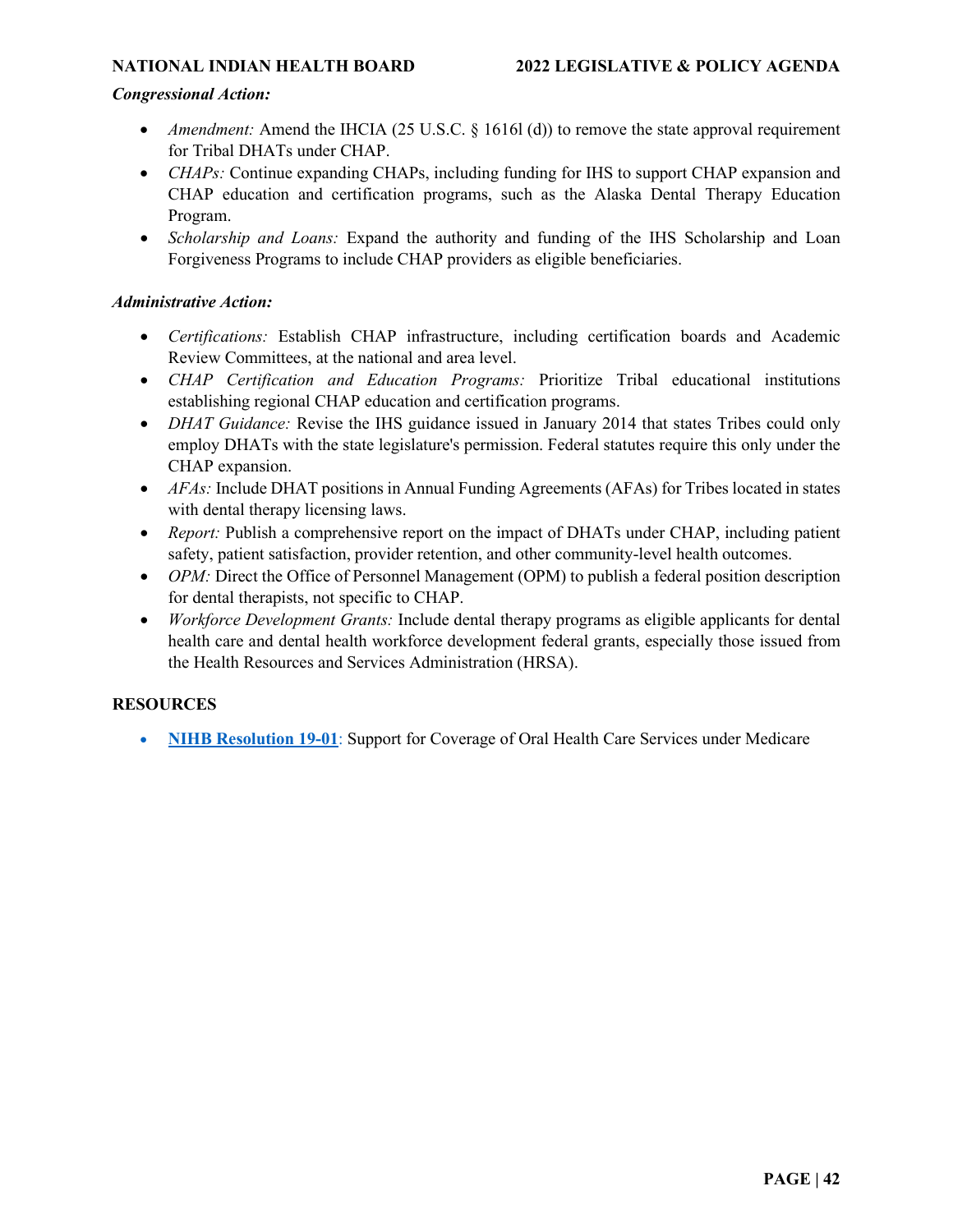***Congressional Action:***

- *Amendment:* Amend the IHCIA (25 U.S.C. § 1616l (d)) to remove the state approval requirement for Tribal DHATs under CHAP.
- *CHAPs:* Continue expanding CHAPs, including funding for IHS to support CHAP expansion and CHAP education and certification programs, such as the Alaska Dental Therapy Education Program.
- *Scholarship and Loans:* Expand the authority and funding of the IHS Scholarship and Loan Forgiveness Programs to include CHAP providers as eligible beneficiaries.

***Administrative Action:***

- *Certifications:* Establish CHAP infrastructure, including certification boards and Academic Review Committees, at the national and area level.
- *CHAP Certification and Education Programs:* Prioritize Tribal educational institutions establishing regional CHAP education and certification programs.
- *DHAT Guidance:* Revise the IHS guidance issued in January 2014 that states Tribes could only employ DHATs with the state legislature's permission. Federal statutes require this only under the CHAP expansion.
- *AFAs:* Include DHAT positions in Annual Funding Agreements (AFAs) for Tribes located in states with dental therapy licensing laws.
- *Report:* Publish a comprehensive report on the impact of DHATs under CHAP, including patient safety, patient satisfaction, provider retention, and other community-level health outcomes.
- *OPM:* Direct the Office of Personnel Management (OPM) to publish a federal position description for dental therapists, not specific to CHAP.
- *Workforce Development Grants:* Include dental therapy programs as eligible applicants for dental health care and dental health workforce development federal grants, especially those issued from the Health Resources and Services Administration (HRSA).

## RESOURCES

- **NIHB Resolution 19-01**: Support for Coverage of Oral Health Care Services under Medicare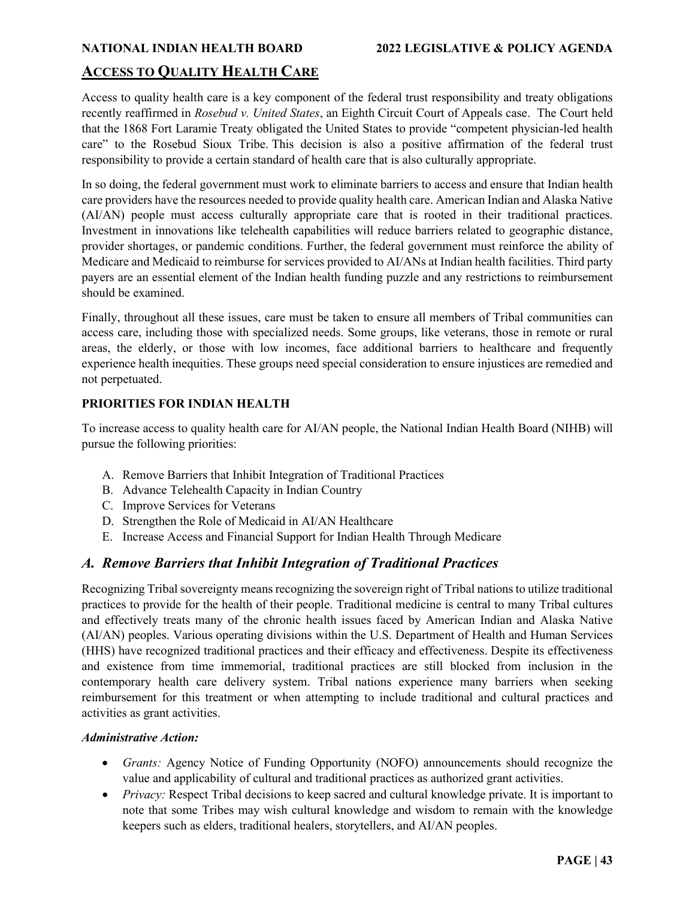## ACCESS TO QUALITY HEALTH CARE

Access to quality health care is a key component of the federal trust responsibility and treaty obligations recently reaffirmed in *Rosebud v. United States*, an Eighth Circuit Court of Appeals case. The Court held that the 1868 Fort Laramie Treaty obligated the United States to provide "competent physician-led health care" to the Rosebud Sioux Tribe. This decision is also a positive affirmation of the federal trust responsibility to provide a certain standard of health care that is also culturally appropriate.

In so doing, the federal government must work to eliminate barriers to access and ensure that Indian health care providers have the resources needed to provide quality health care. American Indian and Alaska Native (AI/AN) people must access culturally appropriate care that is rooted in their traditional practices. Investment in innovations like telehealth capabilities will reduce barriers related to geographic distance, provider shortages, or pandemic conditions. Further, the federal government must reinforce the ability of Medicare and Medicaid to reimburse for services provided to AI/ANs at Indian health facilities. Third party payers are an essential element of the Indian health funding puzzle and any restrictions to reimbursement should be examined.

Finally, throughout all these issues, care must be taken to ensure all members of Tribal communities can access care, including those with specialized needs. Some groups, like veterans, those in remote or rural areas, the elderly, or those with low incomes, face additional barriers to healthcare and frequently experience health inequities. These groups need special consideration to ensure injustices are remedied and not perpetuated.

### PRIORITIES FOR INDIAN HEALTH

To increase access to quality health care for AI/AN people, the National Indian Health Board (NIHB) will pursue the following priorities:

A. Remove Barriers that Inhibit Integration of Traditional Practices
B. Advance Telehealth Capacity in Indian Country
C. Improve Services for Veterans
D. Strengthen the Role of Medicaid in AI/AN Healthcare
E. Increase Access and Financial Support for Indian Health Through Medicare

### *A. Remove Barriers that Inhibit Integration of Traditional Practices*

Recognizing Tribal sovereignty means recognizing the sovereign right of Tribal nations to utilize traditional practices to provide for the health of their people. Traditional medicine is central to many Tribal cultures and effectively treats many of the chronic health issues faced by American Indian and Alaska Native (AI/AN) peoples. Various operating divisions within the U.S. Department of Health and Human Services (HHS) have recognized traditional practices and their efficacy and effectiveness. Despite its effectiveness and existence from time immemorial, traditional practices are still blocked from inclusion in the contemporary health care delivery system. Tribal nations experience many barriers when seeking reimbursement for this treatment or when attempting to include traditional and cultural practices and activities as grant activities.

***Administrative Action:***

- *Grants:* Agency Notice of Funding Opportunity (NOFO) announcements should recognize the value and applicability of cultural and traditional practices as authorized grant activities.
- *Privacy:* Respect Tribal decisions to keep sacred and cultural knowledge private. It is important to note that some Tribes may wish cultural knowledge and wisdom to remain with the knowledge keepers such as elders, traditional healers, storytellers, and AI/AN peoples.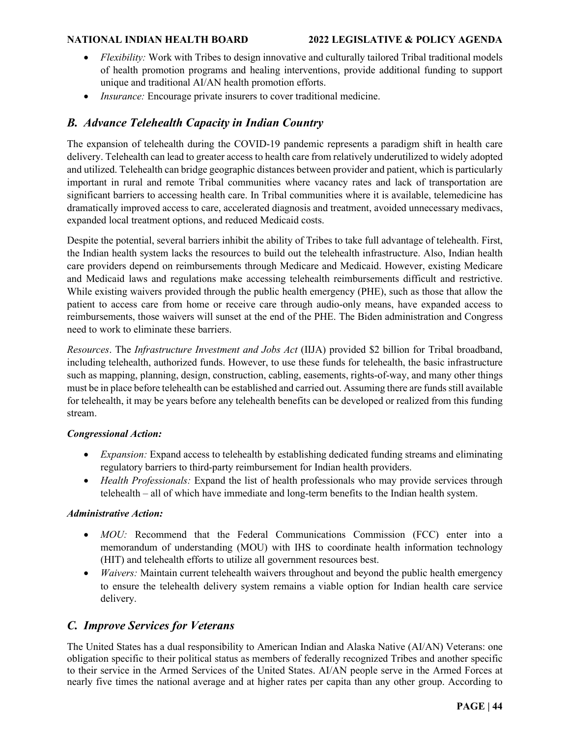- *Flexibility:* Work with Tribes to design innovative and culturally tailored Tribal traditional models of health promotion programs and healing interventions, provide additional funding to support unique and traditional AI/AN health promotion efforts.
- *Insurance:* Encourage private insurers to cover traditional medicine.

## *B. Advance Telehealth Capacity in Indian Country*

The expansion of telehealth during the COVID-19 pandemic represents a paradigm shift in health care delivery. Telehealth can lead to greater access to health care from relatively underutilized to widely adopted and utilized. Telehealth can bridge geographic distances between provider and patient, which is particularly important in rural and remote Tribal communities where vacancy rates and lack of transportation are significant barriers to accessing health care. In Tribal communities where it is available, telemedicine has dramatically improved access to care, accelerated diagnosis and treatment, avoided unnecessary medivacs, expanded local treatment options, and reduced Medicaid costs.

Despite the potential, several barriers inhibit the ability of Tribes to take full advantage of telehealth. First, the Indian health system lacks the resources to build out the telehealth infrastructure. Also, Indian health care providers depend on reimbursements through Medicare and Medicaid. However, existing Medicare and Medicaid laws and regulations make accessing telehealth reimbursements difficult and restrictive. While existing waivers provided through the public health emergency (PHE), such as those that allow the patient to access care from home or receive care through audio-only means, have expanded access to reimbursements, those waivers will sunset at the end of the PHE. The Biden administration and Congress need to work to eliminate these barriers.

*Resources*. The *Infrastructure Investment and Jobs Act* (IIJA) provided $2 billion for Tribal broadband, including telehealth, authorized funds. However, to use these funds for telehealth, the basic infrastructure such as mapping, planning, design, construction, cabling, easements, rights-of-way, and many other things must be in place before telehealth can be established and carried out. Assuming there are funds still available for telehealth, it may be years before any telehealth benefits can be developed or realized from this funding stream.

***Congressional Action:***

- *Expansion:* Expand access to telehealth by establishing dedicated funding streams and eliminating regulatory barriers to third-party reimbursement for Indian health providers.
- *Health Professionals:* Expand the list of health professionals who may provide services through telehealth – all of which have immediate and long-term benefits to the Indian health system.

***Administrative Action:***

- *MOU:* Recommend that the Federal Communications Commission (FCC) enter into a memorandum of understanding (MOU) with IHS to coordinate health information technology (HIT) and telehealth efforts to utilize all government resources best.
- *Waivers:* Maintain current telehealth waivers throughout and beyond the public health emergency to ensure the telehealth delivery system remains a viable option for Indian health care service delivery.

## *C. Improve Services for Veterans*

The United States has a dual responsibility to American Indian and Alaska Native (AI/AN) Veterans: one obligation specific to their political status as members of federally recognized Tribes and another specific to their service in the Armed Services of the United States. AI/AN people serve in the Armed Forces at nearly five times the national average and at higher rates per capita than any other group. According to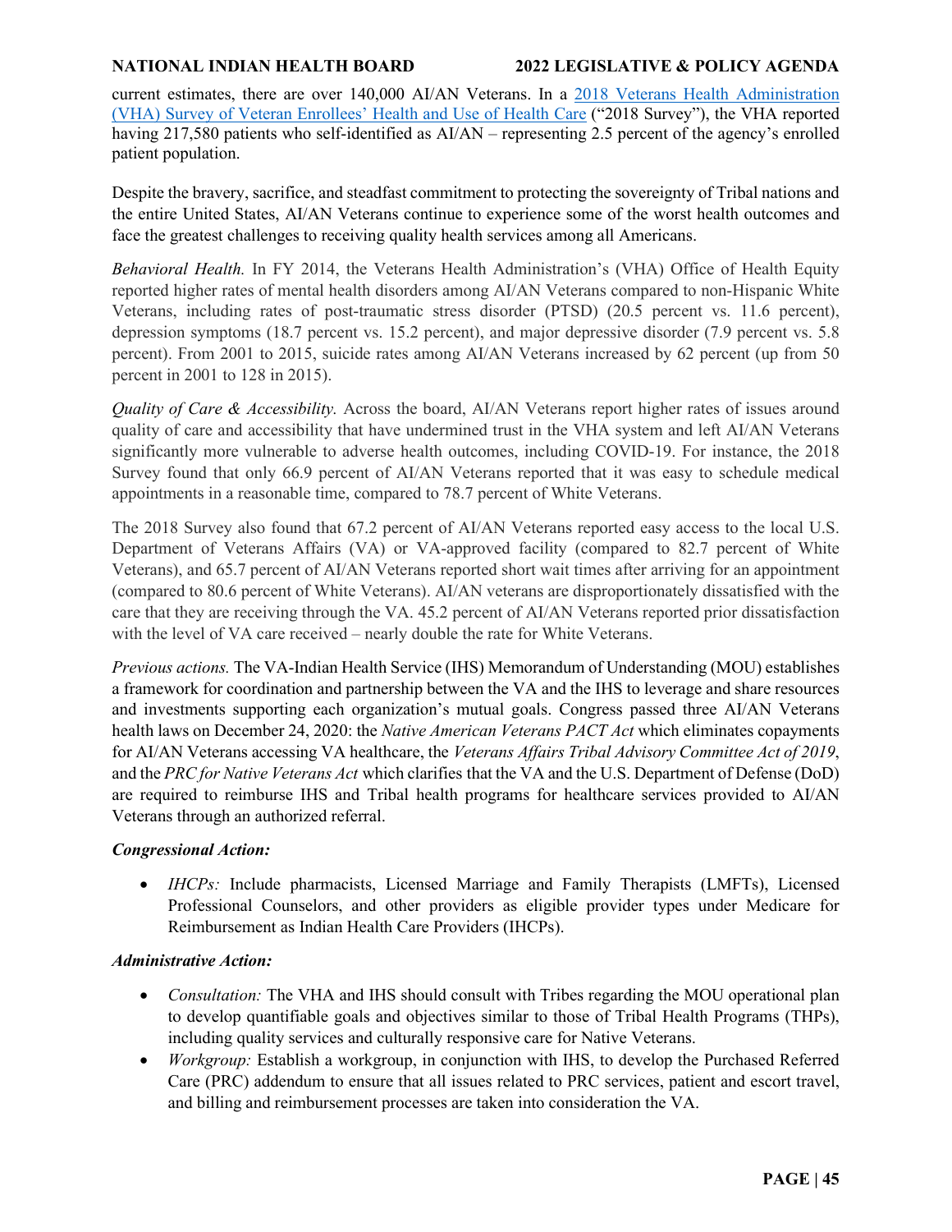current estimates, there are over 140,000 AI/AN Veterans. In a [2018 Veterans Health Administration (VHA) Survey of Veteran Enrollees' Health and Use of Health Care](#) ("2018 Survey"), the VHA reported having 217,580 patients who self-identified as AI/AN – representing 2.5 percent of the agency's enrolled patient population.

Despite the bravery, sacrifice, and steadfast commitment to protecting the sovereignty of Tribal nations and the entire United States, AI/AN Veterans continue to experience some of the worst health outcomes and face the greatest challenges to receiving quality health services among all Americans.

*Behavioral Health.* In FY 2014, the Veterans Health Administration's (VHA) Office of Health Equity reported higher rates of mental health disorders among AI/AN Veterans compared to non-Hispanic White Veterans, including rates of post-traumatic stress disorder (PTSD) (20.5 percent vs. 11.6 percent), depression symptoms (18.7 percent vs. 15.2 percent), and major depressive disorder (7.9 percent vs. 5.8 percent). From 2001 to 2015, suicide rates among AI/AN Veterans increased by 62 percent (up from 50 percent in 2001 to 128 in 2015).

*Quality of Care & Accessibility.* Across the board, AI/AN Veterans report higher rates of issues around quality of care and accessibility that have undermined trust in the VHA system and left AI/AN Veterans significantly more vulnerable to adverse health outcomes, including COVID-19. For instance, the 2018 Survey found that only 66.9 percent of AI/AN Veterans reported that it was easy to schedule medical appointments in a reasonable time, compared to 78.7 percent of White Veterans.

The 2018 Survey also found that 67.2 percent of AI/AN Veterans reported easy access to the local U.S. Department of Veterans Affairs (VA) or VA-approved facility (compared to 82.7 percent of White Veterans), and 65.7 percent of AI/AN Veterans reported short wait times after arriving for an appointment (compared to 80.6 percent of White Veterans). AI/AN veterans are disproportionately dissatisfied with the care that they are receiving through the VA. 45.2 percent of AI/AN Veterans reported prior dissatisfaction with the level of VA care received – nearly double the rate for White Veterans.

*Previous actions.* The VA-Indian Health Service (IHS) Memorandum of Understanding (MOU) establishes a framework for coordination and partnership between the VA and the IHS to leverage and share resources and investments supporting each organization's mutual goals. Congress passed three AI/AN Veterans health laws on December 24, 2020: the *Native American Veterans PACT Act* which eliminates copayments for AI/AN Veterans accessing VA healthcare, the *Veterans Affairs Tribal Advisory Committee Act of 2019*, and the *PRC for Native Veterans Act* which clarifies that the VA and the U.S. Department of Defense (DoD) are required to reimburse IHS and Tribal health programs for healthcare services provided to AI/AN Veterans through an authorized referral.

***Congressional Action:***

- *IHCPs:* Include pharmacists, Licensed Marriage and Family Therapists (LMFTs), Licensed Professional Counselors, and other providers as eligible provider types under Medicare for Reimbursement as Indian Health Care Providers (IHCPs).

***Administrative Action:***

- *Consultation:* The VHA and IHS should consult with Tribes regarding the MOU operational plan to develop quantifiable goals and objectives similar to those of Tribal Health Programs (THPs), including quality services and culturally responsive care for Native Veterans.
- *Workgroup:* Establish a workgroup, in conjunction with IHS, to develop the Purchased Referred Care (PRC) addendum to ensure that all issues related to PRC services, patient and escort travel, and billing and reimbursement processes are taken into consideration the VA.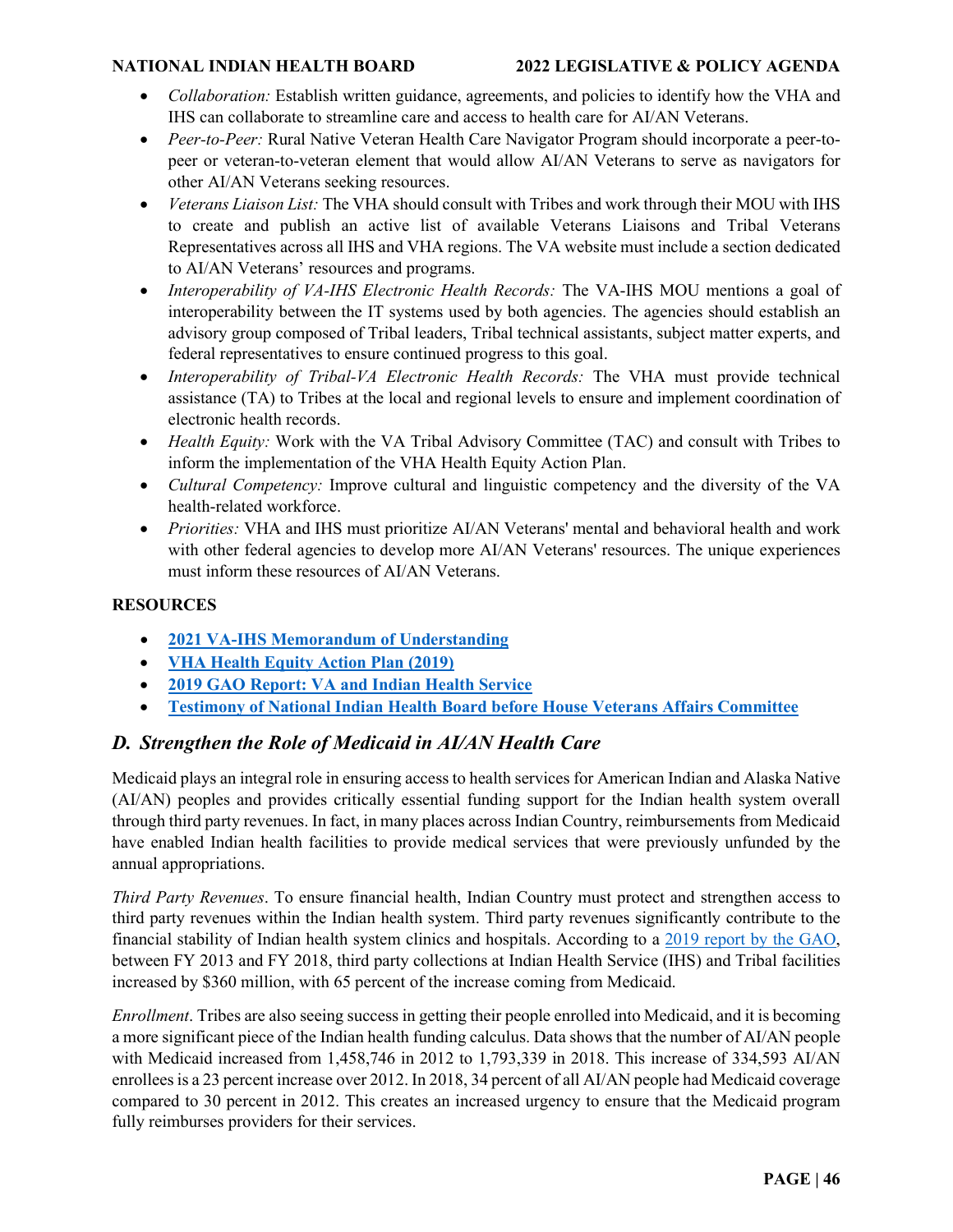- *Collaboration:* Establish written guidance, agreements, and policies to identify how the VHA and IHS can collaborate to streamline care and access to health care for AI/AN Veterans.
- *Peer-to-Peer:* Rural Native Veteran Health Care Navigator Program should incorporate a peer-to-peer or veteran-to-veteran element that would allow AI/AN Veterans to serve as navigators for other AI/AN Veterans seeking resources.
- *Veterans Liaison List:* The VHA should consult with Tribes and work through their MOU with IHS to create and publish an active list of available Veterans Liaisons and Tribal Veterans Representatives across all IHS and VHA regions. The VA website must include a section dedicated to AI/AN Veterans' resources and programs.
- *Interoperability of VA-IHS Electronic Health Records:* The VA-IHS MOU mentions a goal of interoperability between the IT systems used by both agencies. The agencies should establish an advisory group composed of Tribal leaders, Tribal technical assistants, subject matter experts, and federal representatives to ensure continued progress to this goal.
- *Interoperability of Tribal-VA Electronic Health Records:* The VHA must provide technical assistance (TA) to Tribes at the local and regional levels to ensure and implement coordination of electronic health records.
- *Health Equity:* Work with the VA Tribal Advisory Committee (TAC) and consult with Tribes to inform the implementation of the VHA Health Equity Action Plan.
- *Cultural Competency:* Improve cultural and linguistic competency and the diversity of the VA health-related workforce.
- *Priorities:* VHA and IHS must prioritize AI/AN Veterans' mental and behavioral health and work with other federal agencies to develop more AI/AN Veterans' resources. The unique experiences must inform these resources of AI/AN Veterans.

**RESOURCES**

- **2021 VA-IHS Memorandum of Understanding**
- **VHA Health Equity Action Plan (2019)**
- **2019 GAO Report: VA and Indian Health Service**
- **Testimony of National Indian Health Board before House Veterans Affairs Committee**

## *D. Strengthen the Role of Medicaid in AI/AN Health Care*

Medicaid plays an integral role in ensuring access to health services for American Indian and Alaska Native (AI/AN) peoples and provides critically essential funding support for the Indian health system overall through third party revenues. In fact, in many places across Indian Country, reimbursements from Medicaid have enabled Indian health facilities to provide medical services that were previously unfunded by the annual appropriations.

*Third Party Revenues*. To ensure financial health, Indian Country must protect and strengthen access to third party revenues within the Indian health system. Third party revenues significantly contribute to the financial stability of Indian health system clinics and hospitals. According to a 2019 report by the GAO, between FY 2013 and FY 2018, third party collections at Indian Health Service (IHS) and Tribal facilities increased by $360 million, with 65 percent of the increase coming from Medicaid.

*Enrollment*. Tribes are also seeing success in getting their people enrolled into Medicaid, and it is becoming a more significant piece of the Indian health funding calculus. Data shows that the number of AI/AN people with Medicaid increased from 1,458,746 in 2012 to 1,793,339 in 2018. This increase of 334,593 AI/AN enrollees is a 23 percent increase over 2012. In 2018, 34 percent of all AI/AN people had Medicaid coverage compared to 30 percent in 2012. This creates an increased urgency to ensure that the Medicaid program fully reimburses providers for their services.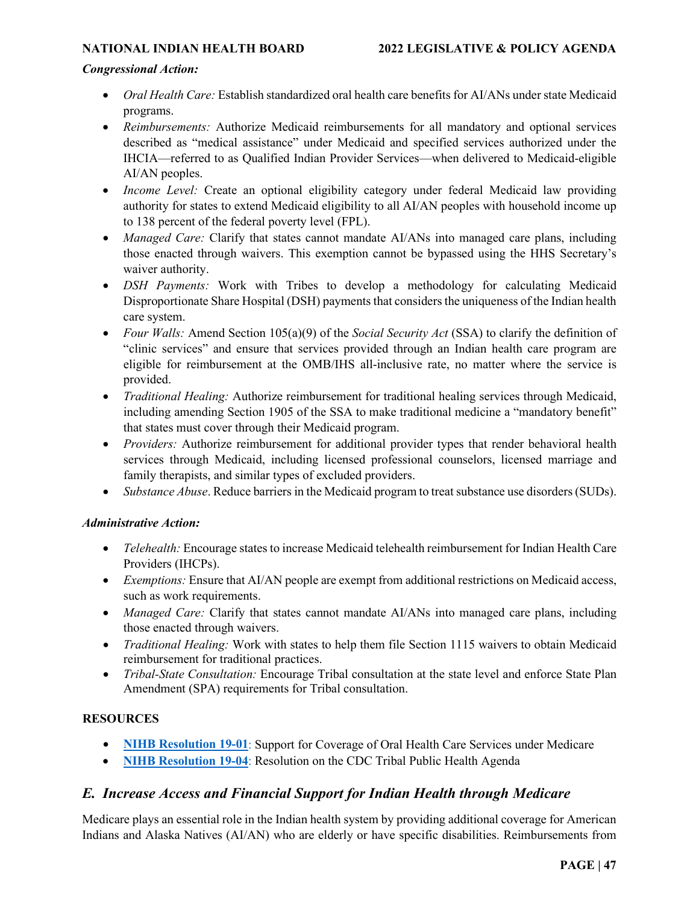***Congressional Action:***

- *Oral Health Care:* Establish standardized oral health care benefits for AI/ANs under state Medicaid programs.
- *Reimbursements:* Authorize Medicaid reimbursements for all mandatory and optional services described as "medical assistance" under Medicaid and specified services authorized under the IHCIA—referred to as Qualified Indian Provider Services—when delivered to Medicaid-eligible AI/AN peoples.
- *Income Level:* Create an optional eligibility category under federal Medicaid law providing authority for states to extend Medicaid eligibility to all AI/AN peoples with household income up to 138 percent of the federal poverty level (FPL).
- *Managed Care:* Clarify that states cannot mandate AI/ANs into managed care plans, including those enacted through waivers. This exemption cannot be bypassed using the HHS Secretary's waiver authority.
- *DSH Payments:* Work with Tribes to develop a methodology for calculating Medicaid Disproportionate Share Hospital (DSH) payments that considers the uniqueness of the Indian health care system.
- *Four Walls:* Amend Section 105(a)(9) of the *Social Security Act* (SSA) to clarify the definition of "clinic services" and ensure that services provided through an Indian health care program are eligible for reimbursement at the OMB/IHS all-inclusive rate, no matter where the service is provided.
- *Traditional Healing:* Authorize reimbursement for traditional healing services through Medicaid, including amending Section 1905 of the SSA to make traditional medicine a "mandatory benefit" that states must cover through their Medicaid program.
- *Providers:* Authorize reimbursement for additional provider types that render behavioral health services through Medicaid, including licensed professional counselors, licensed marriage and family therapists, and similar types of excluded providers.
- *Substance Abuse*. Reduce barriers in the Medicaid program to treat substance use disorders (SUDs).

***Administrative Action:***

- *Telehealth:* Encourage states to increase Medicaid telehealth reimbursement for Indian Health Care Providers (IHCPs).
- *Exemptions:* Ensure that AI/AN people are exempt from additional restrictions on Medicaid access, such as work requirements.
- *Managed Care:* Clarify that states cannot mandate AI/ANs into managed care plans, including those enacted through waivers.
- *Traditional Healing:* Work with states to help them file Section 1115 waivers to obtain Medicaid reimbursement for traditional practices.
- *Tribal-State Consultation:* Encourage Tribal consultation at the state level and enforce State Plan Amendment (SPA) requirements for Tribal consultation.

**RESOURCES**

- **NIHB Resolution 19-01**: Support for Coverage of Oral Health Care Services under Medicare
- **NIHB Resolution 19-04**: Resolution on the CDC Tribal Public Health Agenda

## *E. Increase Access and Financial Support for Indian Health through Medicare*

Medicare plays an essential role in the Indian health system by providing additional coverage for American Indians and Alaska Natives (AI/AN) who are elderly or have specific disabilities. Reimbursements from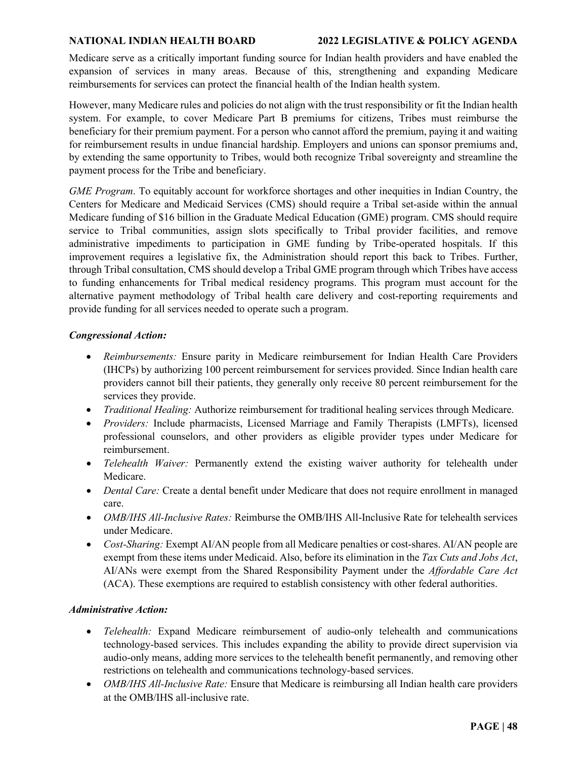Medicare serve as a critically important funding source for Indian health providers and have enabled the expansion of services in many areas. Because of this, strengthening and expanding Medicare reimbursements for services can protect the financial health of the Indian health system.

However, many Medicare rules and policies do not align with the trust responsibility or fit the Indian health system. For example, to cover Medicare Part B premiums for citizens, Tribes must reimburse the beneficiary for their premium payment. For a person who cannot afford the premium, paying it and waiting for reimbursement results in undue financial hardship. Employers and unions can sponsor premiums and, by extending the same opportunity to Tribes, would both recognize Tribal sovereignty and streamline the payment process for the Tribe and beneficiary.

*GME Program*. To equitably account for workforce shortages and other inequities in Indian Country, the Centers for Medicare and Medicaid Services (CMS) should require a Tribal set-aside within the annual Medicare funding of $16 billion in the Graduate Medical Education (GME) program. CMS should require service to Tribal communities, assign slots specifically to Tribal provider facilities, and remove administrative impediments to participation in GME funding by Tribe-operated hospitals. If this improvement requires a legislative fix, the Administration should report this back to Tribes. Further, through Tribal consultation, CMS should develop a Tribal GME program through which Tribes have access to funding enhancements for Tribal medical residency programs. This program must account for the alternative payment methodology of Tribal health care delivery and cost-reporting requirements and provide funding for all services needed to operate such a program.

***Congressional Action:***

- *Reimbursements:* Ensure parity in Medicare reimbursement for Indian Health Care Providers (IHCPs) by authorizing 100 percent reimbursement for services provided. Since Indian health care providers cannot bill their patients, they generally only receive 80 percent reimbursement for the services they provide.
- *Traditional Healing:* Authorize reimbursement for traditional healing services through Medicare.
- *Providers:* Include pharmacists, Licensed Marriage and Family Therapists (LMFTs), licensed professional counselors, and other providers as eligible provider types under Medicare for reimbursement.
- *Telehealth Waiver:* Permanently extend the existing waiver authority for telehealth under Medicare.
- *Dental Care:* Create a dental benefit under Medicare that does not require enrollment in managed care.
- *OMB/IHS All-Inclusive Rates:* Reimburse the OMB/IHS All-Inclusive Rate for telehealth services under Medicare.
- *Cost-Sharing:* Exempt AI/AN people from all Medicare penalties or cost-shares. AI/AN people are exempt from these items under Medicaid. Also, before its elimination in the *Tax Cuts and Jobs Act*, AI/ANs were exempt from the Shared Responsibility Payment under the *Affordable Care Act* (ACA). These exemptions are required to establish consistency with other federal authorities.

***Administrative Action:***

- *Telehealth:* Expand Medicare reimbursement of audio-only telehealth and communications technology-based services. This includes expanding the ability to provide direct supervision via audio-only means, adding more services to the telehealth benefit permanently, and removing other restrictions on telehealth and communications technology-based services.
- *OMB/IHS All-Inclusive Rate:* Ensure that Medicare is reimbursing all Indian health care providers at the OMB/IHS all-inclusive rate.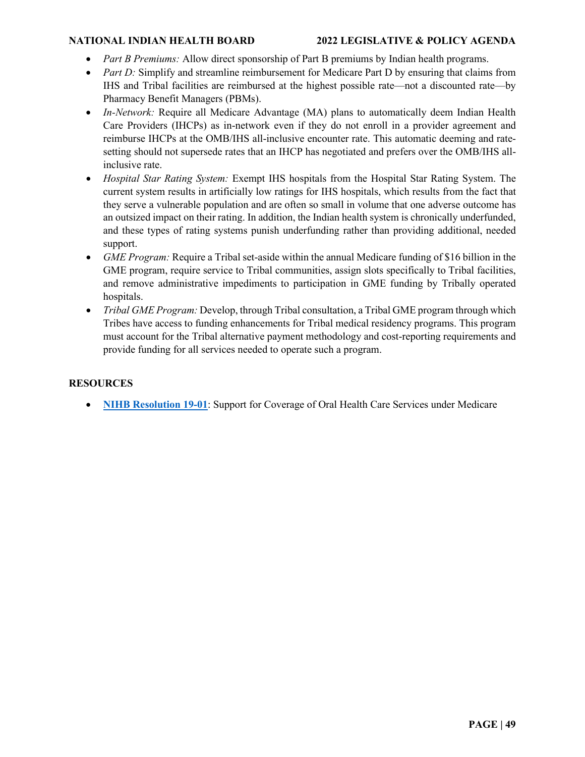- *Part B Premiums:* Allow direct sponsorship of Part B premiums by Indian health programs.
- *Part D:* Simplify and streamline reimbursement for Medicare Part D by ensuring that claims from IHS and Tribal facilities are reimbursed at the highest possible rate—not a discounted rate—by Pharmacy Benefit Managers (PBMs).
- *In-Network:* Require all Medicare Advantage (MA) plans to automatically deem Indian Health Care Providers (IHCPs) as in-network even if they do not enroll in a provider agreement and reimburse IHCPs at the OMB/IHS all-inclusive encounter rate. This automatic deeming and rate-setting should not supersede rates that an IHCP has negotiated and prefers over the OMB/IHS all-inclusive rate.
- *Hospital Star Rating System:* Exempt IHS hospitals from the Hospital Star Rating System. The current system results in artificially low ratings for IHS hospitals, which results from the fact that they serve a vulnerable population and are often so small in volume that one adverse outcome has an outsized impact on their rating. In addition, the Indian health system is chronically underfunded, and these types of rating systems punish underfunding rather than providing additional, needed support.
- *GME Program:* Require a Tribal set-aside within the annual Medicare funding of $16 billion in the GME program, require service to Tribal communities, assign slots specifically to Tribal facilities, and remove administrative impediments to participation in GME funding by Tribally operated hospitals.
- *Tribal GME Program:* Develop, through Tribal consultation, a Tribal GME program through which Tribes have access to funding enhancements for Tribal medical residency programs. This program must account for the Tribal alternative payment methodology and cost-reporting requirements and provide funding for all services needed to operate such a program.

## RESOURCES

- **NIHB Resolution 19-01**: Support for Coverage of Oral Health Care Services under Medicare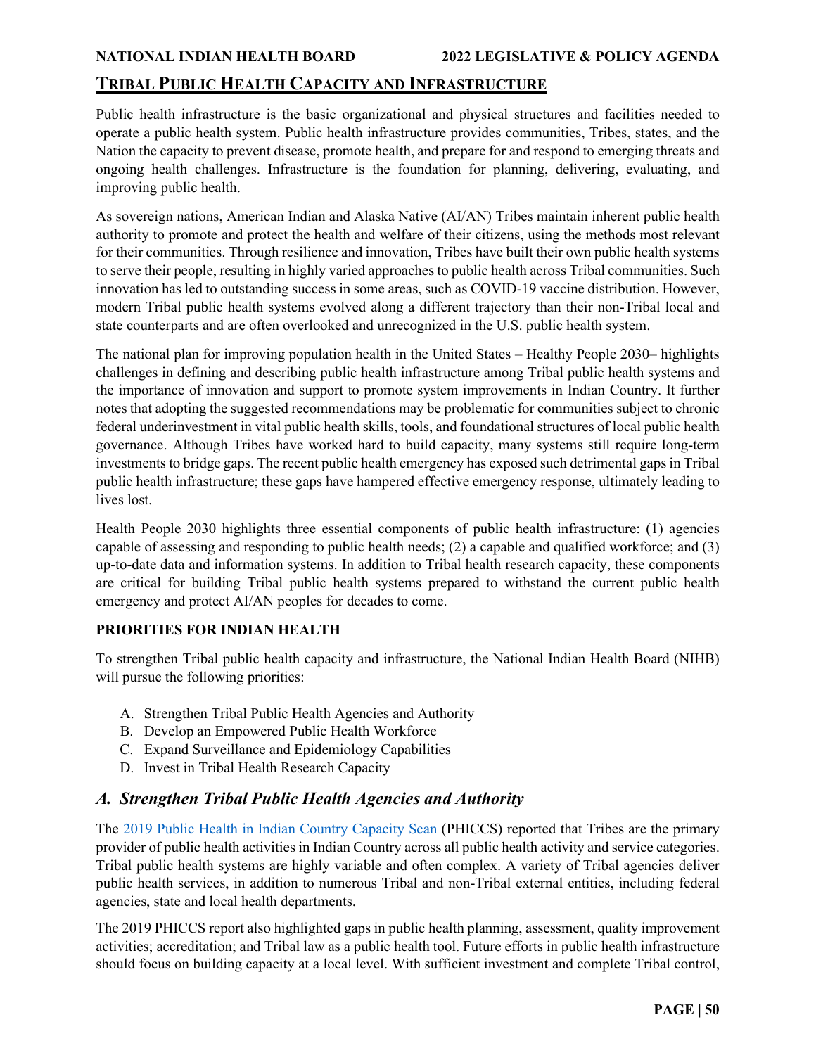## TRIBAL PUBLIC HEALTH CAPACITY AND INFRASTRUCTURE

Public health infrastructure is the basic organizational and physical structures and facilities needed to operate a public health system. Public health infrastructure provides communities, Tribes, states, and the Nation the capacity to prevent disease, promote health, and prepare for and respond to emerging threats and ongoing health challenges. Infrastructure is the foundation for planning, delivering, evaluating, and improving public health.

As sovereign nations, American Indian and Alaska Native (AI/AN) Tribes maintain inherent public health authority to promote and protect the health and welfare of their citizens, using the methods most relevant for their communities. Through resilience and innovation, Tribes have built their own public health systems to serve their people, resulting in highly varied approaches to public health across Tribal communities. Such innovation has led to outstanding success in some areas, such as COVID-19 vaccine distribution. However, modern Tribal public health systems evolved along a different trajectory than their non-Tribal local and state counterparts and are often overlooked and unrecognized in the U.S. public health system.

The national plan for improving population health in the United States – Healthy People 2030– highlights challenges in defining and describing public health infrastructure among Tribal public health systems and the importance of innovation and support to promote system improvements in Indian Country. It further notes that adopting the suggested recommendations may be problematic for communities subject to chronic federal underinvestment in vital public health skills, tools, and foundational structures of local public health governance. Although Tribes have worked hard to build capacity, many systems still require long-term investments to bridge gaps. The recent public health emergency has exposed such detrimental gaps in Tribal public health infrastructure; these gaps have hampered effective emergency response, ultimately leading to lives lost.

Health People 2030 highlights three essential components of public health infrastructure: (1) agencies capable of assessing and responding to public health needs; (2) a capable and qualified workforce; and (3) up-to-date data and information systems. In addition to Tribal health research capacity, these components are critical for building Tribal public health systems prepared to withstand the current public health emergency and protect AI/AN peoples for decades to come.

**PRIORITIES FOR INDIAN HEALTH**

To strengthen Tribal public health capacity and infrastructure, the National Indian Health Board (NIHB) will pursue the following priorities:

A. Strengthen Tribal Public Health Agencies and Authority
B. Develop an Empowered Public Health Workforce
C. Expand Surveillance and Epidemiology Capabilities
D. Invest in Tribal Health Research Capacity

### *A. Strengthen Tribal Public Health Agencies and Authority*

The 2019 Public Health in Indian Country Capacity Scan (PHICCS) reported that Tribes are the primary provider of public health activities in Indian Country across all public health activity and service categories. Tribal public health systems are highly variable and often complex. A variety of Tribal agencies deliver public health services, in addition to numerous Tribal and non-Tribal external entities, including federal agencies, state and local health departments.

The 2019 PHICCS report also highlighted gaps in public health planning, assessment, quality improvement activities; accreditation; and Tribal law as a public health tool. Future efforts in public health infrastructure should focus on building capacity at a local level. With sufficient investment and complete Tribal control,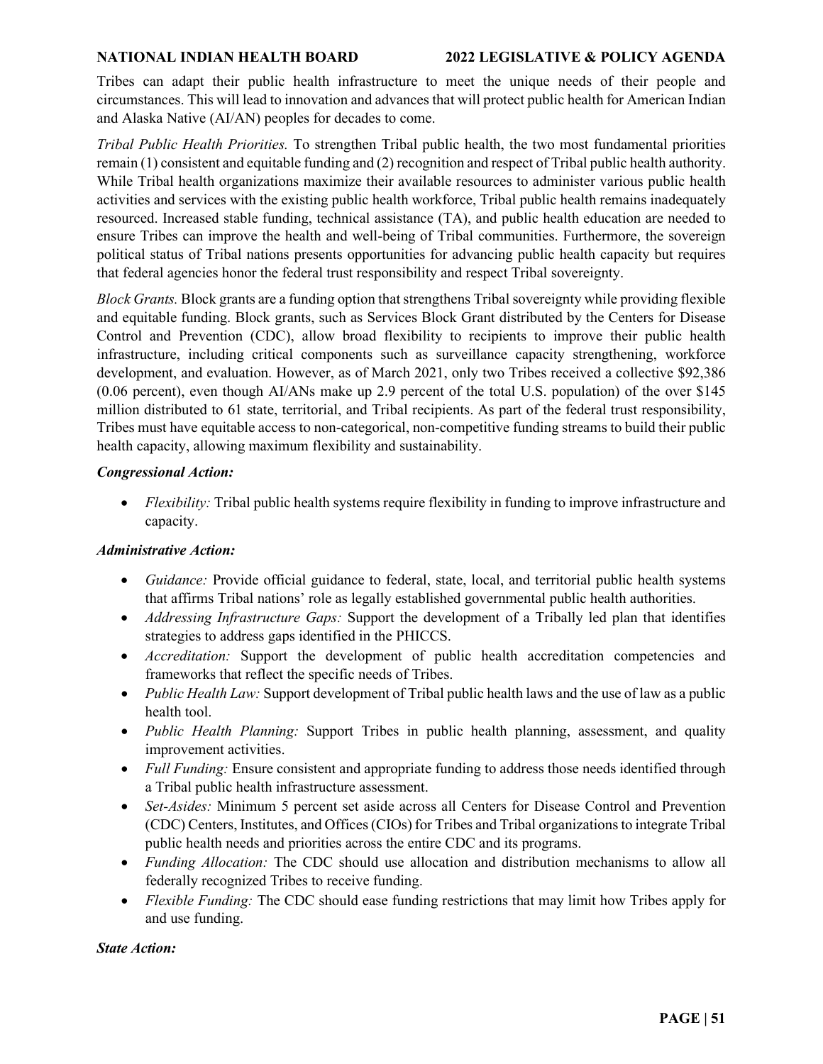Tribes can adapt their public health infrastructure to meet the unique needs of their people and circumstances. This will lead to innovation and advances that will protect public health for American Indian and Alaska Native (AI/AN) peoples for decades to come.

*Tribal Public Health Priorities.* To strengthen Tribal public health, the two most fundamental priorities remain (1) consistent and equitable funding and (2) recognition and respect of Tribal public health authority. While Tribal health organizations maximize their available resources to administer various public health activities and services with the existing public health workforce, Tribal public health remains inadequately resourced. Increased stable funding, technical assistance (TA), and public health education are needed to ensure Tribes can improve the health and well-being of Tribal communities. Furthermore, the sovereign political status of Tribal nations presents opportunities for advancing public health capacity but requires that federal agencies honor the federal trust responsibility and respect Tribal sovereignty.

*Block Grants.* Block grants are a funding option that strengthens Tribal sovereignty while providing flexible and equitable funding. Block grants, such as Services Block Grant distributed by the Centers for Disease Control and Prevention (CDC), allow broad flexibility to recipients to improve their public health infrastructure, including critical components such as surveillance capacity strengthening, workforce development, and evaluation. However, as of March 2021, only two Tribes received a collective $92,386 (0.06 percent), even though AI/ANs make up 2.9 percent of the total U.S. population) of the over $145 million distributed to 61 state, territorial, and Tribal recipients. As part of the federal trust responsibility, Tribes must have equitable access to non-categorical, non-competitive funding streams to build their public health capacity, allowing maximum flexibility and sustainability.

***Congressional Action:***

- *Flexibility:* Tribal public health systems require flexibility in funding to improve infrastructure and capacity.

***Administrative Action:***

- *Guidance:* Provide official guidance to federal, state, local, and territorial public health systems that affirms Tribal nations' role as legally established governmental public health authorities.
- *Addressing Infrastructure Gaps:* Support the development of a Tribally led plan that identifies strategies to address gaps identified in the PHICCS.
- *Accreditation:* Support the development of public health accreditation competencies and frameworks that reflect the specific needs of Tribes.
- *Public Health Law:* Support development of Tribal public health laws and the use of law as a public health tool.
- *Public Health Planning:* Support Tribes in public health planning, assessment, and quality improvement activities.
- *Full Funding:* Ensure consistent and appropriate funding to address those needs identified through a Tribal public health infrastructure assessment.
- *Set-Asides:* Minimum 5 percent set aside across all Centers for Disease Control and Prevention (CDC) Centers, Institutes, and Offices (CIOs) for Tribes and Tribal organizations to integrate Tribal public health needs and priorities across the entire CDC and its programs.
- *Funding Allocation:* The CDC should use allocation and distribution mechanisms to allow all federally recognized Tribes to receive funding.
- *Flexible Funding:* The CDC should ease funding restrictions that may limit how Tribes apply for and use funding.

***State Action:***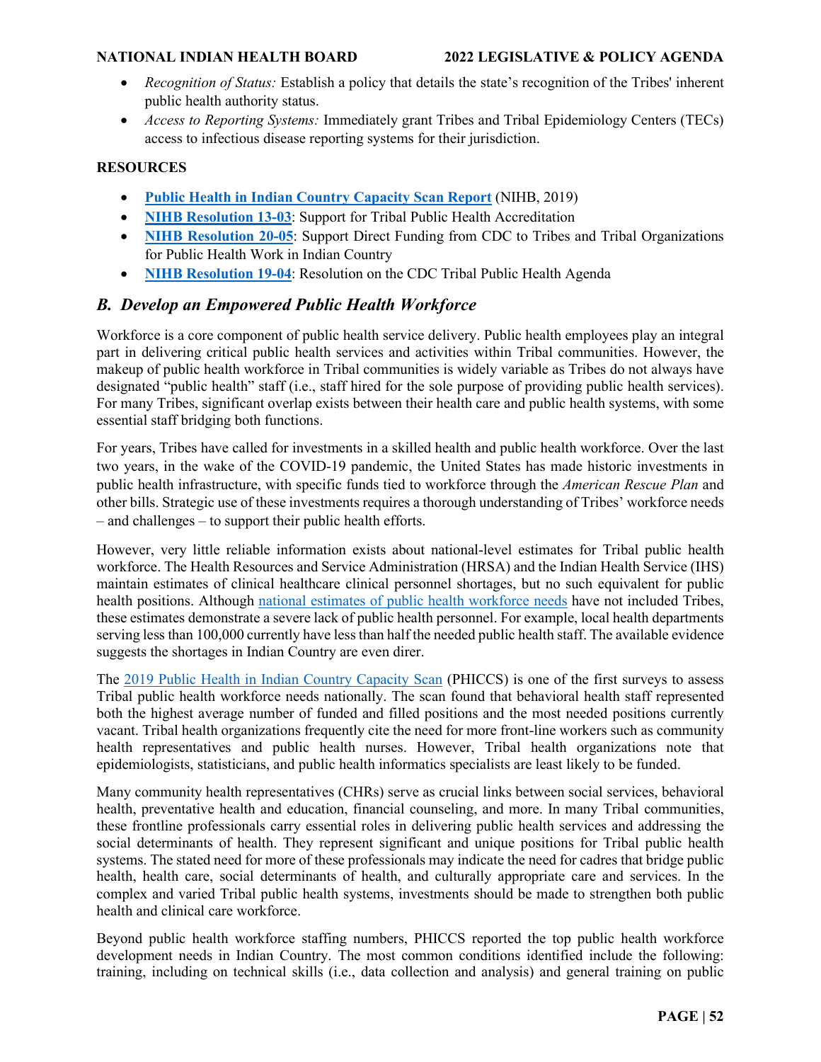- *Recognition of Status:* Establish a policy that details the state's recognition of the Tribes' inherent public health authority status.
- *Access to Reporting Systems:* Immediately grant Tribes and Tribal Epidemiology Centers (TECs) access to infectious disease reporting systems for their jurisdiction.

**RESOURCES**

- **Public Health in Indian Country Capacity Scan Report** (NIHB, 2019)
- **NIHB Resolution 13-03**: Support for Tribal Public Health Accreditation
- **NIHB Resolution 20-05**: Support Direct Funding from CDC to Tribes and Tribal Organizations for Public Health Work in Indian Country
- **NIHB Resolution 19-04**: Resolution on the CDC Tribal Public Health Agenda

## *B. Develop an Empowered Public Health Workforce*

Workforce is a core component of public health service delivery. Public health employees play an integral part in delivering critical public health services and activities within Tribal communities. However, the makeup of public health workforce in Tribal communities is widely variable as Tribes do not always have designated "public health" staff (i.e., staff hired for the sole purpose of providing public health services). For many Tribes, significant overlap exists between their health care and public health systems, with some essential staff bridging both functions.

For years, Tribes have called for investments in a skilled health and public health workforce. Over the last two years, in the wake of the COVID-19 pandemic, the United States has made historic investments in public health infrastructure, with specific funds tied to workforce through the *American Rescue Plan* and other bills. Strategic use of these investments requires a thorough understanding of Tribes' workforce needs – and challenges – to support their public health efforts.

However, very little reliable information exists about national-level estimates for Tribal public health workforce. The Health Resources and Service Administration (HRSA) and the Indian Health Service (IHS) maintain estimates of clinical healthcare clinical personnel shortages, but no such equivalent for public health positions. Although national estimates of public health workforce needs have not included Tribes, these estimates demonstrate a severe lack of public health personnel. For example, local health departments serving less than 100,000 currently have less than half the needed public health staff. The available evidence suggests the shortages in Indian Country are even direr.

The 2019 Public Health in Indian Country Capacity Scan (PHICCS) is one of the first surveys to assess Tribal public health workforce needs nationally. The scan found that behavioral health staff represented both the highest average number of funded and filled positions and the most needed positions currently vacant. Tribal health organizations frequently cite the need for more front-line workers such as community health representatives and public health nurses. However, Tribal health organizations note that epidemiologists, statisticians, and public health informatics specialists are least likely to be funded.

Many community health representatives (CHRs) serve as crucial links between social services, behavioral health, preventative health and education, financial counseling, and more. In many Tribal communities, these frontline professionals carry essential roles in delivering public health services and addressing the social determinants of health. They represent significant and unique positions for Tribal public health systems. The stated need for more of these professionals may indicate the need for cadres that bridge public health, health care, social determinants of health, and culturally appropriate care and services. In the complex and varied Tribal public health systems, investments should be made to strengthen both public health and clinical care workforce.

Beyond public health workforce staffing numbers, PHICCS reported the top public health workforce development needs in Indian Country. The most common conditions identified include the following: training, including on technical skills (i.e., data collection and analysis) and general training on public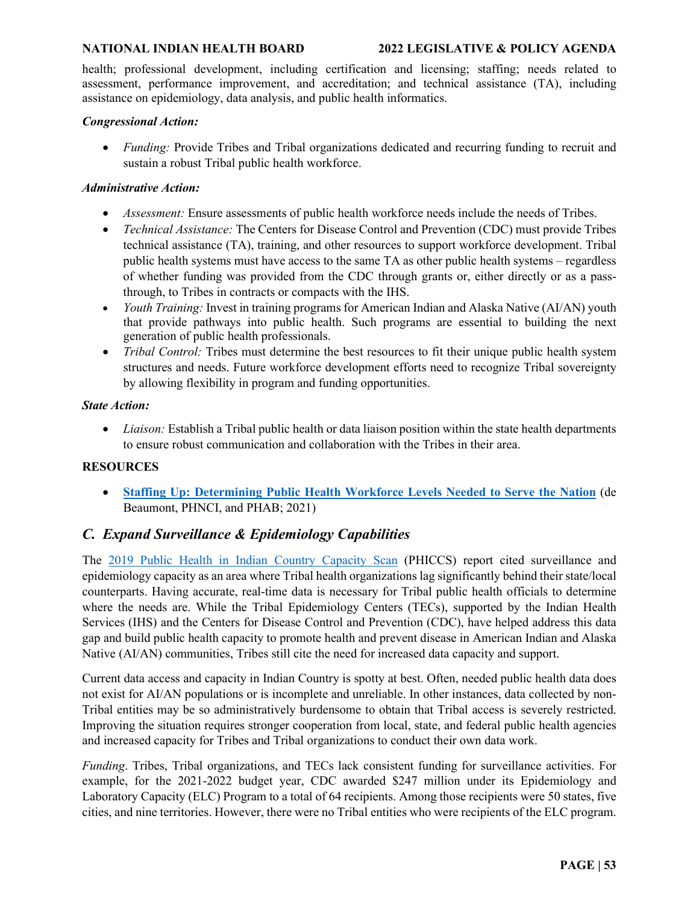health; professional development, including certification and licensing; staffing; needs related to assessment, performance improvement, and accreditation; and technical assistance (TA), including assistance on epidemiology, data analysis, and public health informatics.

***Congressional Action:***

- *Funding:* Provide Tribes and Tribal organizations dedicated and recurring funding to recruit and sustain a robust Tribal public health workforce.

***Administrative Action:***

- *Assessment:* Ensure assessments of public health workforce needs include the needs of Tribes.
- *Technical Assistance:* The Centers for Disease Control and Prevention (CDC) must provide Tribes technical assistance (TA), training, and other resources to support workforce development. Tribal public health systems must have access to the same TA as other public health systems – regardless of whether funding was provided from the CDC through grants or, either directly or as a pass-through, to Tribes in contracts or compacts with the IHS.
- *Youth Training:* Invest in training programs for American Indian and Alaska Native (AI/AN) youth that provide pathways into public health. Such programs are essential to building the next generation of public health professionals.
- *Tribal Control:* Tribes must determine the best resources to fit their unique public health system structures and needs. Future workforce development efforts need to recognize Tribal sovereignty by allowing flexibility in program and funding opportunities.

***State Action:***

- *Liaison:* Establish a Tribal public health or data liaison position within the state health departments to ensure robust communication and collaboration with the Tribes in their area.

**RESOURCES**

- **Staffing Up: Determining Public Health Workforce Levels Needed to Serve the Nation** (de Beaumont, PHNCI, and PHAB; 2021)

## *C. Expand Surveillance & Epidemiology Capabilities*

The 2019 Public Health in Indian Country Capacity Scan (PHICCS) report cited surveillance and epidemiology capacity as an area where Tribal health organizations lag significantly behind their state/local counterparts. Having accurate, real-time data is necessary for Tribal public health officials to determine where the needs are. While the Tribal Epidemiology Centers (TECs), supported by the Indian Health Services (IHS) and the Centers for Disease Control and Prevention (CDC), have helped address this data gap and build public health capacity to promote health and prevent disease in American Indian and Alaska Native (AI/AN) communities, Tribes still cite the need for increased data capacity and support.

Current data access and capacity in Indian Country is spotty at best. Often, needed public health data does not exist for AI/AN populations or is incomplete and unreliable. In other instances, data collected by non-Tribal entities may be so administratively burdensome to obtain that Tribal access is severely restricted. Improving the situation requires stronger cooperation from local, state, and federal public health agencies and increased capacity for Tribes and Tribal organizations to conduct their own data work.

*Funding*. Tribes, Tribal organizations, and TECs lack consistent funding for surveillance activities. For example, for the 2021-2022 budget year, CDC awarded $247 million under its Epidemiology and Laboratory Capacity (ELC) Program to a total of 64 recipients. Among those recipients were 50 states, five cities, and nine territories. However, there were no Tribal entities who were recipients of the ELC program.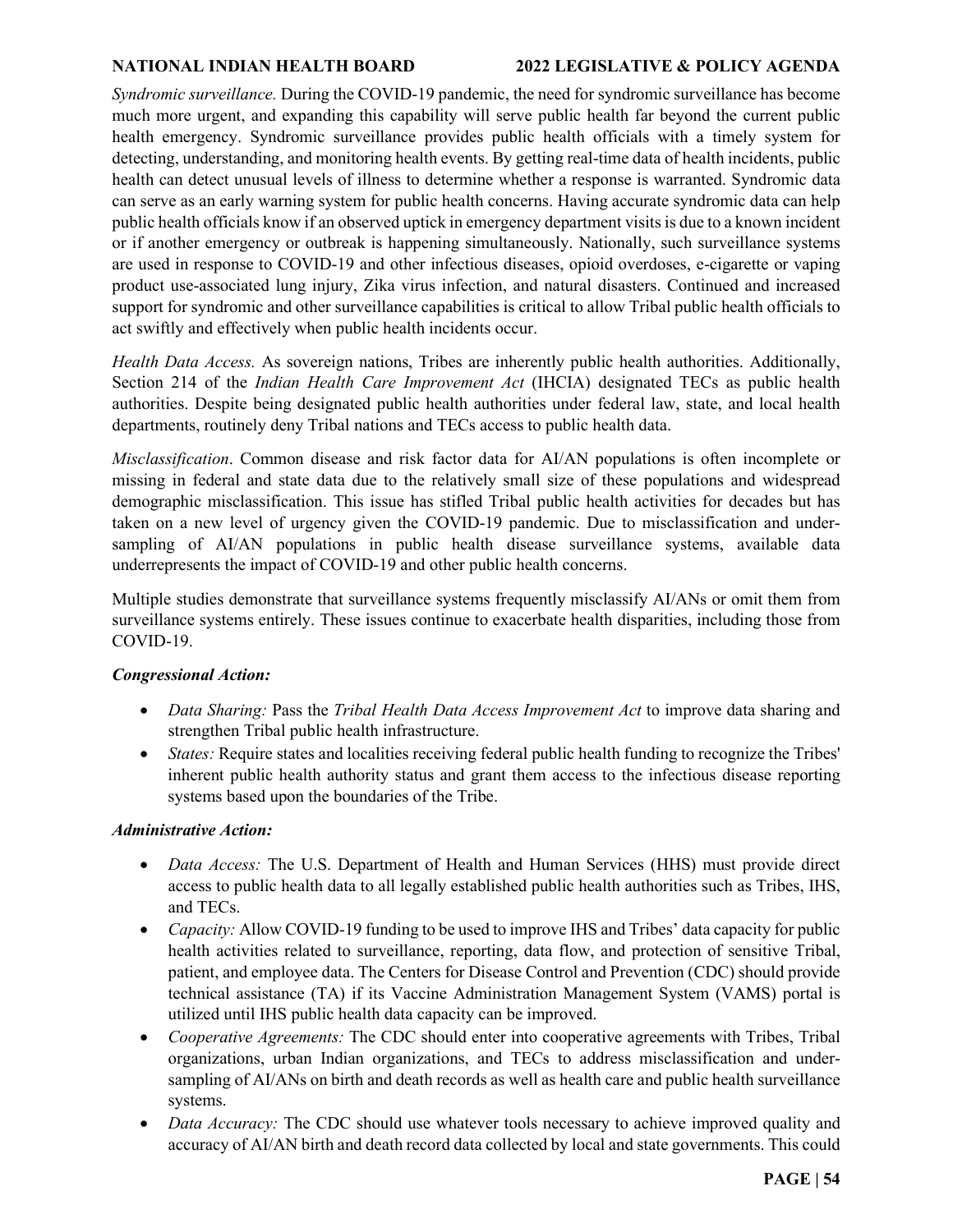*Syndromic surveillance.* During the COVID-19 pandemic, the need for syndromic surveillance has become much more urgent, and expanding this capability will serve public health far beyond the current public health emergency. Syndromic surveillance provides public health officials with a timely system for detecting, understanding, and monitoring health events. By getting real-time data of health incidents, public health can detect unusual levels of illness to determine whether a response is warranted. Syndromic data can serve as an early warning system for public health concerns. Having accurate syndromic data can help public health officials know if an observed uptick in emergency department visits is due to a known incident or if another emergency or outbreak is happening simultaneously. Nationally, such surveillance systems are used in response to COVID-19 and other infectious diseases, opioid overdoses, e-cigarette or vaping product use-associated lung injury, Zika virus infection, and natural disasters. Continued and increased support for syndromic and other surveillance capabilities is critical to allow Tribal public health officials to act swiftly and effectively when public health incidents occur.

*Health Data Access.* As sovereign nations, Tribes are inherently public health authorities. Additionally, Section 214 of the *Indian Health Care Improvement Act* (IHCIA) designated TECs as public health authorities. Despite being designated public health authorities under federal law, state, and local health departments, routinely deny Tribal nations and TECs access to public health data.

*Misclassification*. Common disease and risk factor data for AI/AN populations is often incomplete or missing in federal and state data due to the relatively small size of these populations and widespread demographic misclassification. This issue has stifled Tribal public health activities for decades but has taken on a new level of urgency given the COVID-19 pandemic. Due to misclassification and under-sampling of AI/AN populations in public health disease surveillance systems, available data underrepresents the impact of COVID-19 and other public health concerns.

Multiple studies demonstrate that surveillance systems frequently misclassify AI/ANs or omit them from surveillance systems entirely. These issues continue to exacerbate health disparities, including those from COVID-19.

***Congressional Action:***

- *Data Sharing:* Pass the *Tribal Health Data Access Improvement Act* to improve data sharing and strengthen Tribal public health infrastructure.
- *States:* Require states and localities receiving federal public health funding to recognize the Tribes' inherent public health authority status and grant them access to the infectious disease reporting systems based upon the boundaries of the Tribe.

***Administrative Action:***

- *Data Access:* The U.S. Department of Health and Human Services (HHS) must provide direct access to public health data to all legally established public health authorities such as Tribes, IHS, and TECs.
- *Capacity:* Allow COVID-19 funding to be used to improve IHS and Tribes' data capacity for public health activities related to surveillance, reporting, data flow, and protection of sensitive Tribal, patient, and employee data. The Centers for Disease Control and Prevention (CDC) should provide technical assistance (TA) if its Vaccine Administration Management System (VAMS) portal is utilized until IHS public health data capacity can be improved.
- *Cooperative Agreements:* The CDC should enter into cooperative agreements with Tribes, Tribal organizations, urban Indian organizations, and TECs to address misclassification and under-sampling of AI/ANs on birth and death records as well as health care and public health surveillance systems.
- *Data Accuracy:* The CDC should use whatever tools necessary to achieve improved quality and accuracy of AI/AN birth and death record data collected by local and state governments. This could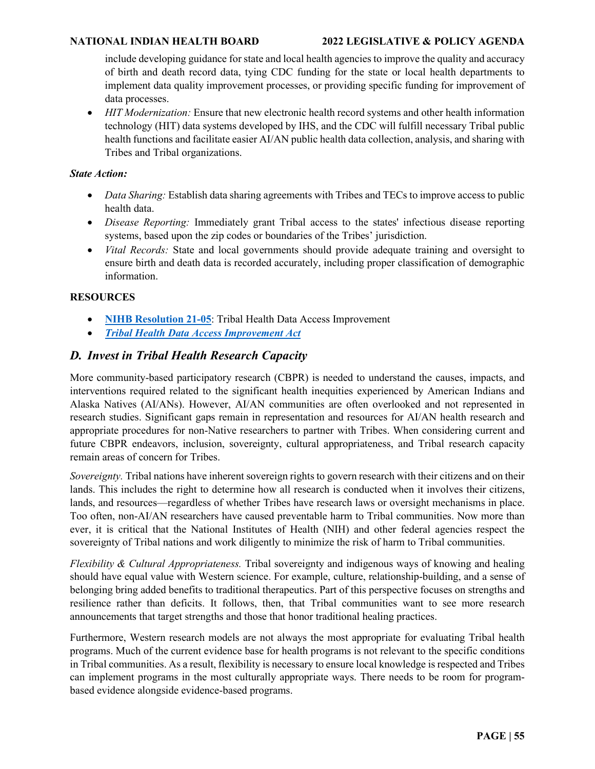include developing guidance for state and local health agencies to improve the quality and accuracy of birth and death record data, tying CDC funding for the state or local health departments to implement data quality improvement processes, or providing specific funding for improvement of data processes.

- *HIT Modernization:* Ensure that new electronic health record systems and other health information technology (HIT) data systems developed by IHS, and the CDC will fulfill necessary Tribal public health functions and facilitate easier AI/AN public health data collection, analysis, and sharing with Tribes and Tribal organizations.

***State Action:***

- *Data Sharing:* Establish data sharing agreements with Tribes and TECs to improve access to public health data.
- *Disease Reporting:* Immediately grant Tribal access to the states' infectious disease reporting systems, based upon the zip codes or boundaries of the Tribes' jurisdiction.
- *Vital Records:* State and local governments should provide adequate training and oversight to ensure birth and death data is recorded accurately, including proper classification of demographic information.

**RESOURCES**

- **NIHB Resolution 21-05**: Tribal Health Data Access Improvement
- ***Tribal Health Data Access Improvement Act***

## *D. Invest in Tribal Health Research Capacity*

More community-based participatory research (CBPR) is needed to understand the causes, impacts, and interventions required related to the significant health inequities experienced by American Indians and Alaska Natives (AI/ANs). However, AI/AN communities are often overlooked and not represented in research studies. Significant gaps remain in representation and resources for AI/AN health research and appropriate procedures for non-Native researchers to partner with Tribes. When considering current and future CBPR endeavors, inclusion, sovereignty, cultural appropriateness, and Tribal research capacity remain areas of concern for Tribes.

*Sovereignty.* Tribal nations have inherent sovereign rights to govern research with their citizens and on their lands. This includes the right to determine how all research is conducted when it involves their citizens, lands, and resources—regardless of whether Tribes have research laws or oversight mechanisms in place. Too often, non-AI/AN researchers have caused preventable harm to Tribal communities. Now more than ever, it is critical that the National Institutes of Health (NIH) and other federal agencies respect the sovereignty of Tribal nations and work diligently to minimize the risk of harm to Tribal communities.

*Flexibility & Cultural Appropriateness.* Tribal sovereignty and indigenous ways of knowing and healing should have equal value with Western science. For example, culture, relationship-building, and a sense of belonging bring added benefits to traditional therapeutics. Part of this perspective focuses on strengths and resilience rather than deficits. It follows, then, that Tribal communities want to see more research announcements that target strengths and those that honor traditional healing practices.

Furthermore, Western research models are not always the most appropriate for evaluating Tribal health programs. Much of the current evidence base for health programs is not relevant to the specific conditions in Tribal communities. As a result, flexibility is necessary to ensure local knowledge is respected and Tribes can implement programs in the most culturally appropriate ways. There needs to be room for program-based evidence alongside evidence-based programs.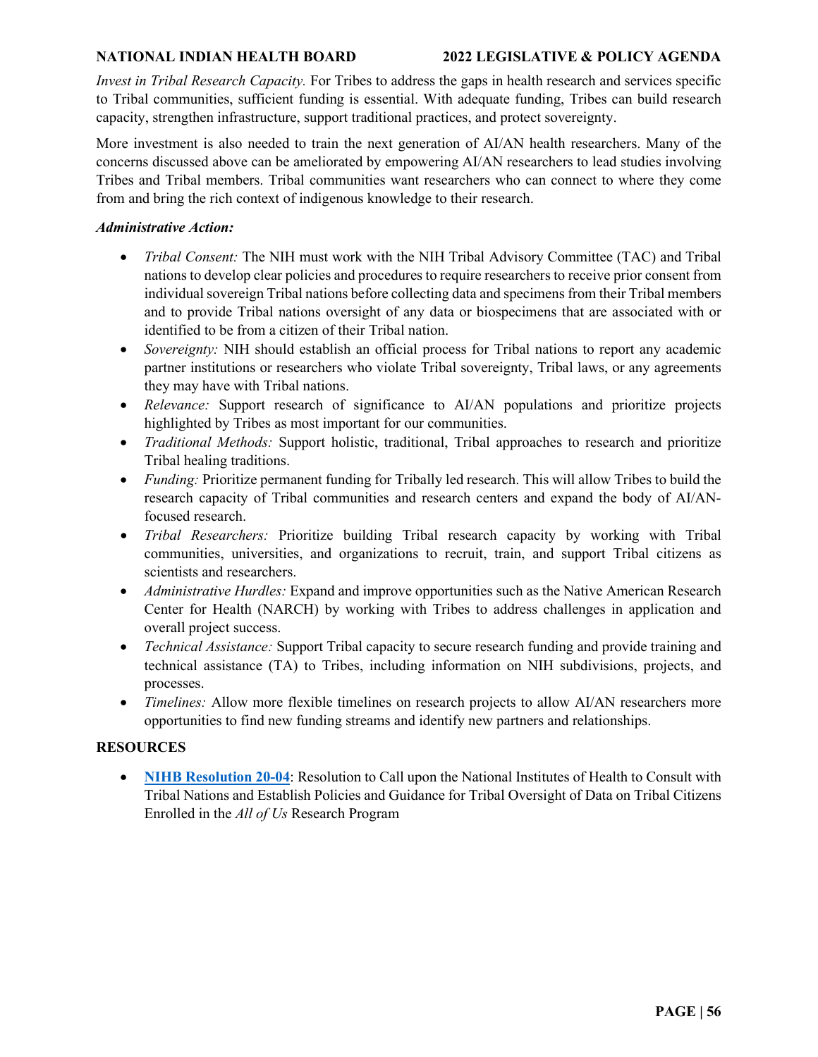*Invest in Tribal Research Capacity.* For Tribes to address the gaps in health research and services specific to Tribal communities, sufficient funding is essential. With adequate funding, Tribes can build research capacity, strengthen infrastructure, support traditional practices, and protect sovereignty.

More investment is also needed to train the next generation of AI/AN health researchers. Many of the concerns discussed above can be ameliorated by empowering AI/AN researchers to lead studies involving Tribes and Tribal members. Tribal communities want researchers who can connect to where they come from and bring the rich context of indigenous knowledge to their research.

***Administrative Action:***

- *Tribal Consent:* The NIH must work with the NIH Tribal Advisory Committee (TAC) and Tribal nations to develop clear policies and procedures to require researchers to receive prior consent from individual sovereign Tribal nations before collecting data and specimens from their Tribal members and to provide Tribal nations oversight of any data or biospecimens that are associated with or identified to be from a citizen of their Tribal nation.
- *Sovereignty:* NIH should establish an official process for Tribal nations to report any academic partner institutions or researchers who violate Tribal sovereignty, Tribal laws, or any agreements they may have with Tribal nations.
- *Relevance:* Support research of significance to AI/AN populations and prioritize projects highlighted by Tribes as most important for our communities.
- *Traditional Methods:* Support holistic, traditional, Tribal approaches to research and prioritize Tribal healing traditions.
- *Funding:* Prioritize permanent funding for Tribally led research. This will allow Tribes to build the research capacity of Tribal communities and research centers and expand the body of AI/AN-focused research.
- *Tribal Researchers:* Prioritize building Tribal research capacity by working with Tribal communities, universities, and organizations to recruit, train, and support Tribal citizens as scientists and researchers.
- *Administrative Hurdles:* Expand and improve opportunities such as the Native American Research Center for Health (NARCH) by working with Tribes to address challenges in application and overall project success.
- *Technical Assistance:* Support Tribal capacity to secure research funding and provide training and technical assistance (TA) to Tribes, including information on NIH subdivisions, projects, and processes.
- *Timelines:* Allow more flexible timelines on research projects to allow AI/AN researchers more opportunities to find new funding streams and identify new partners and relationships.

**RESOURCES**

- **NIHB Resolution 20-04**: Resolution to Call upon the National Institutes of Health to Consult with Tribal Nations and Establish Policies and Guidance for Tribal Oversight of Data on Tribal Citizens Enrolled in the *All of Us* Research Program